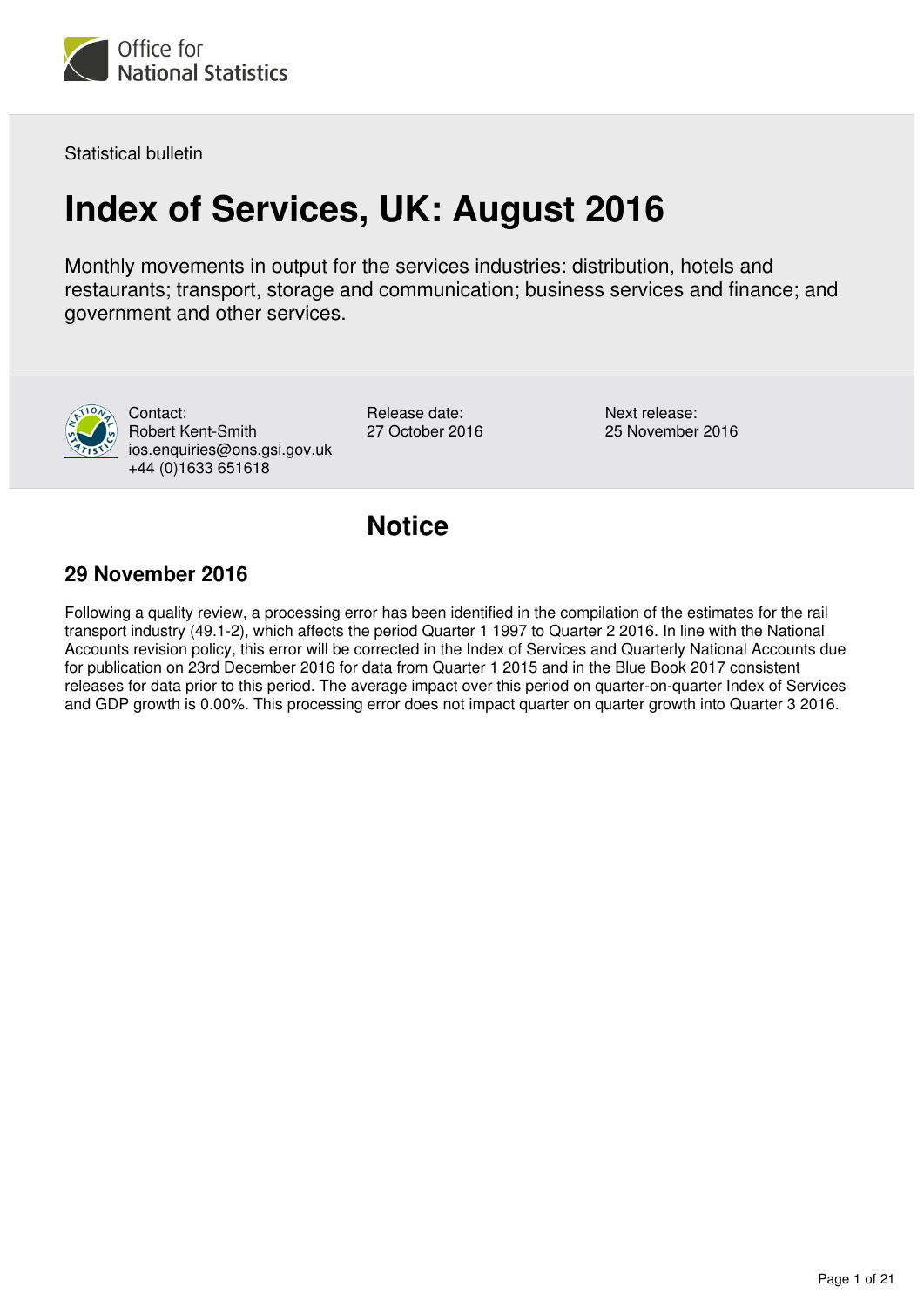Office for National Statistics

Statistical bulletin

# Index of Services, UK: August 2016

Monthly movements in output for the services industries: distribution, hotels and restaurants; transport, storage and communication; business services and finance; and government and other services.

Contact:
Robert Kent-Smith
ios.enquiries@ons.gsi.gov.uk
+44 (0)1633 651618

Release date:
27 October 2016

Next release:
25 November 2016

## Notice

### 29 November 2016

Following a quality review, a processing error has been identified in the compilation of the estimates for the rail transport industry (49.1-2), which affects the period Quarter 1 1997 to Quarter 2 2016. In line with the National Accounts revision policy, this error will be corrected in the Index of Services and Quarterly National Accounts due for publication on 23rd December 2016 for data from Quarter 1 2015 and in the Blue Book 2017 consistent releases for data prior to this period. The average impact over this period on quarter-on-quarter Index of Services and GDP growth is 0.00%. This processing error does not impact quarter on quarter growth into Quarter 3 2016.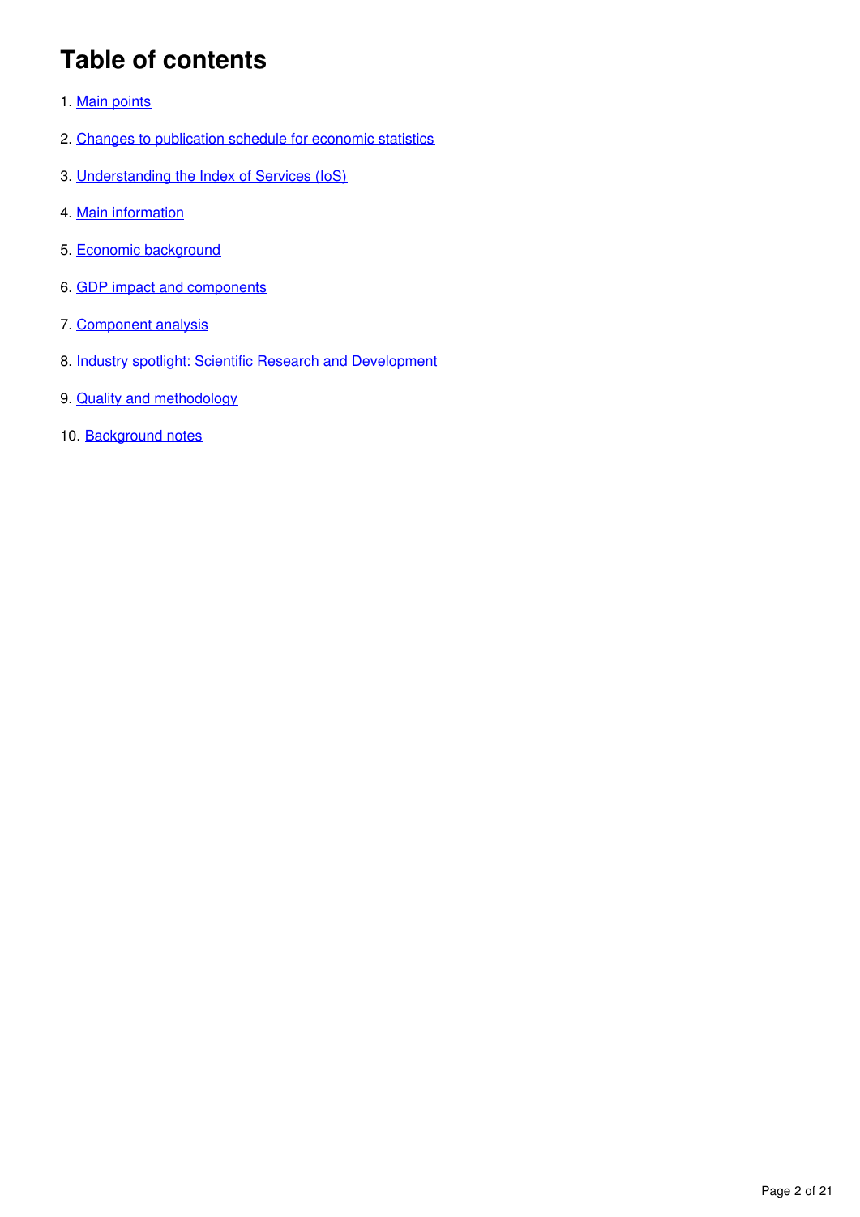# Table of contents

1. Main points
2. Changes to publication schedule for economic statistics
3. Understanding the Index of Services (IoS)
4. Main information
5. Economic background
6. GDP impact and components
7. Component analysis
8. Industry spotlight: Scientific Research and Development
9. Quality and methodology
10. Background notes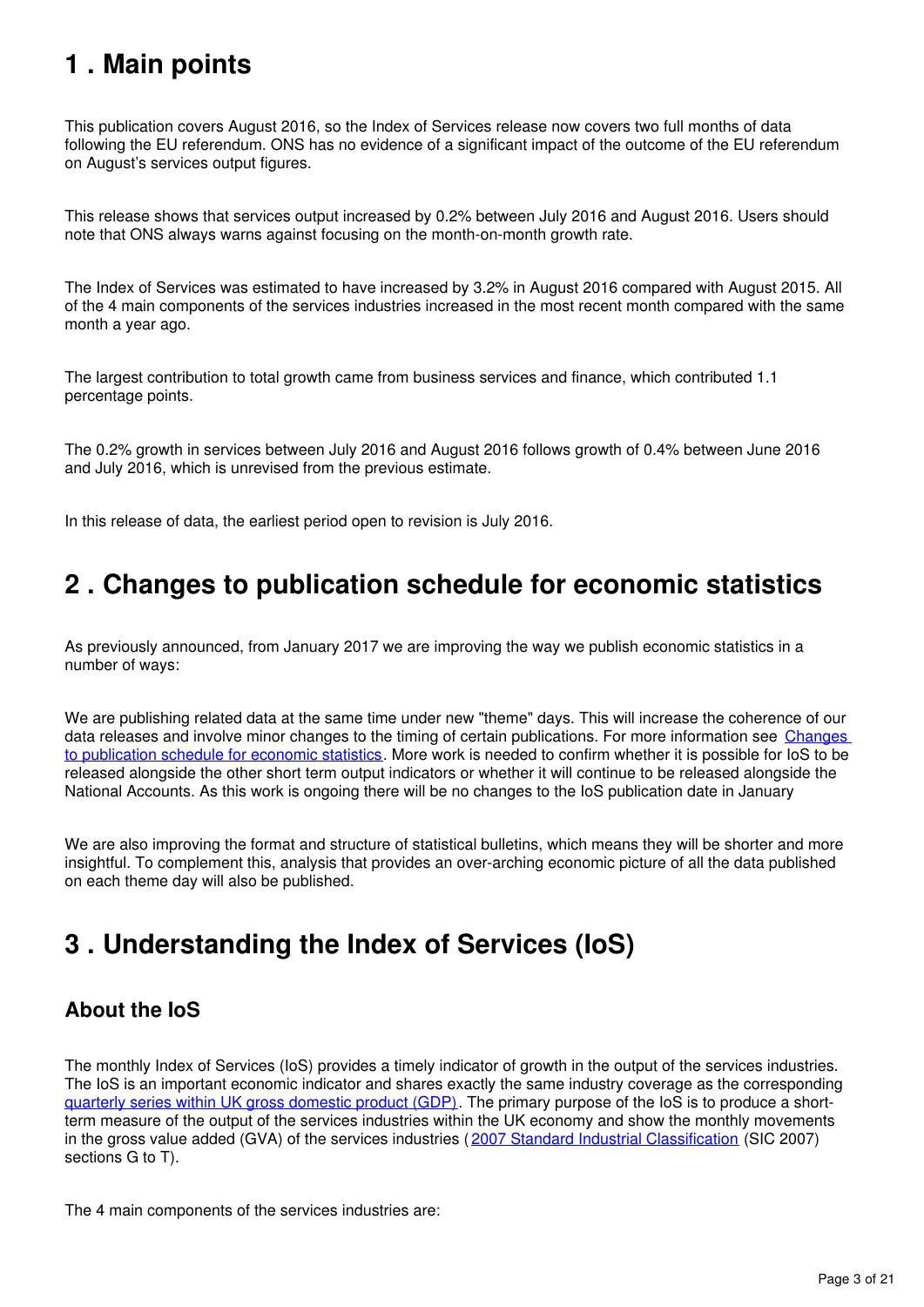# 1 . Main points

This publication covers August 2016, so the Index of Services release now covers two full months of data following the EU referendum. ONS has no evidence of a significant impact of the outcome of the EU referendum on August's services output figures.

This release shows that services output increased by 0.2% between July 2016 and August 2016. Users should note that ONS always warns against focusing on the month-on-month growth rate.

The Index of Services was estimated to have increased by 3.2% in August 2016 compared with August 2015. All of the 4 main components of the services industries increased in the most recent month compared with the same month a year ago.

The largest contribution to total growth came from business services and finance, which contributed 1.1 percentage points.

The 0.2% growth in services between July 2016 and August 2016 follows growth of 0.4% between June 2016 and July 2016, which is unrevised from the previous estimate.

In this release of data, the earliest period open to revision is July 2016.

# 2 . Changes to publication schedule for economic statistics

As previously announced, from January 2017 we are improving the way we publish economic statistics in a number of ways:

We are publishing related data at the same time under new "theme" days. This will increase the coherence of our data releases and involve minor changes to the timing of certain publications. For more information see [Changes to publication schedule for economic statistics](). More work is needed to confirm whether it is possible for IoS to be released alongside the other short term output indicators or whether it will continue to be released alongside the National Accounts. As this work is ongoing there will be no changes to the IoS publication date in January

We are also improving the format and structure of statistical bulletins, which means they will be shorter and more insightful. To complement this, analysis that provides an over-arching economic picture of all the data published on each theme day will also be published.

# 3 . Understanding the Index of Services (IoS)

## About the IoS

The monthly Index of Services (IoS) provides a timely indicator of growth in the output of the services industries. The IoS is an important economic indicator and shares exactly the same industry coverage as the corresponding [quarterly series within UK gross domestic product (GDP)](). The primary purpose of the IoS is to produce a short-term measure of the output of the services industries within the UK economy and show the monthly movements in the gross value added (GVA) of the services industries ([2007 Standard Industrial Classification]() (SIC 2007) sections G to T).

The 4 main components of the services industries are: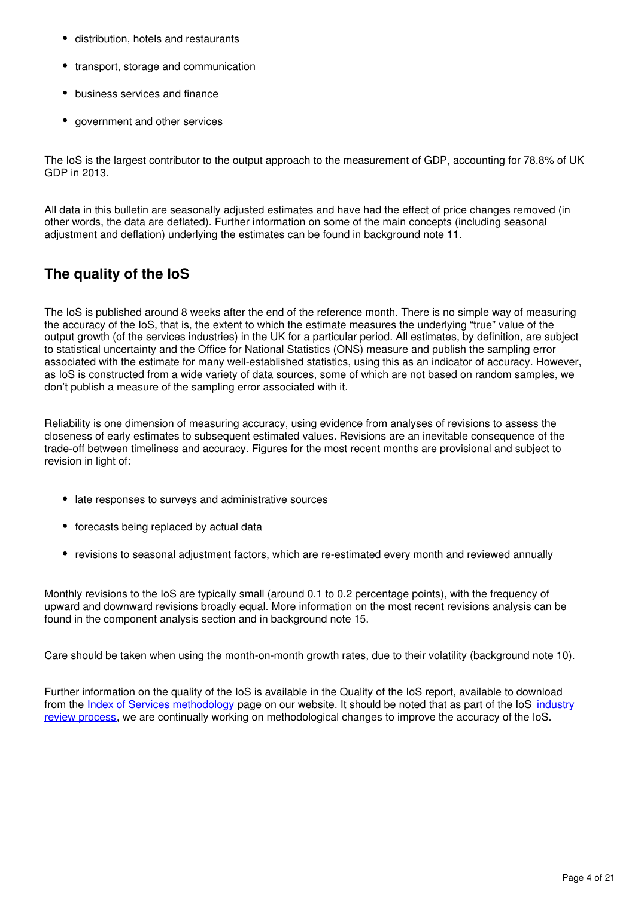- distribution, hotels and restaurants
- transport, storage and communication
- business services and finance
- government and other services

The IoS is the largest contributor to the output approach to the measurement of GDP, accounting for 78.8% of UK GDP in 2013.

All data in this bulletin are seasonally adjusted estimates and have had the effect of price changes removed (in other words, the data are deflated). Further information on some of the main concepts (including seasonal adjustment and deflation) underlying the estimates can be found in background note 11.

## The quality of the IoS

The IoS is published around 8 weeks after the end of the reference month. There is no simple way of measuring the accuracy of the IoS, that is, the extent to which the estimate measures the underlying "true" value of the output growth (of the services industries) in the UK for a particular period. All estimates, by definition, are subject to statistical uncertainty and the Office for National Statistics (ONS) measure and publish the sampling error associated with the estimate for many well-established statistics, using this as an indicator of accuracy. However, as IoS is constructed from a wide variety of data sources, some of which are not based on random samples, we don't publish a measure of the sampling error associated with it.

Reliability is one dimension of measuring accuracy, using evidence from analyses of revisions to assess the closeness of early estimates to subsequent estimated values. Revisions are an inevitable consequence of the trade-off between timeliness and accuracy. Figures for the most recent months are provisional and subject to revision in light of:

- late responses to surveys and administrative sources
- forecasts being replaced by actual data
- revisions to seasonal adjustment factors, which are re-estimated every month and reviewed annually

Monthly revisions to the IoS are typically small (around 0.1 to 0.2 percentage points), with the frequency of upward and downward revisions broadly equal. More information on the most recent revisions analysis can be found in the component analysis section and in background note 15.

Care should be taken when using the month-on-month growth rates, due to their volatility (background note 10).

Further information on the quality of the IoS is available in the Quality of the IoS report, available to download from the Index of Services methodology page on our website. It should be noted that as part of the IoS industry review process, we are continually working on methodological changes to improve the accuracy of the IoS.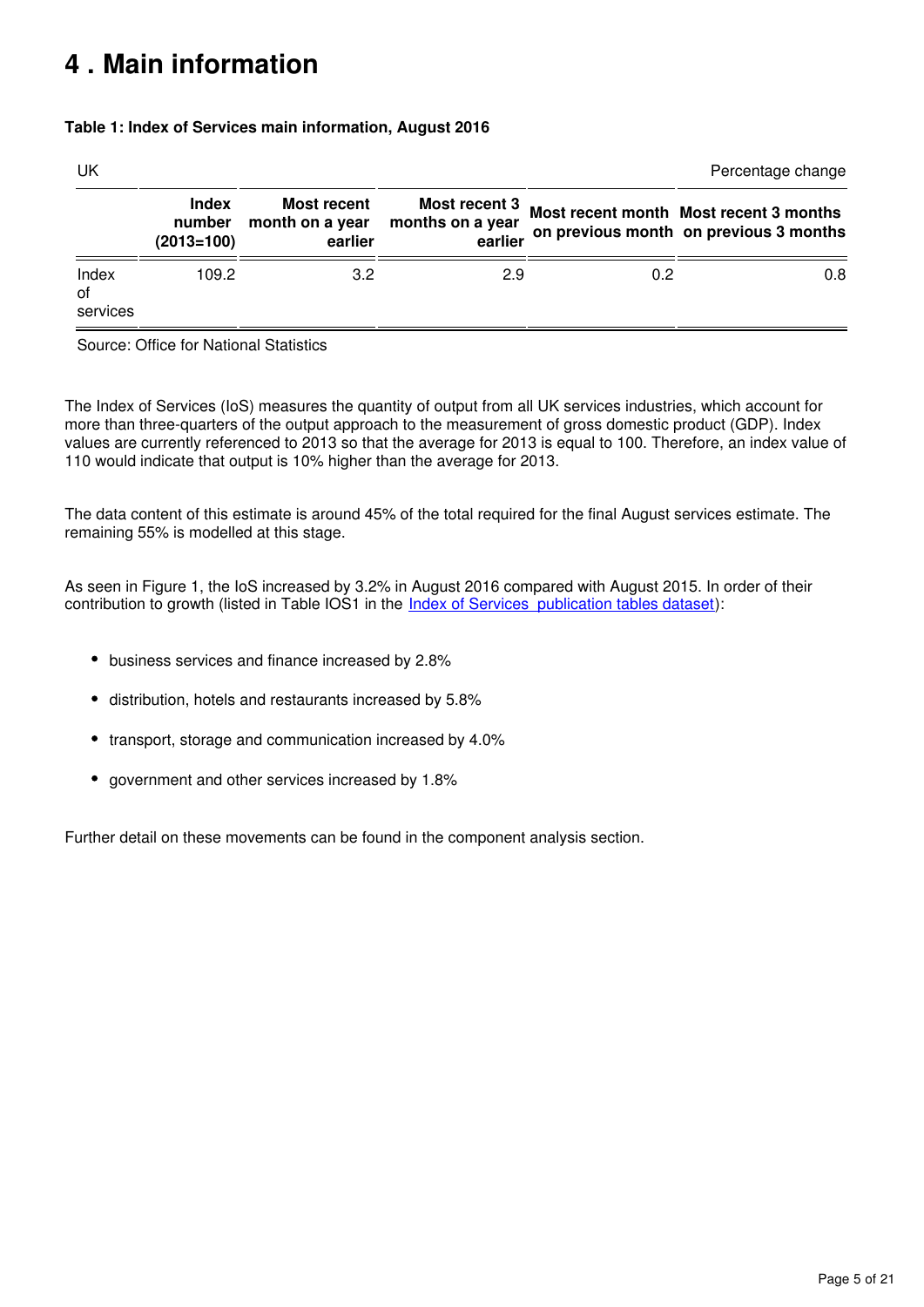# 4 . Main information

**Table 1: Index of Services main information, August 2016**

| UK | | | | | Percentage change |
|---|---|---|---|---|---|
| | **Index number (2013=100)** | **Most recent month on a year earlier** | **Most recent 3 months on a year earlier** | **Most recent month on previous month** | **Most recent 3 months on previous 3 months** |
| Index of services | 109.2 | 3.2 | 2.9 | 0.2 | 0.8 |

Source: Office for National Statistics

The Index of Services (IoS) measures the quantity of output from all UK services industries, which account for more than three-quarters of the output approach to the measurement of gross domestic product (GDP). Index values are currently referenced to 2013 so that the average for 2013 is equal to 100. Therefore, an index value of 110 would indicate that output is 10% higher than the average for 2013.

The data content of this estimate is around 45% of the total required for the final August services estimate. The remaining 55% is modelled at this stage.

As seen in Figure 1, the IoS increased by 3.2% in August 2016 compared with August 2015. In order of their contribution to growth (listed in Table IOS1 in the Index of Services publication tables dataset):

- business services and finance increased by 2.8%
- distribution, hotels and restaurants increased by 5.8%
- transport, storage and communication increased by 4.0%
- government and other services increased by 1.8%

Further detail on these movements can be found in the component analysis section.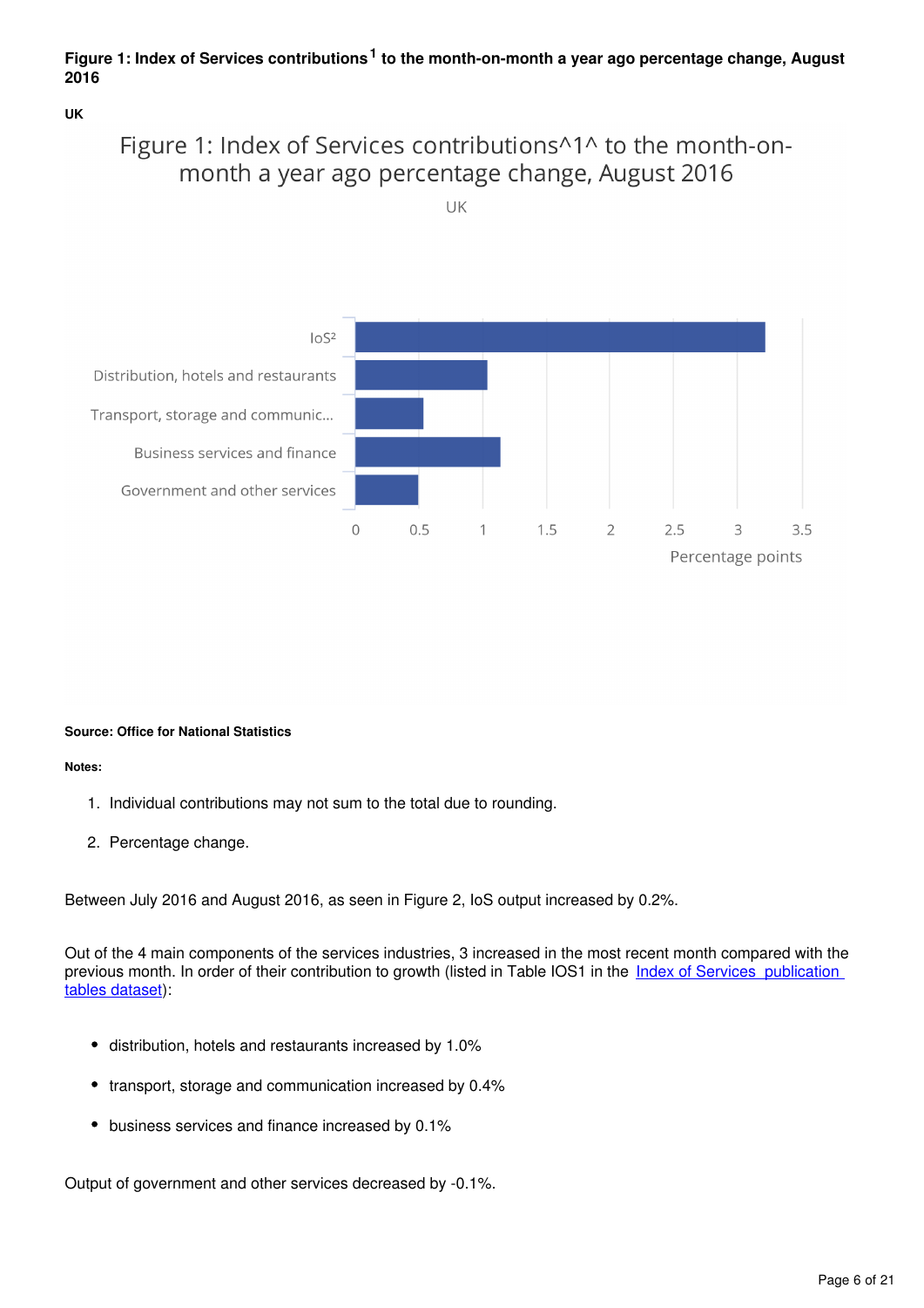**Figure 1: Index of Services contributions[1] to the month-on-month a year ago percentage change, August 2016**

**UK**

Figure 1: Index of Services contributions^1^ to the month-on-month a year ago percentage change, August 2016

UK

| Category | Percentage points |
|---|---|
| IoS[2] | ~3.2 |
| Distribution, hotels and restaurants | ~1.05 |
| Transport, storage and communic... | ~0.55 |
| Business services and finance | ~1.15 |
| Government and other services | ~0.5 |

**Source: Office for National Statistics**

**Notes:**

1. Individual contributions may not sum to the total due to rounding.
2. Percentage change.

Between July 2016 and August 2016, as seen in Figure 2, IoS output increased by 0.2%.

Out of the 4 main components of the services industries, 3 increased in the most recent month compared with the previous month. In order of their contribution to growth (listed in Table IOS1 in the [Index of Services publication tables dataset](#)):

- distribution, hotels and restaurants increased by 1.0%
- transport, storage and communication increased by 0.4%
- business services and finance increased by 0.1%

Output of government and other services decreased by -0.1%.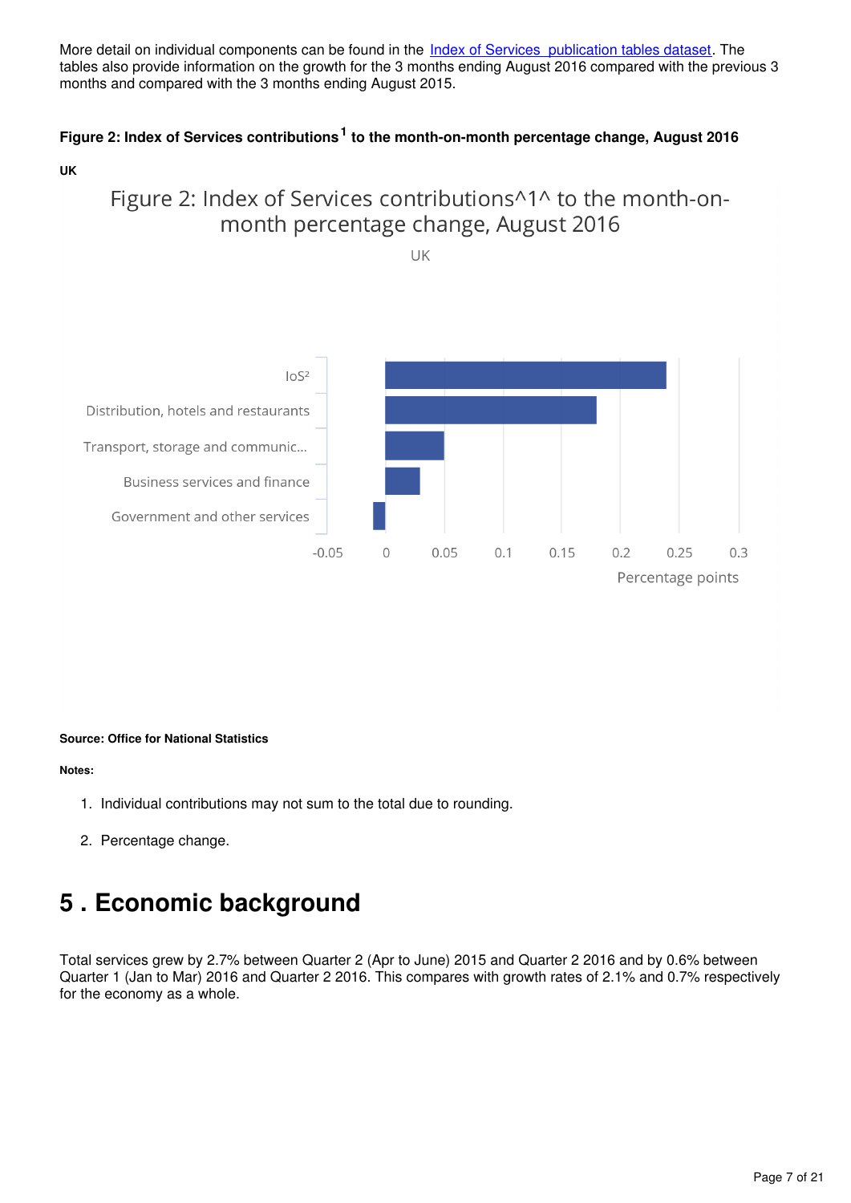More detail on individual components can be found in the [Index of Services publication tables dataset](). The tables also provide information on the growth for the 3 months ending August 2016 compared with the previous 3 months and compared with the 3 months ending August 2015.

#### Figure 2: Index of Services contributions[1] to the month-on-month percentage change, August 2016

**UK**

Figure 2: Index of Services contributions^1^ to the month-on-month percentage change, August 2016

UK

| Category | Percentage points |
|---|---|
| IoS² | 0.24 |
| Distribution, hotels and restaurants | 0.18 |
| Transport, storage and communic... | 0.05 |
| Business services and finance | 0.03 |
| Government and other services | -0.01 |

**Source: Office for National Statistics**

**Notes:**

1. Individual contributions may not sum to the total due to rounding.
2. Percentage change.

## 5 . Economic background

Total services grew by 2.7% between Quarter 2 (Apr to June) 2015 and Quarter 2 2016 and by 0.6% between Quarter 1 (Jan to Mar) 2016 and Quarter 2 2016. This compares with growth rates of 2.1% and 0.7% respectively for the economy as a whole.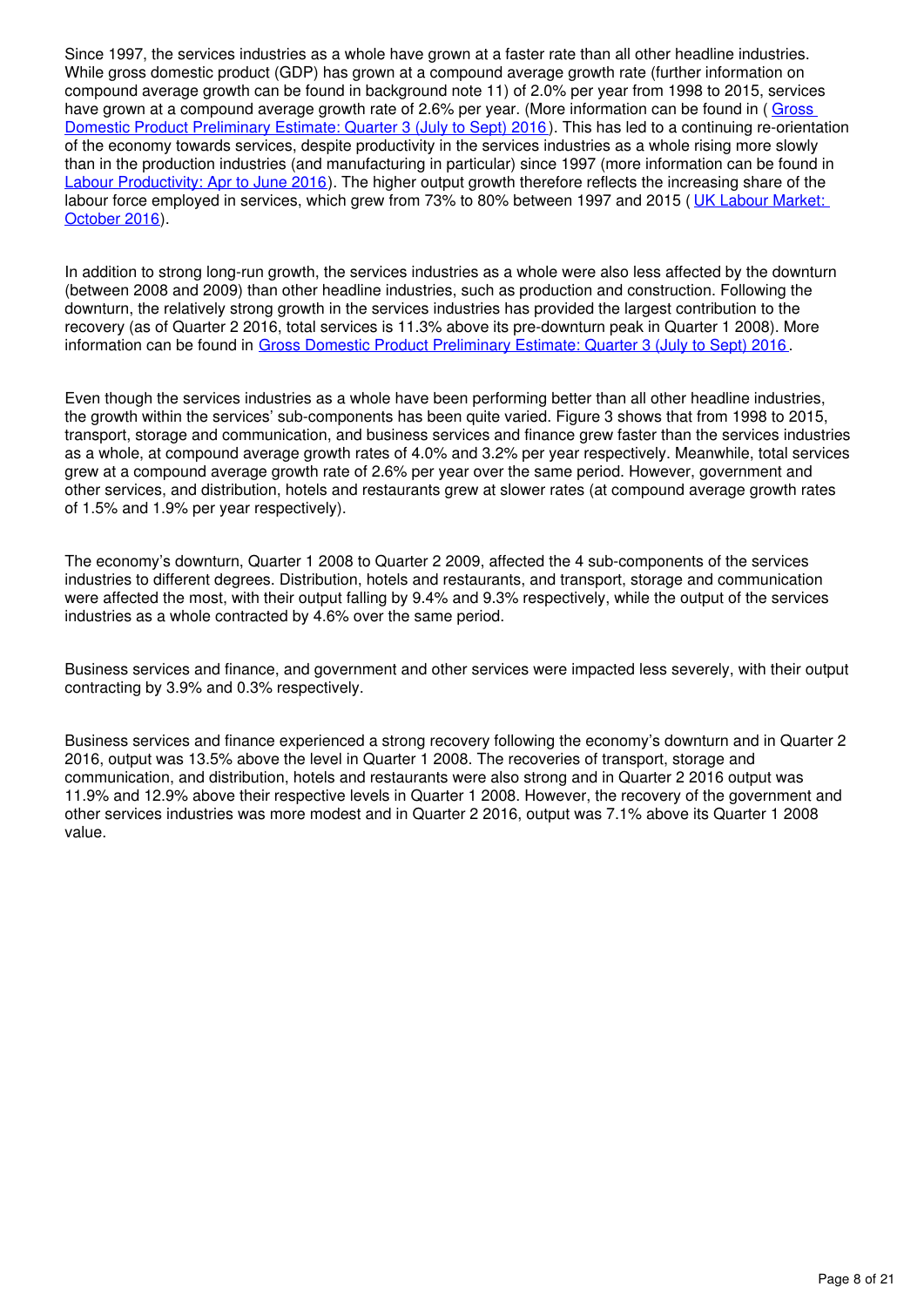Since 1997, the services industries as a whole have grown at a faster rate than all other headline industries. While gross domestic product (GDP) has grown at a compound average growth rate (further information on compound average growth can be found in background note 11) of 2.0% per year from 1998 to 2015, services have grown at a compound average growth rate of 2.6% per year. (More information can be found in ( [Gross Domestic Product Preliminary Estimate: Quarter 3 (July to Sept) 2016](#) ). This has led to a continuing re-orientation of the economy towards services, despite productivity in the services industries as a whole rising more slowly than in the production industries (and manufacturing in particular) since 1997 (more information can be found in [Labour Productivity: Apr to June 2016](#)). The higher output growth therefore reflects the increasing share of the labour force employed in services, which grew from 73% to 80% between 1997 and 2015 ( [UK Labour Market: October 2016](#)).

In addition to strong long-run growth, the services industries as a whole were also less affected by the downturn (between 2008 and 2009) than other headline industries, such as production and construction. Following the downturn, the relatively strong growth in the services industries has provided the largest contribution to the recovery (as of Quarter 2 2016, total services is 11.3% above its pre-downturn peak in Quarter 1 2008). More information can be found in [Gross Domestic Product Preliminary Estimate: Quarter 3 (July to Sept) 2016](#).

Even though the services industries as a whole have been performing better than all other headline industries, the growth within the services' sub-components has been quite varied. Figure 3 shows that from 1998 to 2015, transport, storage and communication, and business services and finance grew faster than the services industries as a whole, at compound average growth rates of 4.0% and 3.2% per year respectively. Meanwhile, total services grew at a compound average growth rate of 2.6% per year over the same period. However, government and other services, and distribution, hotels and restaurants grew at slower rates (at compound average growth rates of 1.5% and 1.9% per year respectively).

The economy's downturn, Quarter 1 2008 to Quarter 2 2009, affected the 4 sub-components of the services industries to different degrees. Distribution, hotels and restaurants, and transport, storage and communication were affected the most, with their output falling by 9.4% and 9.3% respectively, while the output of the services industries as a whole contracted by 4.6% over the same period.

Business services and finance, and government and other services were impacted less severely, with their output contracting by 3.9% and 0.3% respectively.

Business services and finance experienced a strong recovery following the economy's downturn and in Quarter 2 2016, output was 13.5% above the level in Quarter 1 2008. The recoveries of transport, storage and communication, and distribution, hotels and restaurants were also strong and in Quarter 2 2016 output was 11.9% and 12.9% above their respective levels in Quarter 1 2008. However, the recovery of the government and other services industries was more modest and in Quarter 2 2016, output was 7.1% above its Quarter 1 2008 value.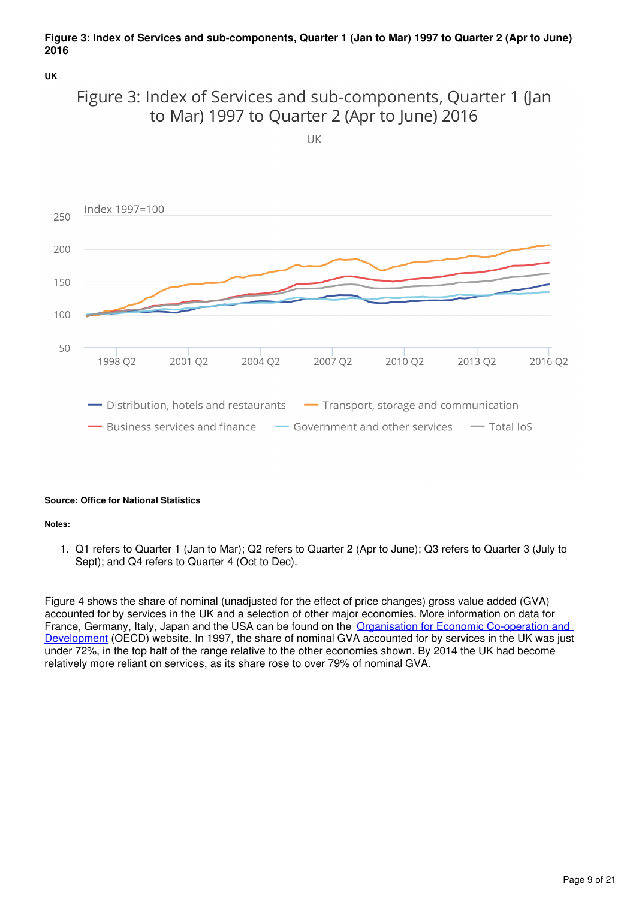**Figure 3: Index of Services and sub-components, Quarter 1 (Jan to Mar) 1997 to Quarter 2 (Apr to June) 2016**

**UK**

**Source: Office for National Statistics**

**Notes:**

1. Q1 refers to Quarter 1 (Jan to Mar); Q2 refers to Quarter 2 (Apr to June); Q3 refers to Quarter 3 (July to Sept); and Q4 refers to Quarter 4 (Oct to Dec).

Figure 4 shows the share of nominal (unadjusted for the effect of price changes) gross value added (GVA) accounted for by services in the UK and a selection of other major economies. More information on data for France, Germany, Italy, Japan and the USA can be found on the [Organisation for Economic Co-operation and Development](#) (OECD) website. In 1997, the share of nominal GVA accounted for by services in the UK was just under 72%, in the top half of the range relative to the other economies shown. By 2014 the UK had become relatively more reliant on services, as its share rose to over 79% of nominal GVA.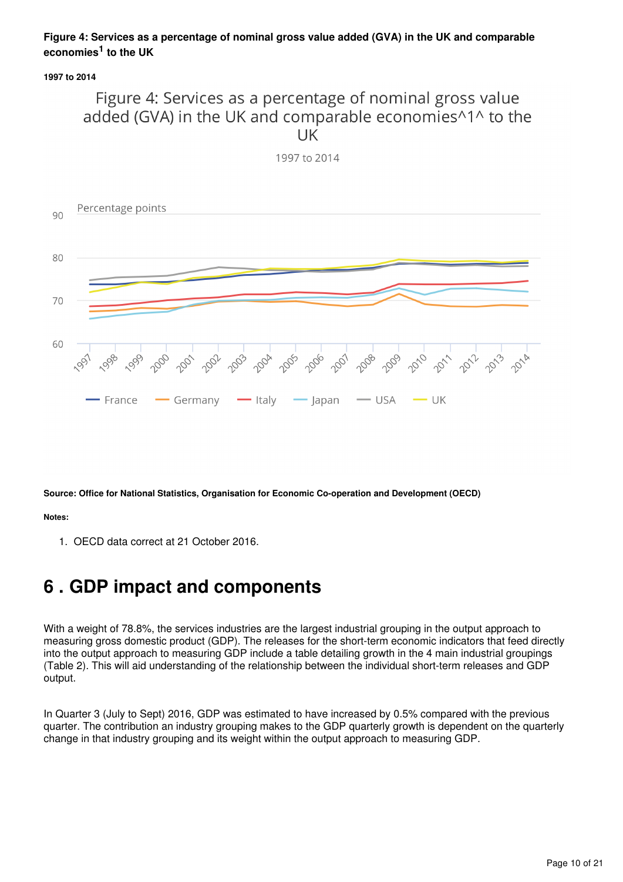**Figure 4: Services as a percentage of nominal gross value added (GVA) in the UK and comparable economies[1] to the UK**

**1997 to 2014**

Figure 4: Services as a percentage of nominal gross value added (GVA) in the UK and comparable economies^1^ to the UK

1997 to 2014

Percentage points

90

80

70

60

1997 1998 1999 2000 2001 2002 2003 2004 2005 2006 2007 2008 2009 2010 2011 2012 2013 2014

France Germany Italy Japan USA UK

**Source: Office for National Statistics, Organisation for Economic Co-operation and Development (OECD)**

**Notes:**

1. OECD data correct at 21 October 2016.

# 6 . GDP impact and components

With a weight of 78.8%, the services industries are the largest industrial grouping in the output approach to measuring gross domestic product (GDP). The releases for the short-term economic indicators that feed directly into the output approach to measuring GDP include a table detailing growth in the 4 main industrial groupings (Table 2). This will aid understanding of the relationship between the individual short-term releases and GDP output.

In Quarter 3 (July to Sept) 2016, GDP was estimated to have increased by 0.5% compared with the previous quarter. The contribution an industry grouping makes to the GDP quarterly growth is dependent on the quarterly change in that industry grouping and its weight within the output approach to measuring GDP.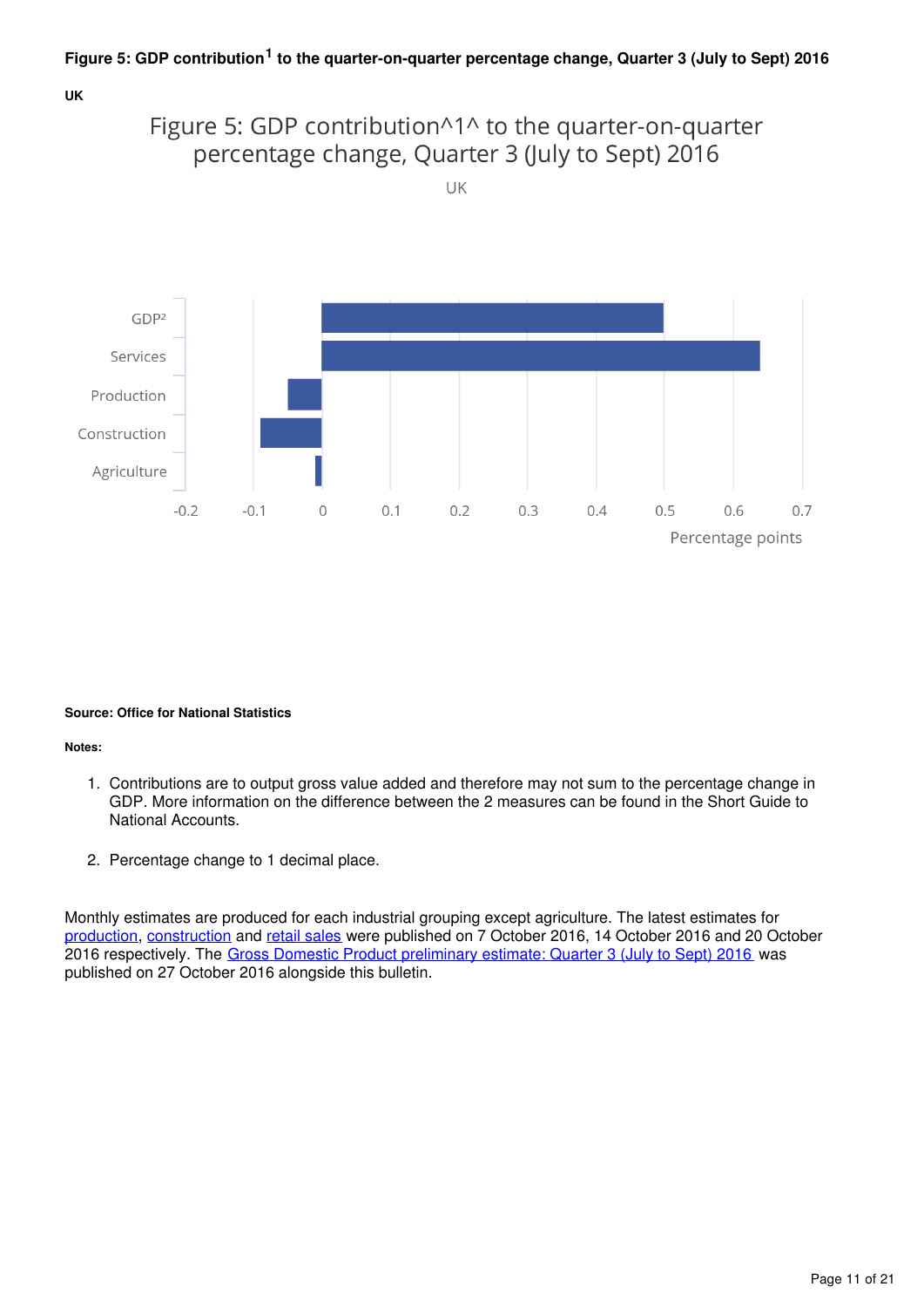#### Figure 5: GDP contribution[1] to the quarter-on-quarter percentage change, Quarter 3 (July to Sept) 2016

**UK**

**Source: Office for National Statistics**

**Notes:**

1. Contributions are to output gross value added and therefore may not sum to the percentage change in GDP. More information on the difference between the 2 measures can be found in the Short Guide to National Accounts.

2. Percentage change to 1 decimal place.

Monthly estimates are produced for each industrial grouping except agriculture. The latest estimates for production, construction and retail sales were published on 7 October 2016, 14 October 2016 and 20 October 2016 respectively. The Gross Domestic Product preliminary estimate: Quarter 3 (July to Sept) 2016 was published on 27 October 2016 alongside this bulletin.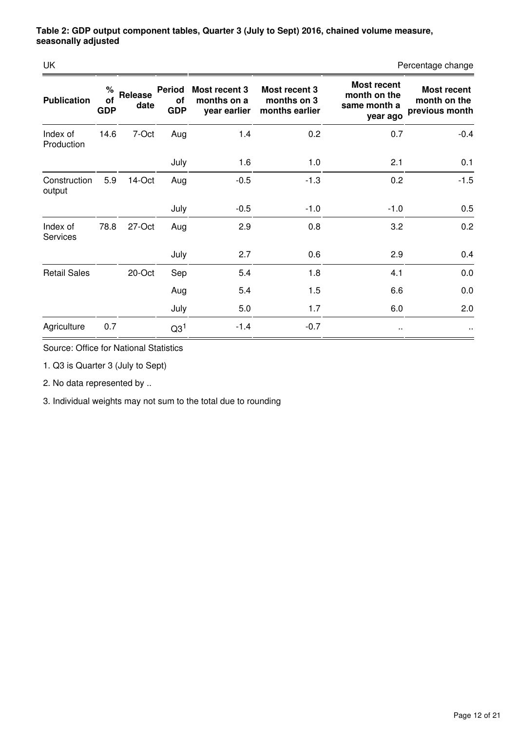**Table 2: GDP output component tables, Quarter 3 (July to Sept) 2016, chained volume measure, seasonally adjusted**

UK — Percentage change

| Publication | % of GDP | Release date | Period of GDP | Most recent 3 months on a year earlier | Most recent 3 months on 3 months earlier | Most recent month on the same month a year ago | Most recent month on the previous month |
|---|---|---|---|---|---|---|---|
| Index of Production | 14.6 | 7-Oct | Aug | 1.4 | 0.2 | 0.7 | -0.4 |
| | | | July | 1.6 | 1.0 | 2.1 | 0.1 |
| Construction output | 5.9 | 14-Oct | Aug | -0.5 | -1.3 | 0.2 | -1.5 |
| | | | July | -0.5 | -1.0 | -1.0 | 0.5 |
| Index of Services | 78.8 | 27-Oct | Aug | 2.9 | 0.8 | 3.2 | 0.2 |
| | | | July | 2.7 | 0.6 | 2.9 | 0.4 |
| Retail Sales | | 20-Oct | Sep | 5.4 | 1.8 | 4.1 | 0.0 |
| | | | Aug | 5.4 | 1.5 | 6.6 | 0.0 |
| | | | July | 5.0 | 1.7 | 6.0 | 2.0 |
| Agriculture | 0.7 | | Q3[1] | -1.4 | -0.7 | .. | .. |

Source: Office for National Statistics

1. Q3 is Quarter 3 (July to Sept)

2. No data represented by ..

3. Individual weights may not sum to the total due to rounding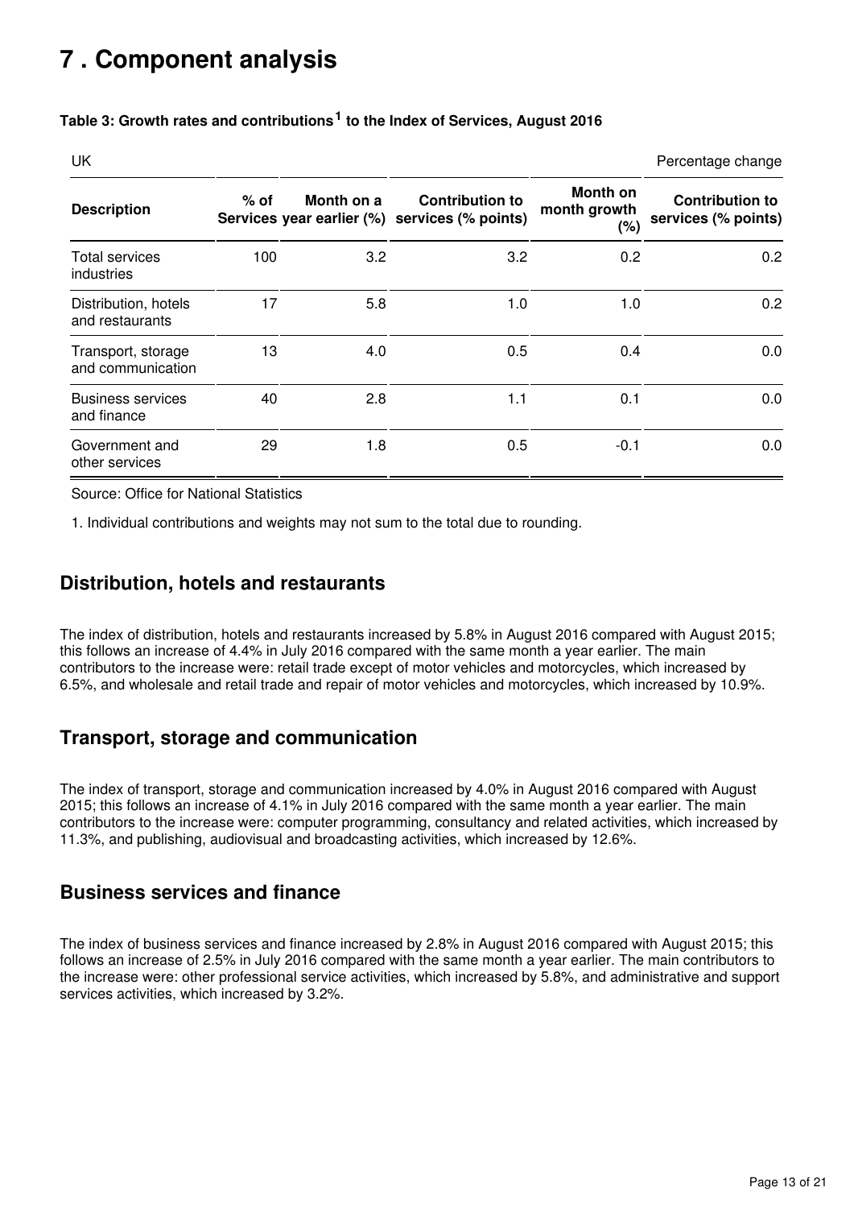# 7 . Component analysis

**Table 3: Growth rates and contributions[1] to the Index of Services, August 2016**

| UK | | | | | Percentage change |
|---|---|---|---|---|---|
| **Description** | **% of Services** | **Month on a year earlier (%)** | **Contribution to services (% points)** | **Month on month growth (%)** | **Contribution to services (% points)** |
| Total services industries | 100 | 3.2 | 3.2 | 0.2 | 0.2 |
| Distribution, hotels and restaurants | 17 | 5.8 | 1.0 | 1.0 | 0.2 |
| Transport, storage and communication | 13 | 4.0 | 0.5 | 0.4 | 0.0 |
| Business services and finance | 40 | 2.8 | 1.1 | 0.1 | 0.0 |
| Government and other services | 29 | 1.8 | 0.5 | -0.1 | 0.0 |

Source: Office for National Statistics

1. Individual contributions and weights may not sum to the total due to rounding.

## Distribution, hotels and restaurants

The index of distribution, hotels and restaurants increased by 5.8% in August 2016 compared with August 2015; this follows an increase of 4.4% in July 2016 compared with the same month a year earlier. The main contributors to the increase were: retail trade except of motor vehicles and motorcycles, which increased by 6.5%, and wholesale and retail trade and repair of motor vehicles and motorcycles, which increased by 10.9%.

## Transport, storage and communication

The index of transport, storage and communication increased by 4.0% in August 2016 compared with August 2015; this follows an increase of 4.1% in July 2016 compared with the same month a year earlier. The main contributors to the increase were: computer programming, consultancy and related activities, which increased by 11.3%, and publishing, audiovisual and broadcasting activities, which increased by 12.6%.

## Business services and finance

The index of business services and finance increased by 2.8% in August 2016 compared with August 2015; this follows an increase of 2.5% in July 2016 compared with the same month a year earlier. The main contributors to the increase were: other professional service activities, which increased by 5.8%, and administrative and support services activities, which increased by 3.2%.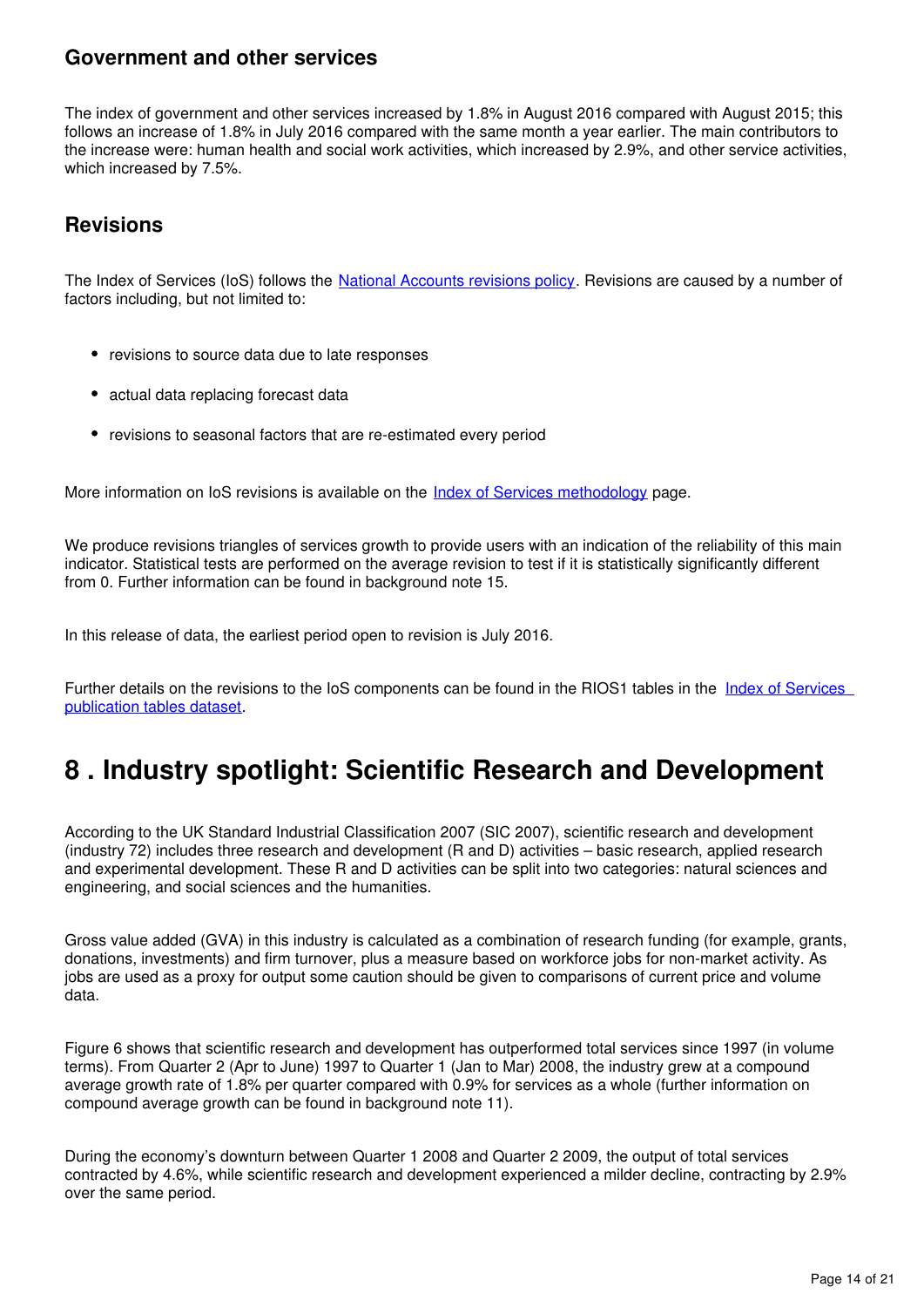### Government and other services

The index of government and other services increased by 1.8% in August 2016 compared with August 2015; this follows an increase of 1.8% in July 2016 compared with the same month a year earlier. The main contributors to the increase were: human health and social work activities, which increased by 2.9%, and other service activities, which increased by 7.5%.

### Revisions

The Index of Services (IoS) follows the [National Accounts revisions policy](). Revisions are caused by a number of factors including, but not limited to:

- revisions to source data due to late responses
- actual data replacing forecast data
- revisions to seasonal factors that are re-estimated every period

More information on IoS revisions is available on the [Index of Services methodology]() page.

We produce revisions triangles of services growth to provide users with an indication of the reliability of this main indicator. Statistical tests are performed on the average revision to test if it is statistically significantly different from 0. Further information can be found in background note 15.

In this release of data, the earliest period open to revision is July 2016.

Further details on the revisions to the IoS components can be found in the RIOS1 tables in the [Index of Services publication tables dataset]().

## 8 . Industry spotlight: Scientific Research and Development

According to the UK Standard Industrial Classification 2007 (SIC 2007), scientific research and development (industry 72) includes three research and development (R and D) activities – basic research, applied research and experimental development. These R and D activities can be split into two categories: natural sciences and engineering, and social sciences and the humanities.

Gross value added (GVA) in this industry is calculated as a combination of research funding (for example, grants, donations, investments) and firm turnover, plus a measure based on workforce jobs for non-market activity. As jobs are used as a proxy for output some caution should be given to comparisons of current price and volume data.

Figure 6 shows that scientific research and development has outperformed total services since 1997 (in volume terms). From Quarter 2 (Apr to June) 1997 to Quarter 1 (Jan to Mar) 2008, the industry grew at a compound average growth rate of 1.8% per quarter compared with 0.9% for services as a whole (further information on compound average growth can be found in background note 11).

During the economy's downturn between Quarter 1 2008 and Quarter 2 2009, the output of total services contracted by 4.6%, while scientific research and development experienced a milder decline, contracting by 2.9% over the same period.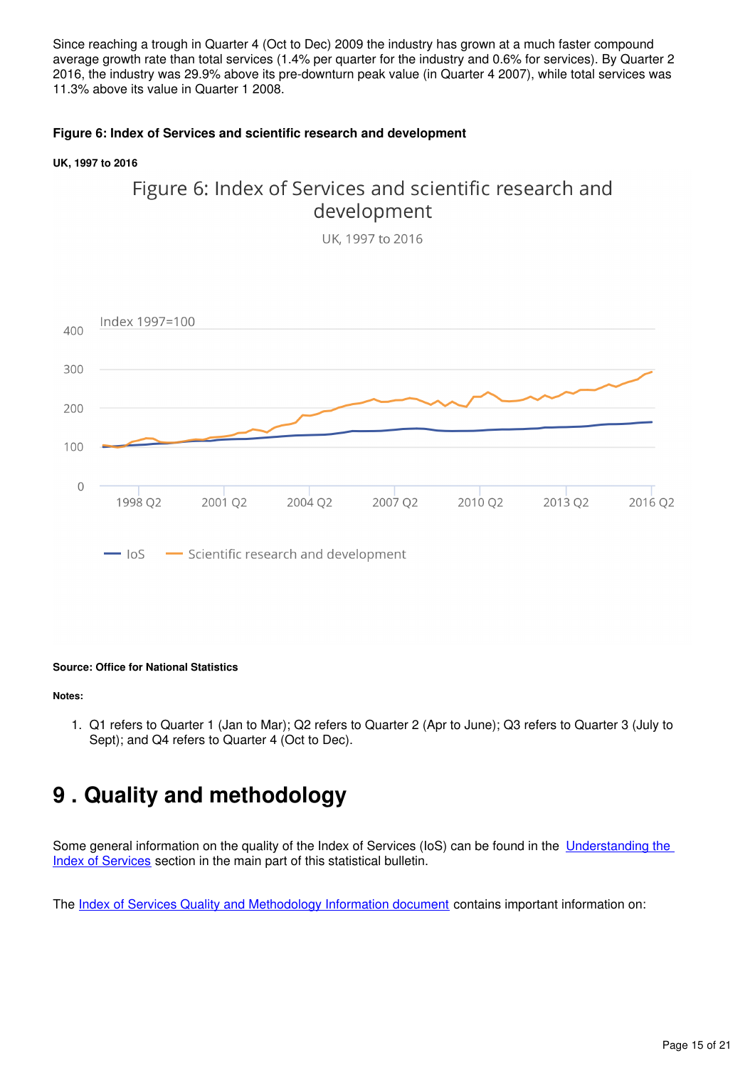Since reaching a trough in Quarter 4 (Oct to Dec) 2009 the industry has grown at a much faster compound average growth rate than total services (1.4% per quarter for the industry and 0.6% for services). By Quarter 2 2016, the industry was 29.9% above its pre-downturn peak value (in Quarter 4 2007), while total services was 11.3% above its value in Quarter 1 2008.

**Figure 6: Index of Services and scientific research and development**

**UK, 1997 to 2016**

**Source: Office for National Statistics**

**Notes:**

1. Q1 refers to Quarter 1 (Jan to Mar); Q2 refers to Quarter 2 (Apr to June); Q3 refers to Quarter 3 (July to Sept); and Q4 refers to Quarter 4 (Oct to Dec).

# 9 . Quality and methodology

Some general information on the quality of the Index of Services (IoS) can be found in the [Understanding the Index of Services] section in the main part of this statistical bulletin.

The [Index of Services Quality and Methodology Information document] contains important information on: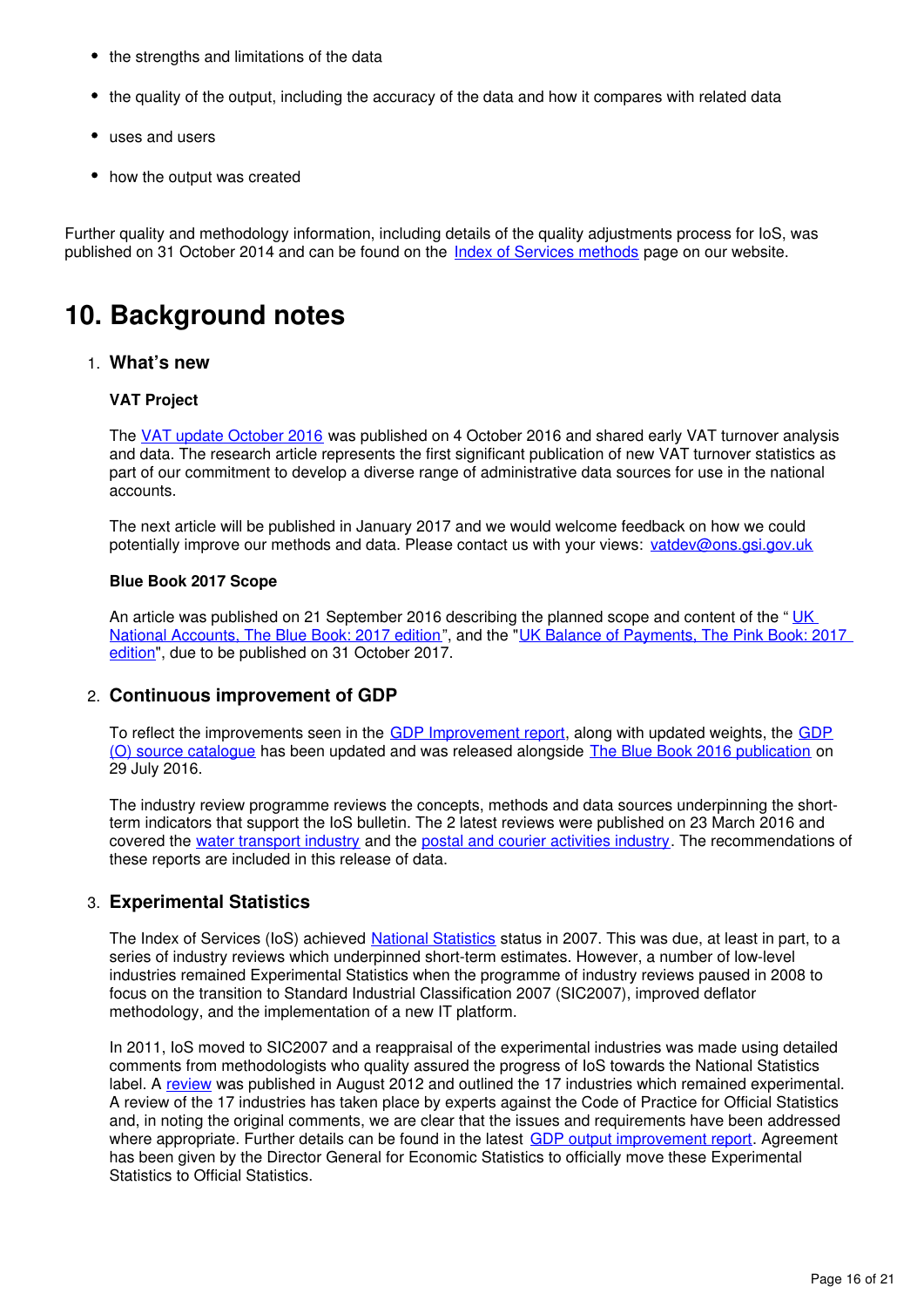- the strengths and limitations of the data
- the quality of the output, including the accuracy of the data and how it compares with related data
- uses and users
- how the output was created

Further quality and methodology information, including details of the quality adjustments process for IoS, was published on 31 October 2014 and can be found on the Index of Services methods page on our website.

# 10. Background notes

1. **What's new**

   **VAT Project**

   The VAT update October 2016 was published on 4 October 2016 and shared early VAT turnover analysis and data. The research article represents the first significant publication of new VAT turnover statistics as part of our commitment to develop a diverse range of administrative data sources for use in the national accounts.

   The next article will be published in January 2017 and we would welcome feedback on how we could potentially improve our methods and data. Please contact us with your views: vatdev@ons.gsi.gov.uk

   **Blue Book 2017 Scope**

   An article was published on 21 September 2016 describing the planned scope and content of the " UK National Accounts, The Blue Book: 2017 edition", and the "UK Balance of Payments, The Pink Book: 2017 edition", due to be published on 31 October 2017.

2. **Continuous improvement of GDP**

   To reflect the improvements seen in the GDP Improvement report, along with updated weights, the GDP (O) source catalogue has been updated and was released alongside The Blue Book 2016 publication on 29 July 2016.

   The industry review programme reviews the concepts, methods and data sources underpinning the short-term indicators that support the IoS bulletin. The 2 latest reviews were published on 23 March 2016 and covered the water transport industry and the postal and courier activities industry. The recommendations of these reports are included in this release of data.

3. **Experimental Statistics**

   The Index of Services (IoS) achieved National Statistics status in 2007. This was due, at least in part, to a series of industry reviews which underpinned short-term estimates. However, a number of low-level industries remained Experimental Statistics when the programme of industry reviews paused in 2008 to focus on the transition to Standard Industrial Classification 2007 (SIC2007), improved deflator methodology, and the implementation of a new IT platform.

   In 2011, IoS moved to SIC2007 and a reappraisal of the experimental industries was made using detailed comments from methodologists who quality assured the progress of IoS towards the National Statistics label. A review was published in August 2012 and outlined the 17 industries which remained experimental. A review of the 17 industries has taken place by experts against the Code of Practice for Official Statistics and, in noting the original comments, we are clear that the issues and requirements have been addressed where appropriate. Further details can be found in the latest GDP output improvement report. Agreement has been given by the Director General for Economic Statistics to officially move these Experimental Statistics to Official Statistics.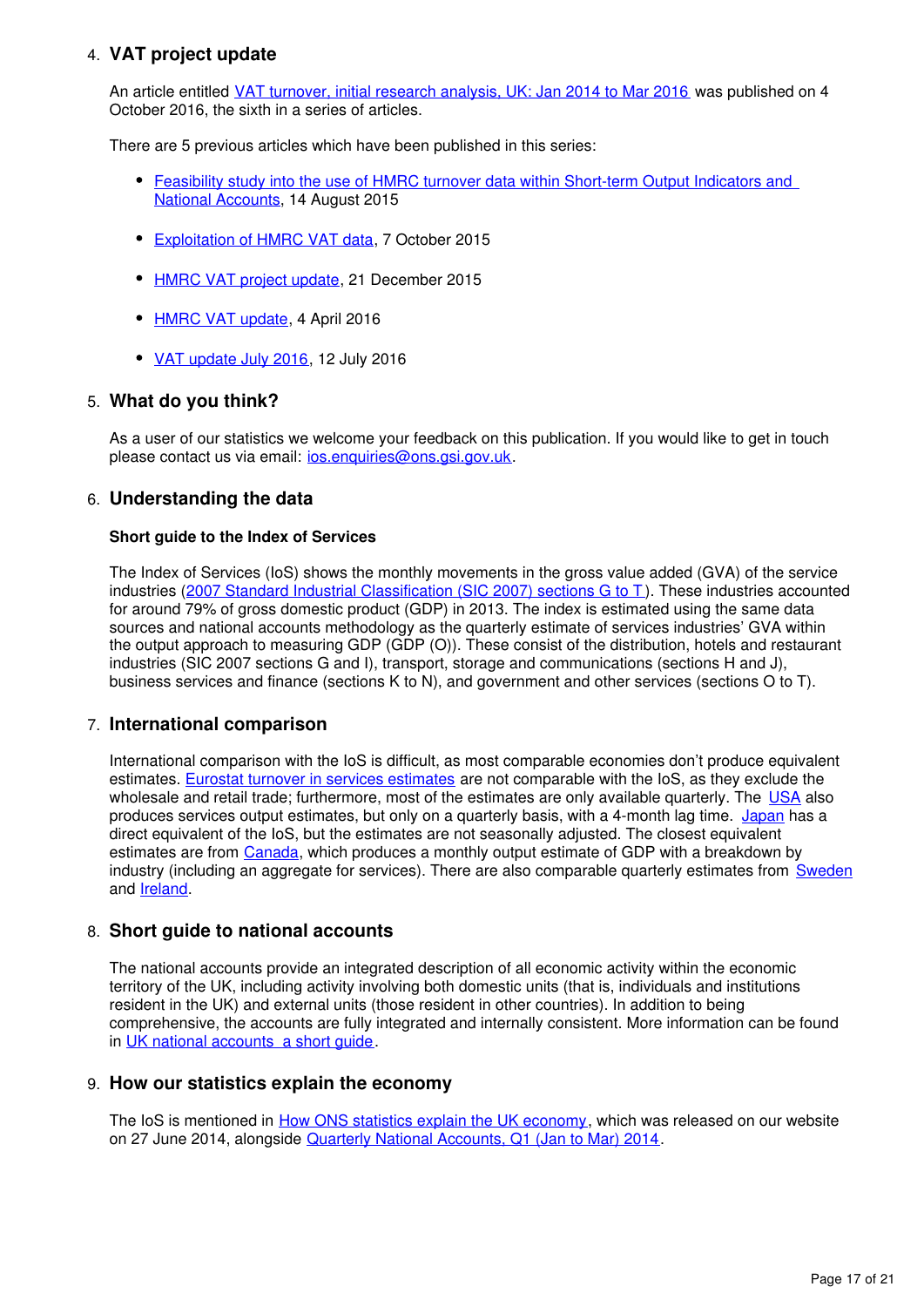## 4. VAT project update

An article entitled VAT turnover, initial research analysis, UK: Jan 2014 to Mar 2016 was published on 4 October 2016, the sixth in a series of articles.

There are 5 previous articles which have been published in this series:

- Feasibility study into the use of HMRC turnover data within Short-term Output Indicators and National Accounts, 14 August 2015
- Exploitation of HMRC VAT data, 7 October 2015
- HMRC VAT project update, 21 December 2015
- HMRC VAT update, 4 April 2016
- VAT update July 2016, 12 July 2016

## 5. What do you think?

As a user of our statistics we welcome your feedback on this publication. If you would like to get in touch please contact us via email: ios.enquiries@ons.gsi.gov.uk.

## 6. Understanding the data

**Short guide to the Index of Services**

The Index of Services (IoS) shows the monthly movements in the gross value added (GVA) of the service industries (2007 Standard Industrial Classification (SIC 2007) sections G to T). These industries accounted for around 79% of gross domestic product (GDP) in 2013. The index is estimated using the same data sources and national accounts methodology as the quarterly estimate of services industries' GVA within the output approach to measuring GDP (GDP (O)). These consist of the distribution, hotels and restaurant industries (SIC 2007 sections G and I), transport, storage and communications (sections H and J), business services and finance (sections K to N), and government and other services (sections O to T).

## 7. International comparison

International comparison with the IoS is difficult, as most comparable economies don't produce equivalent estimates. Eurostat turnover in services estimates are not comparable with the IoS, as they exclude the wholesale and retail trade; furthermore, most of the estimates are only available quarterly. The USA also produces services output estimates, but only on a quarterly basis, with a 4-month lag time. Japan has a direct equivalent of the IoS, but the estimates are not seasonally adjusted. The closest equivalent estimates are from Canada, which produces a monthly output estimate of GDP with a breakdown by industry (including an aggregate for services). There are also comparable quarterly estimates from Sweden and Ireland.

## 8. Short guide to national accounts

The national accounts provide an integrated description of all economic activity within the economic territory of the UK, including activity involving both domestic units (that is, individuals and institutions resident in the UK) and external units (those resident in other countries). In addition to being comprehensive, the accounts are fully integrated and internally consistent. More information can be found in UK national accounts a short guide.

## 9. How our statistics explain the economy

The IoS is mentioned in How ONS statistics explain the UK economy, which was released on our website on 27 June 2014, alongside Quarterly National Accounts, Q1 (Jan to Mar) 2014.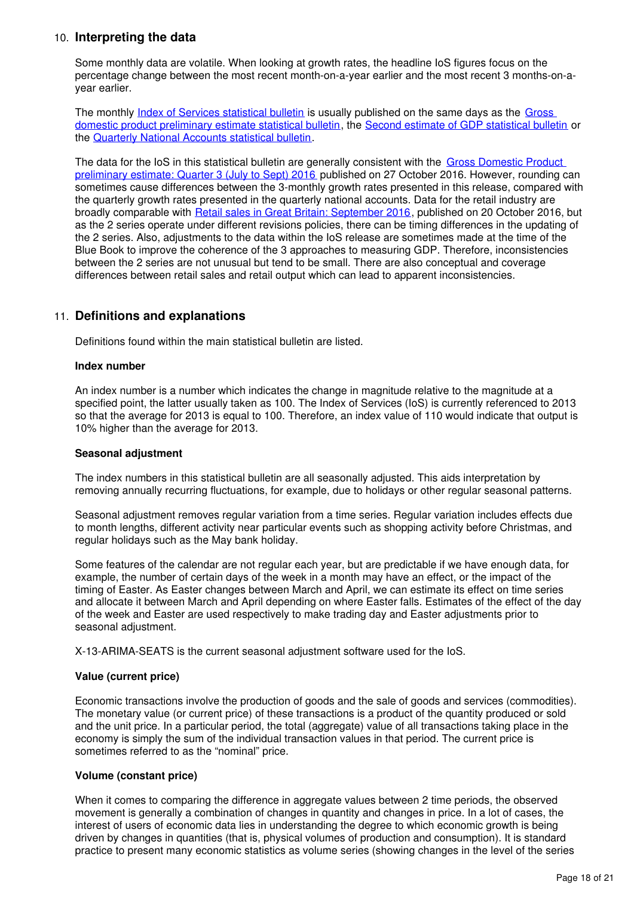## 10. Interpreting the data

Some monthly data are volatile. When looking at growth rates, the headline IoS figures focus on the percentage change between the most recent month-on-a-year earlier and the most recent 3 months-on-a-year earlier.

The monthly Index of Services statistical bulletin is usually published on the same days as the Gross domestic product preliminary estimate statistical bulletin, the Second estimate of GDP statistical bulletin or the Quarterly National Accounts statistical bulletin.

The data for the IoS in this statistical bulletin are generally consistent with the Gross Domestic Product preliminary estimate: Quarter 3 (July to Sept) 2016 published on 27 October 2016. However, rounding can sometimes cause differences between the 3-monthly growth rates presented in this release, compared with the quarterly growth rates presented in the quarterly national accounts. Data for the retail industry are broadly comparable with Retail sales in Great Britain: September 2016, published on 20 October 2016, but as the 2 series operate under different revisions policies, there can be timing differences in the updating of the 2 series. Also, adjustments to the data within the IoS release are sometimes made at the time of the Blue Book to improve the coherence of the 3 approaches to measuring GDP. Therefore, inconsistencies between the 2 series are not unusual but tend to be small. There are also conceptual and coverage differences between retail sales and retail output which can lead to apparent inconsistencies.

## 11. Definitions and explanations

Definitions found within the main statistical bulletin are listed.

### Index number

An index number is a number which indicates the change in magnitude relative to the magnitude at a specified point, the latter usually taken as 100. The Index of Services (IoS) is currently referenced to 2013 so that the average for 2013 is equal to 100. Therefore, an index value of 110 would indicate that output is 10% higher than the average for 2013.

### Seasonal adjustment

The index numbers in this statistical bulletin are all seasonally adjusted. This aids interpretation by removing annually recurring fluctuations, for example, due to holidays or other regular seasonal patterns.

Seasonal adjustment removes regular variation from a time series. Regular variation includes effects due to month lengths, different activity near particular events such as shopping activity before Christmas, and regular holidays such as the May bank holiday.

Some features of the calendar are not regular each year, but are predictable if we have enough data, for example, the number of certain days of the week in a month may have an effect, or the impact of the timing of Easter. As Easter changes between March and April, we can estimate its effect on time series and allocate it between March and April depending on where Easter falls. Estimates of the effect of the day of the week and Easter are used respectively to make trading day and Easter adjustments prior to seasonal adjustment.

X-13-ARIMA-SEATS is the current seasonal adjustment software used for the IoS.

### Value (current price)

Economic transactions involve the production of goods and the sale of goods and services (commodities). The monetary value (or current price) of these transactions is a product of the quantity produced or sold and the unit price. In a particular period, the total (aggregate) value of all transactions taking place in the economy is simply the sum of the individual transaction values in that period. The current price is sometimes referred to as the "nominal" price.

### Volume (constant price)

When it comes to comparing the difference in aggregate values between 2 time periods, the observed movement is generally a combination of changes in quantity and changes in price. In a lot of cases, the interest of users of economic data lies in understanding the degree to which economic growth is being driven by changes in quantities (that is, physical volumes of production and consumption). It is standard practice to present many economic statistics as volume series (showing changes in the level of the series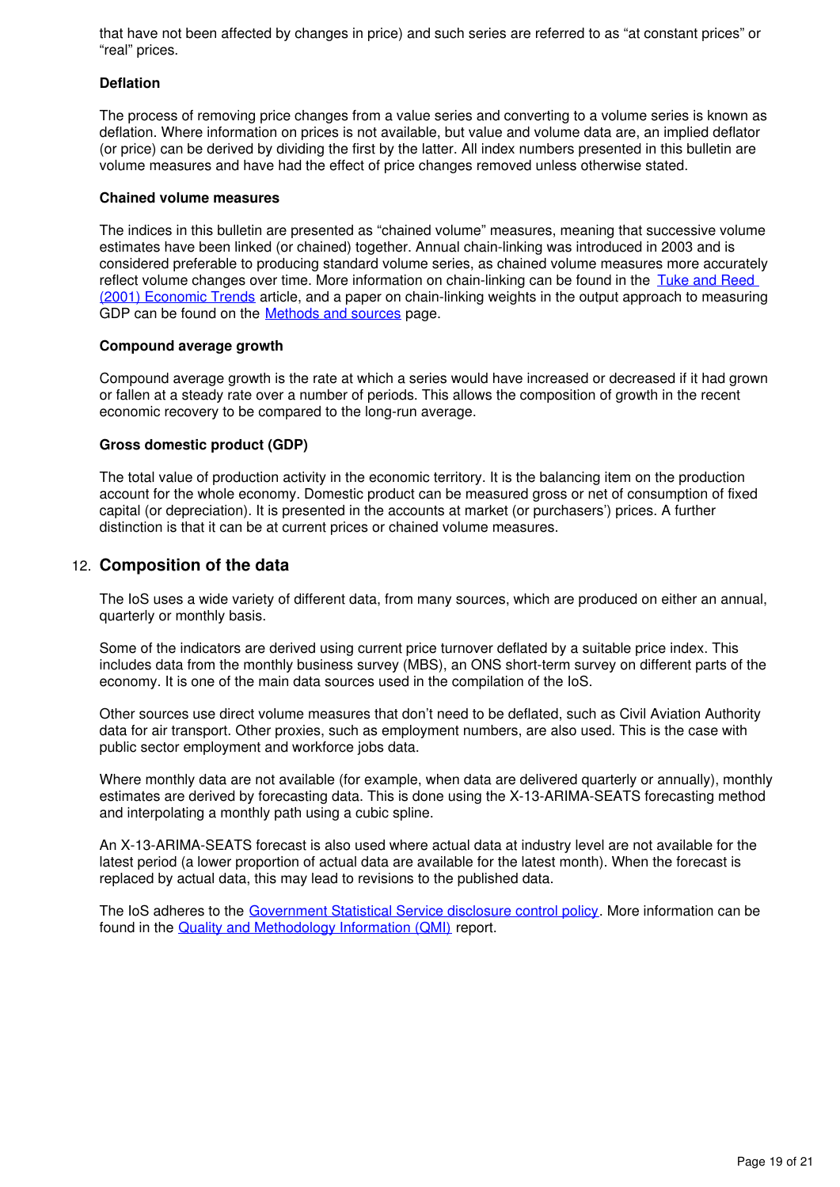that have not been affected by changes in price) and such series are referred to as "at constant prices" or "real" prices.

**Deflation**

The process of removing price changes from a value series and converting to a volume series is known as deflation. Where information on prices is not available, but value and volume data are, an implied deflator (or price) can be derived by dividing the first by the latter. All index numbers presented in this bulletin are volume measures and have had the effect of price changes removed unless otherwise stated.

**Chained volume measures**

The indices in this bulletin are presented as "chained volume" measures, meaning that successive volume estimates have been linked (or chained) together. Annual chain-linking was introduced in 2003 and is considered preferable to producing standard volume series, as chained volume measures more accurately reflect volume changes over time. More information on chain-linking can be found in the Tuke and Reed (2001) Economic Trends article, and a paper on chain-linking weights in the output approach to measuring GDP can be found on the Methods and sources page.

**Compound average growth**

Compound average growth is the rate at which a series would have increased or decreased if it had grown or fallen at a steady rate over a number of periods. This allows the composition of growth in the recent economic recovery to be compared to the long-run average.

**Gross domestic product (GDP)**

The total value of production activity in the economic territory. It is the balancing item on the production account for the whole economy. Domestic product can be measured gross or net of consumption of fixed capital (or depreciation). It is presented in the accounts at market (or purchasers') prices. A further distinction is that it can be at current prices or chained volume measures.

## 12. Composition of the data

The IoS uses a wide variety of different data, from many sources, which are produced on either an annual, quarterly or monthly basis.

Some of the indicators are derived using current price turnover deflated by a suitable price index. This includes data from the monthly business survey (MBS), an ONS short-term survey on different parts of the economy. It is one of the main data sources used in the compilation of the IoS.

Other sources use direct volume measures that don't need to be deflated, such as Civil Aviation Authority data for air transport. Other proxies, such as employment numbers, are also used. This is the case with public sector employment and workforce jobs data.

Where monthly data are not available (for example, when data are delivered quarterly or annually), monthly estimates are derived by forecasting data. This is done using the X-13-ARIMA-SEATS forecasting method and interpolating a monthly path using a cubic spline.

An X-13-ARIMA-SEATS forecast is also used where actual data at industry level are not available for the latest period (a lower proportion of actual data are available for the latest month). When the forecast is replaced by actual data, this may lead to revisions to the published data.

The IoS adheres to the Government Statistical Service disclosure control policy. More information can be found in the Quality and Methodology Information (QMI) report.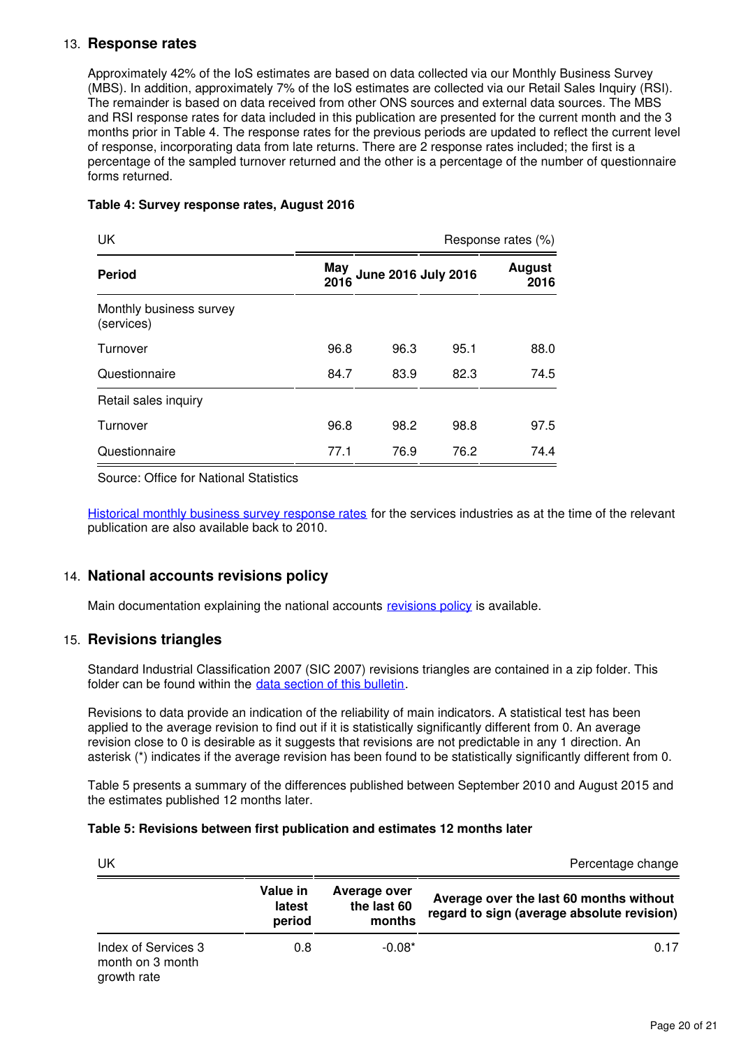## 13. Response rates

Approximately 42% of the IoS estimates are based on data collected via our Monthly Business Survey (MBS). In addition, approximately 7% of the IoS estimates are collected via our Retail Sales Inquiry (RSI). The remainder is based on data received from other ONS sources and external data sources. The MBS and RSI response rates for data included in this publication are presented for the current month and the 3 months prior in Table 4. The response rates for the previous periods are updated to reflect the current level of response, incorporating data from late returns. There are 2 response rates included; the first is a percentage of the sampled turnover returned and the other is a percentage of the number of questionnaire forms returned.

**Table 4: Survey response rates, August 2016**

| UK | | | | Response rates (%) |
|---|---|---|---|---|
| **Period** | **May 2016** | **June 2016** | **July 2016** | **August 2016** |
| Monthly business survey (services) | | | | |
| Turnover | 96.8 | 96.3 | 95.1 | 88.0 |
| Questionnaire | 84.7 | 83.9 | 82.3 | 74.5 |
| Retail sales inquiry | | | | |
| Turnover | 96.8 | 98.2 | 98.8 | 97.5 |
| Questionnaire | 77.1 | 76.9 | 76.2 | 74.4 |

Source: Office for National Statistics

[Historical monthly business survey response rates](#) for the services industries as at the time of the relevant publication are also available back to 2010.

## 14. National accounts revisions policy

Main documentation explaining the national accounts [revisions policy](#) is available.

## 15. Revisions triangles

Standard Industrial Classification 2007 (SIC 2007) revisions triangles are contained in a zip folder. This folder can be found within the [data section of this bulletin](#).

Revisions to data provide an indication of the reliability of main indicators. A statistical test has been applied to the average revision to find out if it is statistically significantly different from 0. An average revision close to 0 is desirable as it suggests that revisions are not predictable in any 1 direction. An asterisk (*) indicates if the average revision has been found to be statistically significantly different from 0.

Table 5 presents a summary of the differences published between September 2010 and August 2015 and the estimates published 12 months later.

**Table 5: Revisions between first publication and estimates 12 months later**

| UK | | | Percentage change |
|---|---|---|---|
| | **Value in latest period** | **Average over the last 60 months** | **Average over the last 60 months without regard to sign (average absolute revision)** |
| Index of Services 3 month on 3 month growth rate | 0.8 | -0.08* | 0.17 |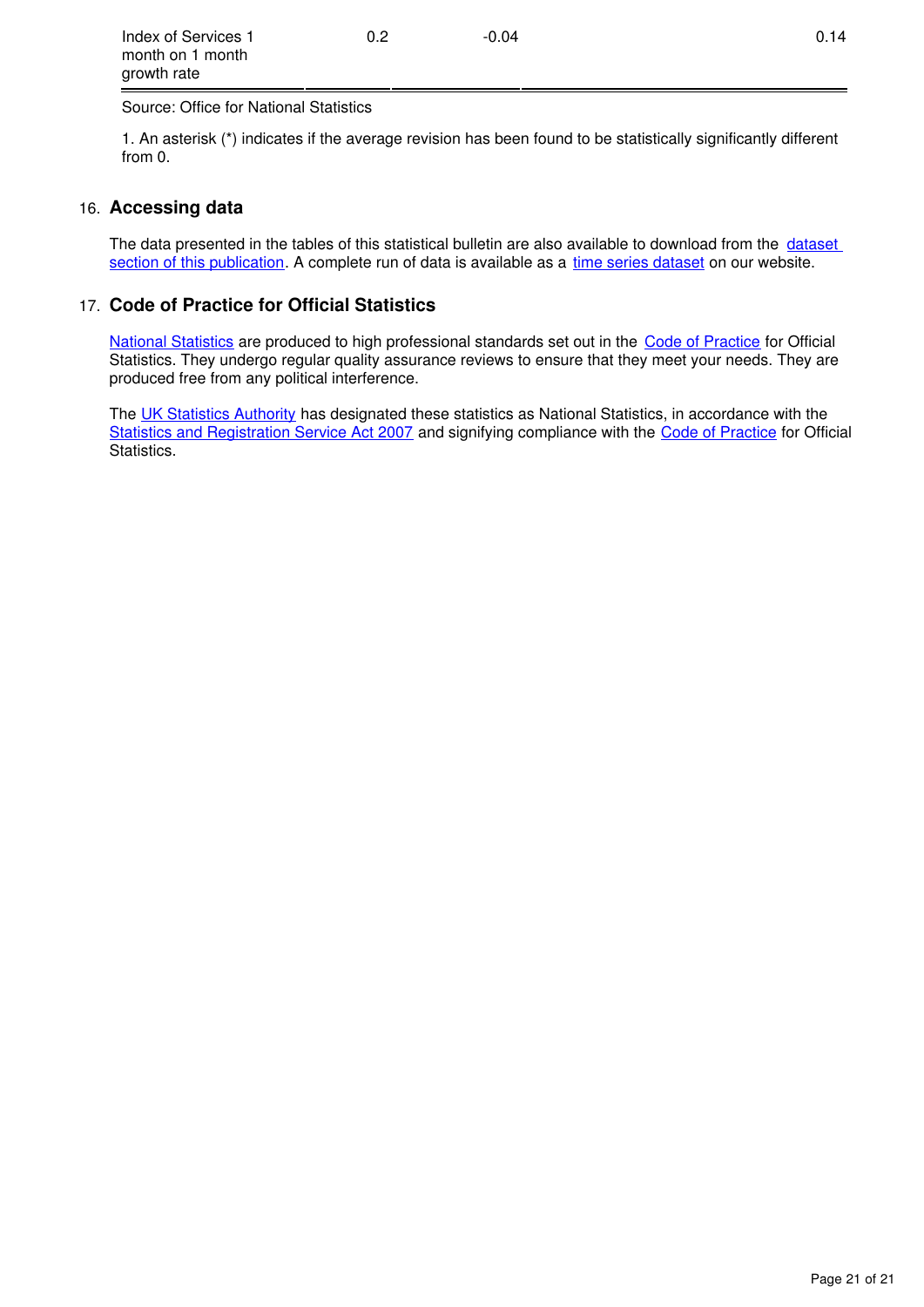| | | | |
|---|---|---|---|
| Index of Services 1 month on 1 month growth rate | 0.2 | -0.04 | 0.14 |

Source: Office for National Statistics

1. An asterisk (*) indicates if the average revision has been found to be statistically significantly different from 0.

## 16. Accessing data

The data presented in the tables of this statistical bulletin are also available to download from the dataset section of this publication. A complete run of data is available as a time series dataset on our website.

## 17. Code of Practice for Official Statistics

National Statistics are produced to high professional standards set out in the Code of Practice for Official Statistics. They undergo regular quality assurance reviews to ensure that they meet your needs. They are produced free from any political interference.

The UK Statistics Authority has designated these statistics as National Statistics, in accordance with the Statistics and Registration Service Act 2007 and signifying compliance with the Code of Practice for Official Statistics.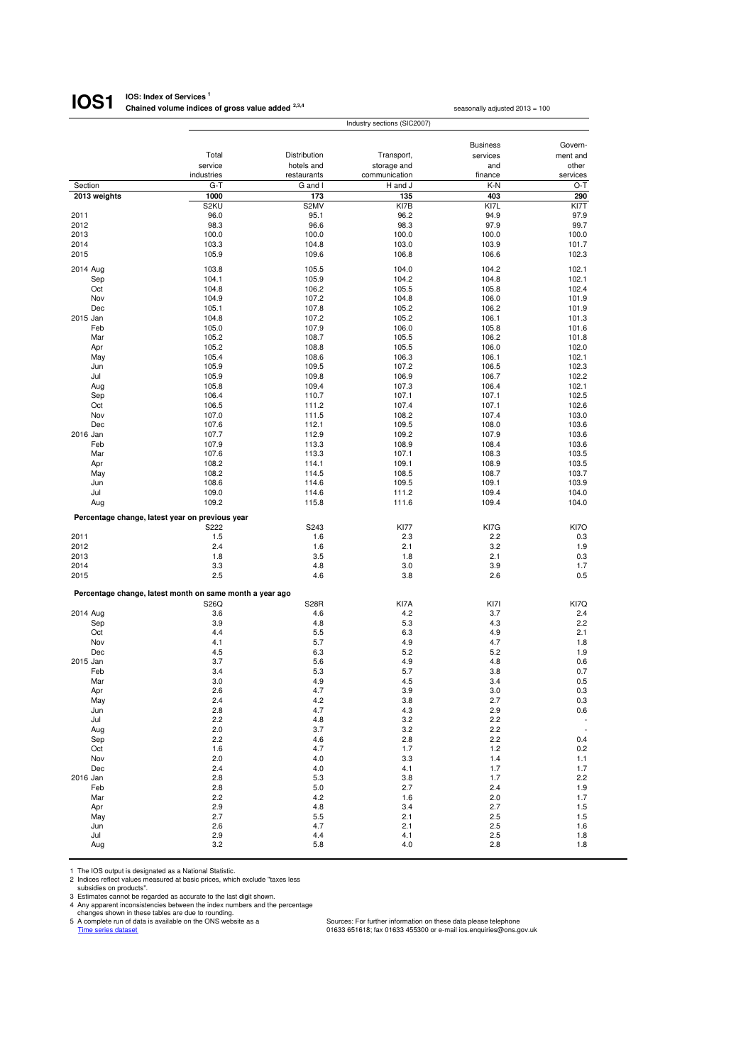# IOS1

**IOS: Index of Services** [1]
**Chained volume indices of gross value added** [2,3,4]

seasonally adjusted 2013 = 100

| | Industry sections (SIC2007) | | | | |
|---|---|---|---|---|---|
| | Total service industries | Distribution hotels and restaurants | Transport, storage and communication | Business services and finance | Government and other services |
| Section | G-T | G and I | H and J | K-N | O-T |
| **2013 weights** | **1000** | **173** | **135** | **403** | **290** |
| | S2KU | S2MV | KI7B | KI7L | KI7T |
| 2011 | 96.0 | 95.1 | 96.2 | 94.9 | 97.9 |
| 2012 | 98.3 | 96.6 | 98.3 | 97.9 | 99.7 |
| 2013 | 100.0 | 100.0 | 100.0 | 100.0 | 100.0 |
| 2014 | 103.3 | 104.8 | 103.0 | 103.9 | 101.7 |
| 2015 | 105.9 | 109.6 | 106.8 | 106.6 | 102.3 |
| 2014 Aug | 103.8 | 105.5 | 104.0 | 104.2 | 102.1 |
| Sep | 104.1 | 105.9 | 104.2 | 104.8 | 102.1 |
| Oct | 104.8 | 106.2 | 105.5 | 105.8 | 102.4 |
| Nov | 104.9 | 107.2 | 104.8 | 106.0 | 101.9 |
| Dec | 105.1 | 107.8 | 105.2 | 106.2 | 101.9 |
| 2015 Jan | 104.8 | 107.2 | 105.2 | 106.1 | 101.3 |
| Feb | 105.0 | 107.9 | 106.0 | 105.8 | 101.6 |
| Mar | 105.2 | 108.7 | 105.5 | 106.2 | 101.8 |
| Apr | 105.2 | 108.8 | 105.5 | 106.0 | 102.0 |
| May | 105.4 | 108.6 | 106.3 | 106.1 | 102.1 |
| Jun | 105.9 | 109.5 | 107.2 | 106.5 | 102.3 |
| Jul | 105.9 | 109.8 | 106.9 | 106.7 | 102.2 |
| Aug | 105.8 | 109.4 | 107.3 | 106.4 | 102.1 |
| Sep | 106.4 | 110.7 | 107.1 | 107.1 | 102.5 |
| Oct | 106.5 | 111.2 | 107.4 | 107.1 | 102.6 |
| Nov | 107.0 | 111.5 | 108.2 | 107.4 | 103.0 |
| Dec | 107.6 | 112.1 | 109.5 | 108.0 | 103.6 |
| 2016 Jan | 107.7 | 112.9 | 109.2 | 107.9 | 103.6 |
| Feb | 107.9 | 113.3 | 108.9 | 108.4 | 103.6 |
| Mar | 107.6 | 113.3 | 107.1 | 108.3 | 103.5 |
| Apr | 108.2 | 114.1 | 109.1 | 108.9 | 103.5 |
| May | 108.2 | 114.5 | 108.5 | 108.7 | 103.7 |
| Jun | 108.6 | 114.6 | 109.5 | 109.1 | 103.9 |
| Jul | 109.0 | 114.6 | 111.2 | 109.4 | 104.0 |
| Aug | 109.2 | 115.8 | 111.6 | 109.4 | 104.0 |
| **Percentage change, latest year on previous year** | | | | | |
| | S222 | S243 | KI77 | KI7G | KI7O |
| 2011 | 1.5 | 1.6 | 2.3 | 2.2 | 0.3 |
| 2012 | 2.4 | 1.6 | 2.1 | 3.2 | 1.9 |
| 2013 | 1.8 | 3.5 | 1.8 | 2.1 | 0.3 |
| 2014 | 3.3 | 4.8 | 3.0 | 3.9 | 1.7 |
| 2015 | 2.5 | 4.6 | 3.8 | 2.6 | 0.5 |
| **Percentage change, latest month on same month a year ago** | | | | | |
| | S26Q | S28R | KI7A | KI7I | KI7Q |
| 2014 Aug | 3.6 | 4.6 | 4.2 | 3.7 | 2.4 |
| Sep | 3.9 | 4.8 | 5.3 | 4.3 | 2.2 |
| Oct | 4.4 | 5.5 | 6.3 | 4.9 | 2.1 |
| Nov | 4.1 | 5.7 | 4.9 | 4.7 | 1.8 |
| Dec | 4.5 | 6.3 | 5.2 | 5.2 | 1.9 |
| 2015 Jan | 3.7 | 5.6 | 4.9 | 4.8 | 0.6 |
| Feb | 3.4 | 5.3 | 5.7 | 3.8 | 0.7 |
| Mar | 3.0 | 4.9 | 4.5 | 3.4 | 0.5 |
| Apr | 2.6 | 4.7 | 3.9 | 3.0 | 0.3 |
| May | 2.4 | 4.2 | 3.8 | 2.7 | 0.3 |
| Jun | 2.8 | 4.7 | 4.3 | 2.9 | 0.6 |
| Jul | 2.2 | 4.8 | 3.2 | 2.2 | - |
| Aug | 2.0 | 3.7 | 3.2 | 2.2 | - |
| Sep | 2.2 | 4.6 | 2.8 | 2.2 | 0.4 |
| Oct | 1.6 | 4.7 | 1.7 | 1.2 | 0.2 |
| Nov | 2.0 | 4.0 | 3.3 | 1.4 | 1.1 |
| Dec | 2.4 | 4.0 | 4.1 | 1.7 | 1.7 |
| 2016 Jan | 2.8 | 5.3 | 3.8 | 1.7 | 2.2 |
| Feb | 2.8 | 5.0 | 2.7 | 2.4 | 1.9 |
| Mar | 2.2 | 4.2 | 1.6 | 2.0 | 1.7 |
| Apr | 2.9 | 4.8 | 3.4 | 2.7 | 1.5 |
| May | 2.7 | 5.5 | 2.1 | 2.5 | 1.5 |
| Jun | 2.6 | 4.7 | 2.1 | 2.5 | 1.6 |
| Jul | 2.9 | 4.4 | 4.1 | 2.5 | 1.8 |
| Aug | 3.2 | 5.8 | 4.0 | 2.8 | 1.8 |

1 The IOS output is designated as a National Statistic.
2 Indices reflect values measured at basic prices, which exclude "taxes less subsidies on products".
3 Estimates cannot be regarded as accurate to the last digit shown.
4 Any apparent inconsistencies between the index numbers and the percentage changes shown in these tables are due to rounding.
5 A complete run of data is available on the ONS website as a Time series dataset

Sources: For further information on these data please telephone 01633 651618; fax 01633 455300 or e-mail ios.enquiries@ons.gov.uk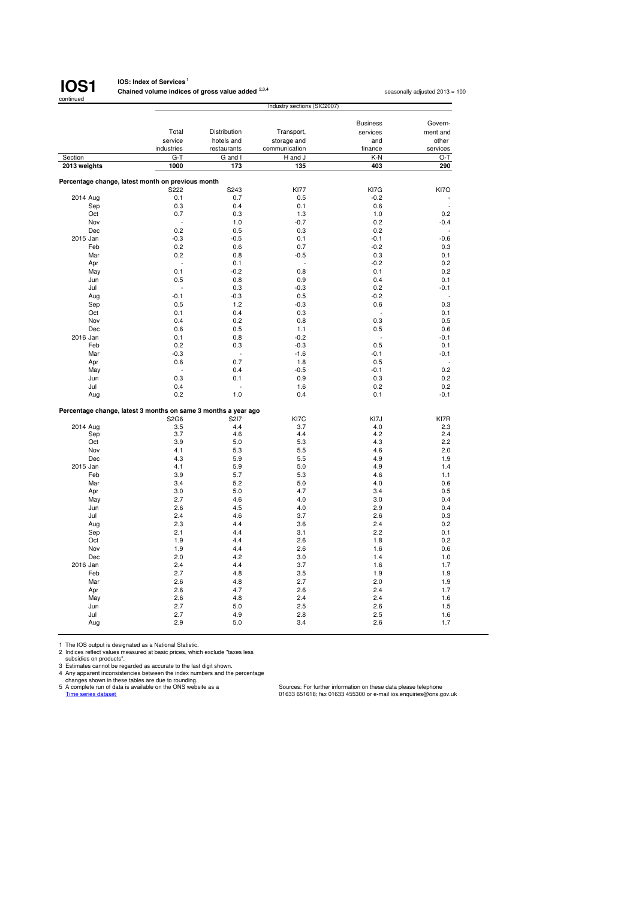# IOS1

continued

**IOS: Index of Services[1]**

**Chained volume indices of gross value added[2,3,4]**

seasonally adjusted 2013 = 100

| | Industry sections (SIC2007) | | | | |
|---|---|---|---|---|---|
| | Total service industries | Distribution hotels and restaurants | Transport, storage and communication | Business services and finance | Government and other services |
| Section | G-T | G and I | H and J | K-N | O-T |
| **2013 weights** | **1000** | **173** | **135** | **403** | **290** |
| **Percentage change, latest month on previous month** | | | | | |
| | S222 | S243 | KI77 | KI7G | KI7O |
| 2014 Aug | 0.1 | 0.7 | 0.5 | -0.2 | - |
| Sep | 0.3 | 0.4 | 0.1 | 0.6 | - |
| Oct | 0.7 | 0.3 | 1.3 | 1.0 | 0.2 |
| Nov | - | 1.0 | -0.7 | 0.2 | -0.4 |
| Dec | 0.2 | 0.5 | 0.3 | 0.2 | - |
| 2015 Jan | -0.3 | -0.5 | 0.1 | -0.1 | -0.6 |
| Feb | 0.2 | 0.6 | 0.7 | -0.2 | 0.3 |
| Mar | 0.2 | 0.8 | -0.5 | 0.3 | 0.1 |
| Apr | - | 0.1 | - | -0.2 | 0.2 |
| May | 0.1 | -0.2 | 0.8 | 0.1 | 0.2 |
| Jun | 0.5 | 0.8 | 0.9 | 0.4 | 0.1 |
| Jul | - | 0.3 | -0.3 | 0.2 | -0.1 |
| Aug | -0.1 | -0.3 | 0.5 | -0.2 | - |
| Sep | 0.5 | 1.2 | -0.3 | 0.6 | 0.3 |
| Oct | 0.1 | 0.4 | 0.3 | - | 0.1 |
| Nov | 0.4 | 0.2 | 0.8 | 0.3 | 0.5 |
| Dec | 0.6 | 0.5 | 1.1 | 0.5 | 0.6 |
| 2016 Jan | 0.1 | 0.8 | -0.2 | - | -0.1 |
| Feb | 0.2 | 0.3 | -0.3 | 0.5 | 0.1 |
| Mar | -0.3 | - | -1.6 | -0.1 | -0.1 |
| Apr | 0.6 | 0.7 | 1.8 | 0.5 | - |
| May | - | 0.4 | -0.5 | -0.1 | 0.2 |
| Jun | 0.3 | 0.1 | 0.9 | 0.3 | 0.2 |
| Jul | 0.4 | - | 1.6 | 0.2 | 0.2 |
| Aug | 0.2 | 1.0 | 0.4 | 0.1 | -0.1 |
| **Percentage change, latest 3 months on same 3 months a year ago** | | | | | |
| | S2G6 | S2I7 | KI7C | KI7J | KI7R |
| 2014 Aug | 3.5 | 4.4 | 3.7 | 4.0 | 2.3 |
| Sep | 3.7 | 4.6 | 4.4 | 4.2 | 2.4 |
| Oct | 3.9 | 5.0 | 5.3 | 4.3 | 2.2 |
| Nov | 4.1 | 5.3 | 5.5 | 4.6 | 2.0 |
| Dec | 4.3 | 5.9 | 5.5 | 4.9 | 1.9 |
| 2015 Jan | 4.1 | 5.9 | 5.0 | 4.9 | 1.4 |
| Feb | 3.9 | 5.7 | 5.3 | 4.6 | 1.1 |
| Mar | 3.4 | 5.2 | 5.0 | 4.0 | 0.6 |
| Apr | 3.0 | 5.0 | 4.7 | 3.4 | 0.5 |
| May | 2.7 | 4.6 | 4.0 | 3.0 | 0.4 |
| Jun | 2.6 | 4.5 | 4.0 | 2.9 | 0.4 |
| Jul | 2.4 | 4.6 | 3.7 | 2.6 | 0.3 |
| Aug | 2.3 | 4.4 | 3.6 | 2.4 | 0.2 |
| Sep | 2.1 | 4.4 | 3.1 | 2.2 | 0.1 |
| Oct | 1.9 | 4.4 | 2.6 | 1.8 | 0.2 |
| Nov | 1.9 | 4.4 | 2.6 | 1.6 | 0.6 |
| Dec | 2.0 | 4.2 | 3.0 | 1.4 | 1.0 |
| 2016 Jan | 2.4 | 4.4 | 3.7 | 1.6 | 1.7 |
| Feb | 2.7 | 4.8 | 3.5 | 1.9 | 1.9 |
| Mar | 2.6 | 4.8 | 2.7 | 2.0 | 1.9 |
| Apr | 2.6 | 4.7 | 2.6 | 2.4 | 1.7 |
| May | 2.6 | 4.8 | 2.4 | 2.4 | 1.6 |
| Jun | 2.7 | 5.0 | 2.5 | 2.6 | 1.5 |
| Jul | 2.7 | 4.9 | 2.8 | 2.5 | 1.6 |
| Aug | 2.9 | 5.0 | 3.4 | 2.6 | 1.7 |

1 The IOS output is designated as a National Statistic.
2 Indices reflect values measured at basic prices, which exclude "taxes less subsidies on products".
3 Estimates cannot be regarded as accurate to the last digit shown.
4 Any apparent inconsistencies between the index numbers and the percentage changes shown in these tables are due to rounding.
5 A complete run of data is available on the ONS website as a Time series dataset

Sources: For further information on these data please telephone 01633 651618; fax 01633 455300 or e-mail ios.enquiries@ons.gov.uk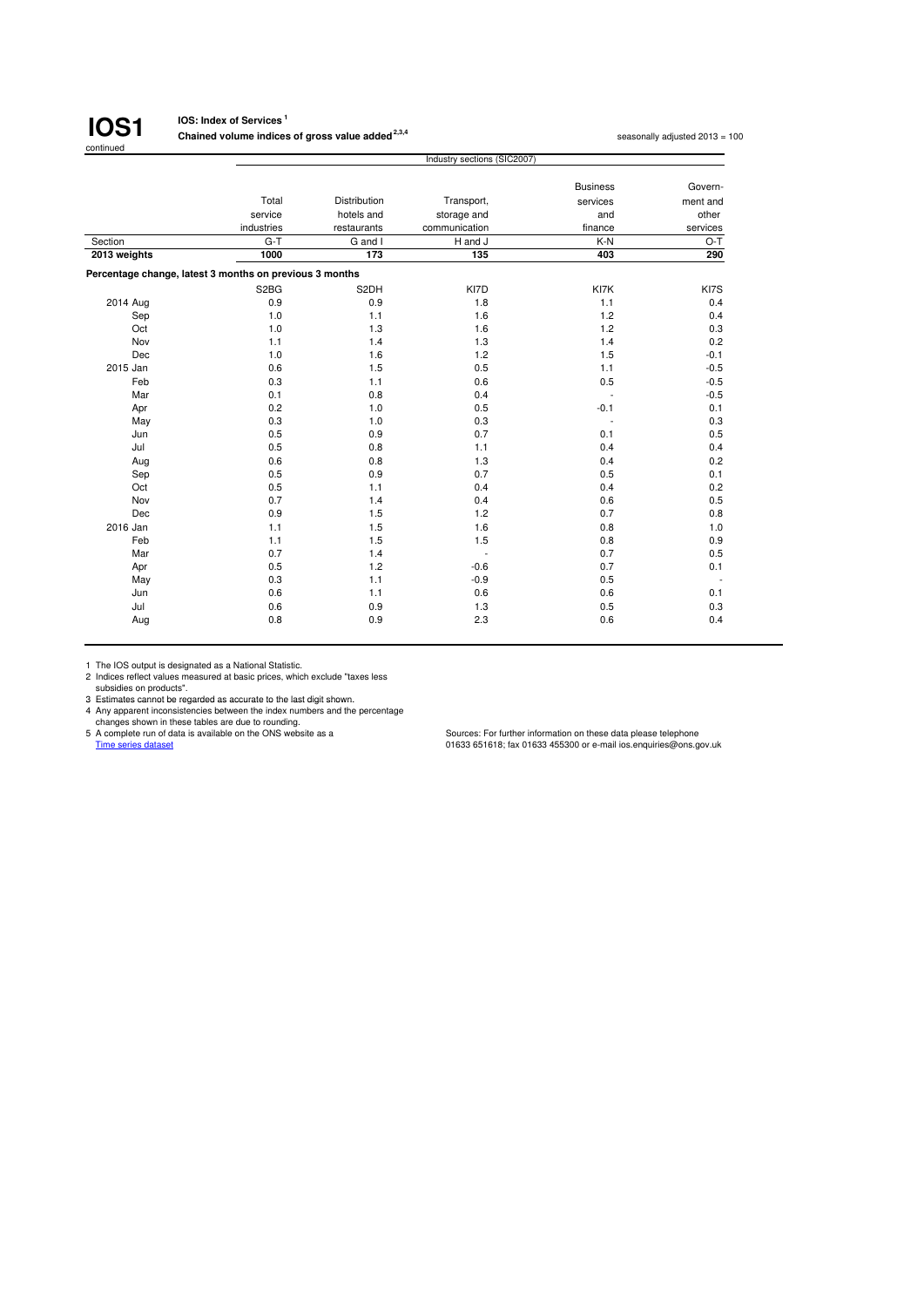# IOS1

continued

**IOS: Index of Services** [1]

**Chained volume indices of gross value added** [2,3,4]

seasonally adjusted 2013 = 100

| | Industry sections (SIC2007) | | | | |
|---|---|---|---|---|---|
| | Total service industries | Distribution hotels and restaurants | Transport, storage and communication | Business services and finance | Government and other services |
| Section | G-T | G and I | H and J | K-N | O-T |
| **2013 weights** | **1000** | **173** | **135** | **403** | **290** |
| **Percentage change, latest 3 months on previous 3 months** | | | | | |
| | S2BG | S2DH | KI7D | KI7K | KI7S |
| 2014 Aug | 0.9 | 0.9 | 1.8 | 1.1 | 0.4 |
| Sep | 1.0 | 1.1 | 1.6 | 1.2 | 0.4 |
| Oct | 1.0 | 1.3 | 1.6 | 1.2 | 0.3 |
| Nov | 1.1 | 1.4 | 1.3 | 1.4 | 0.2 |
| Dec | 1.0 | 1.6 | 1.2 | 1.5 | -0.1 |
| 2015 Jan | 0.6 | 1.5 | 0.5 | 1.1 | -0.5 |
| Feb | 0.3 | 1.1 | 0.6 | 0.5 | -0.5 |
| Mar | 0.1 | 0.8 | 0.4 | - | -0.5 |
| Apr | 0.2 | 1.0 | 0.5 | -0.1 | 0.1 |
| May | 0.3 | 1.0 | 0.3 | - | 0.3 |
| Jun | 0.5 | 0.9 | 0.7 | 0.1 | 0.5 |
| Jul | 0.5 | 0.8 | 1.1 | 0.4 | 0.4 |
| Aug | 0.6 | 0.8 | 1.3 | 0.4 | 0.2 |
| Sep | 0.5 | 0.9 | 0.7 | 0.5 | 0.1 |
| Oct | 0.5 | 1.1 | 0.4 | 0.4 | 0.2 |
| Nov | 0.7 | 1.4 | 0.4 | 0.6 | 0.5 |
| Dec | 0.9 | 1.5 | 1.2 | 0.7 | 0.8 |
| 2016 Jan | 1.1 | 1.5 | 1.6 | 0.8 | 1.0 |
| Feb | 1.1 | 1.5 | 1.5 | 0.8 | 0.9 |
| Mar | 0.7 | 1.4 | - | 0.7 | 0.5 |
| Apr | 0.5 | 1.2 | -0.6 | 0.7 | 0.1 |
| May | 0.3 | 1.1 | -0.9 | 0.5 | - |
| Jun | 0.6 | 1.1 | 0.6 | 0.6 | 0.1 |
| Jul | 0.6 | 0.9 | 1.3 | 0.5 | 0.3 |
| Aug | 0.8 | 0.9 | 2.3 | 0.6 | 0.4 |

1 The IOS output is designated as a National Statistic.
2 Indices reflect values measured at basic prices, which exclude "taxes less subsidies on products".
3 Estimates cannot be regarded as accurate to the last digit shown.
4 Any apparent inconsistencies between the index numbers and the percentage changes shown in these tables are due to rounding.
5 A complete run of data is available on the ONS website as a Time series dataset

Sources: For further information on these data please telephone 01633 651618; fax 01633 455300 or e-mail ios.enquiries@ons.gov.uk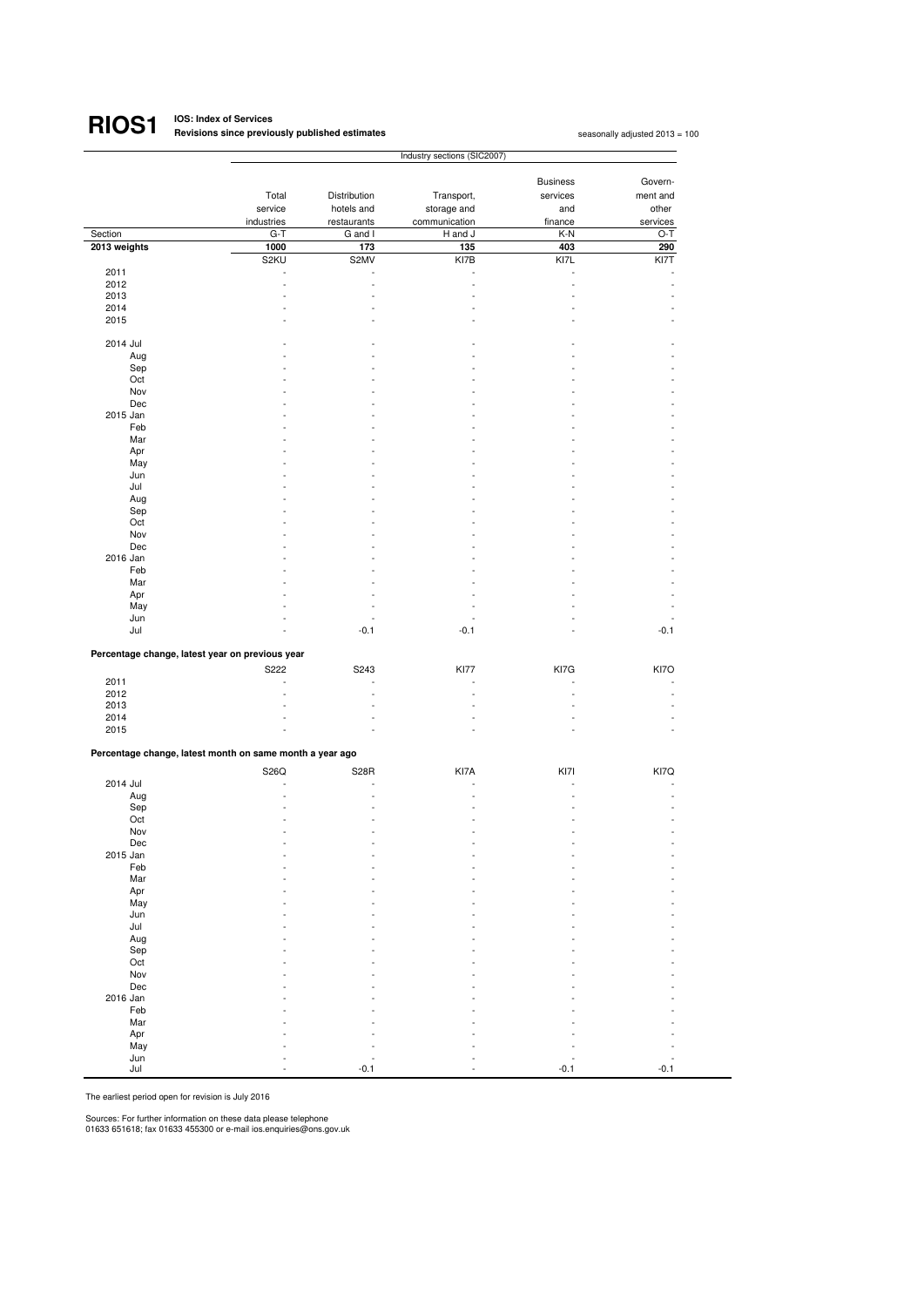# RIOS1 IOS: Index of Services

**Revisions since previously published estimates**

seasonally adjusted 2013 = 100

| | Industry sections (SIC2007) | | | | |
|---|---|---|---|---|---|
| | Total service industries | Distribution hotels and restaurants | Transport, storage and communication | Business services and finance | Government and other services |
| Section | G-T | G and I | H and J | K-N | O-T |
| **2013 weights** | **1000** | **173** | **135** | **403** | **290** |
| | S2KU | S2MV | KI7B | KI7L | KI7T |
| 2011 | - | - | - | - | - |
| 2012 | - | - | - | - | - |
| 2013 | - | - | - | - | - |
| 2014 | - | - | - | - | - |
| 2015 | - | - | - | - | - |
| | | | | | |
| 2014 Jul | - | - | - | - | - |
| Aug | - | - | - | - | - |
| Sep | - | - | - | - | - |
| Oct | - | - | - | - | - |
| Nov | - | - | - | - | - |
| Dec | - | - | - | - | - |
| 2015 Jan | - | - | - | - | - |
| Feb | - | - | - | - | - |
| Mar | - | - | - | - | - |
| Apr | - | - | - | - | - |
| May | - | - | - | - | - |
| Jun | - | - | - | - | - |
| Jul | - | - | - | - | - |
| Aug | - | - | - | - | - |
| Sep | - | - | - | - | - |
| Oct | - | - | - | - | - |
| Nov | - | - | - | - | - |
| Dec | - | - | - | - | - |
| 2016 Jan | - | - | - | - | - |
| Feb | - | - | - | - | - |
| Mar | - | - | - | - | - |
| Apr | - | - | - | - | - |
| May | - | - | - | - | - |
| Jun | - | - | - | - | - |
| Jul | - | -0.1 | -0.1 | - | -0.1 |

**Percentage change, latest year on previous year**

| | S222 | S243 | KI77 | KI7G | KI7O |
|---|---|---|---|---|---|
| 2011 | - | - | - | - | - |
| 2012 | - | - | - | - | - |
| 2013 | - | - | - | - | - |
| 2014 | - | - | - | - | - |
| 2015 | - | - | - | - | - |

**Percentage change, latest month on same month a year ago**

| | S26Q | S28R | KI7A | KI7I | KI7Q |
|---|---|---|---|---|---|
| 2014 Jul | - | - | - | - | - |
| Aug | - | - | - | - | - |
| Sep | - | - | - | - | - |
| Oct | - | - | - | - | - |
| Nov | - | - | - | - | - |
| Dec | - | - | - | - | - |
| 2015 Jan | - | - | - | - | - |
| Feb | - | - | - | - | - |
| Mar | - | - | - | - | - |
| Apr | - | - | - | - | - |
| May | - | - | - | - | - |
| Jun | - | - | - | - | - |
| Jul | - | - | - | - | - |
| Aug | - | - | - | - | - |
| Sep | - | - | - | - | - |
| Oct | - | - | - | - | - |
| Nov | - | - | - | - | - |
| Dec | - | - | - | - | - |
| 2016 Jan | - | - | - | - | - |
| Feb | - | - | - | - | - |
| Mar | - | - | - | - | - |
| Apr | - | - | - | - | - |
| May | - | - | - | - | - |
| Jun | - | - | - | - | - |
| Jul | - | -0.1 | - | -0.1 | -0.1 |

The earliest period open for revision is July 2016

Sources: For further information on these data please telephone 01633 651618; fax 01633 455300 or e-mail ios.enquiries@ons.gov.uk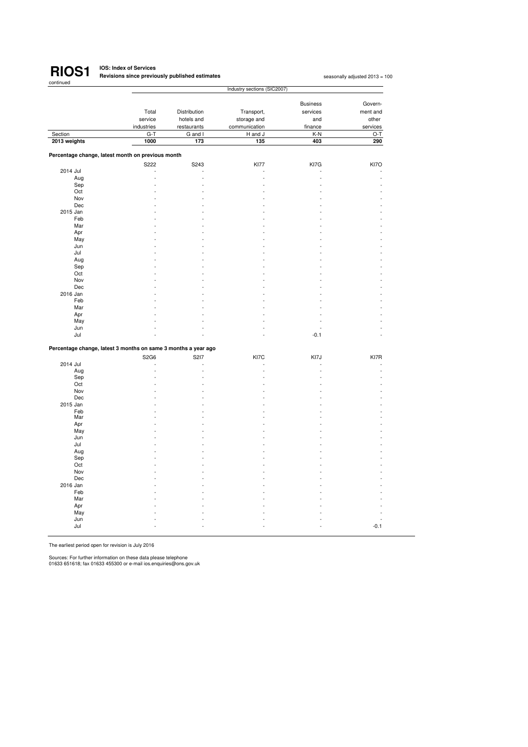# RIOS1

continued

**IOS: Index of Services**
**Revisions since previously published estimates**

seasonally adjusted 2013 = 100

| | Industry sections (SIC2007) | | | | |
|---|---|---|---|---|---|
| | Total service industries | Distribution hotels and restaurants | Transport, storage and communication | Business services and finance | Government and other services |
| Section | G-T | G and I | H and J | K-N | O-T |
| **2013 weights** | **1000** | **173** | **135** | **403** | **290** |
| **Percentage change, latest month on previous month** | | | | | |
| | S222 | S243 | KI77 | KI7G | KI7O |
| 2014 Jul | - | - | - | - | - |
| Aug | - | - | - | - | - |
| Sep | - | - | - | - | - |
| Oct | - | - | - | - | - |
| Nov | - | - | - | - | - |
| Dec | - | - | - | - | - |
| 2015 Jan | - | - | - | - | - |
| Feb | - | - | - | - | - |
| Mar | - | - | - | - | - |
| Apr | - | - | - | - | - |
| May | - | - | - | - | - |
| Jun | - | - | - | - | - |
| Jul | - | - | - | - | - |
| Aug | - | - | - | - | - |
| Sep | - | - | - | - | - |
| Oct | - | - | - | - | - |
| Nov | - | - | - | - | - |
| Dec | - | - | - | - | - |
| 2016 Jan | - | - | - | - | - |
| Feb | - | - | - | - | - |
| Mar | - | - | - | - | - |
| Apr | - | - | - | - | - |
| May | - | - | - | - | - |
| Jun | - | - | - | - | - |
| Jul | - | - | - | -0.1 | - |
| **Percentage change, latest 3 months on same 3 months a year ago** | | | | | |
| | S2G6 | S2I7 | KI7C | KI7J | KI7R |
| 2014 Jul | - | - | - | - | - |
| Aug | - | - | - | - | - |
| Sep | - | - | - | - | - |
| Oct | - | - | - | - | - |
| Nov | - | - | - | - | - |
| Dec | - | - | - | - | - |
| 2015 Jan | - | - | - | - | - |
| Feb | - | - | - | - | - |
| Mar | - | - | - | - | - |
| Apr | - | - | - | - | - |
| May | - | - | - | - | - |
| Jun | - | - | - | - | - |
| Jul | - | - | - | - | - |
| Aug | - | - | - | - | - |
| Sep | - | - | - | - | - |
| Oct | - | - | - | - | - |
| Nov | - | - | - | - | - |
| Dec | - | - | - | - | - |
| 2016 Jan | - | - | - | - | - |
| Feb | - | - | - | - | - |
| Mar | - | - | - | - | - |
| Apr | - | - | - | - | - |
| May | - | - | - | - | - |
| Jun | - | - | - | - | - |
| Jul | - | - | - | - | -0.1 |

The earliest period open for revision is July 2016

Sources: For further information on these data please telephone
01633 651618; fax 01633 455300 or e-mail ios.enquiries@ons.gov.uk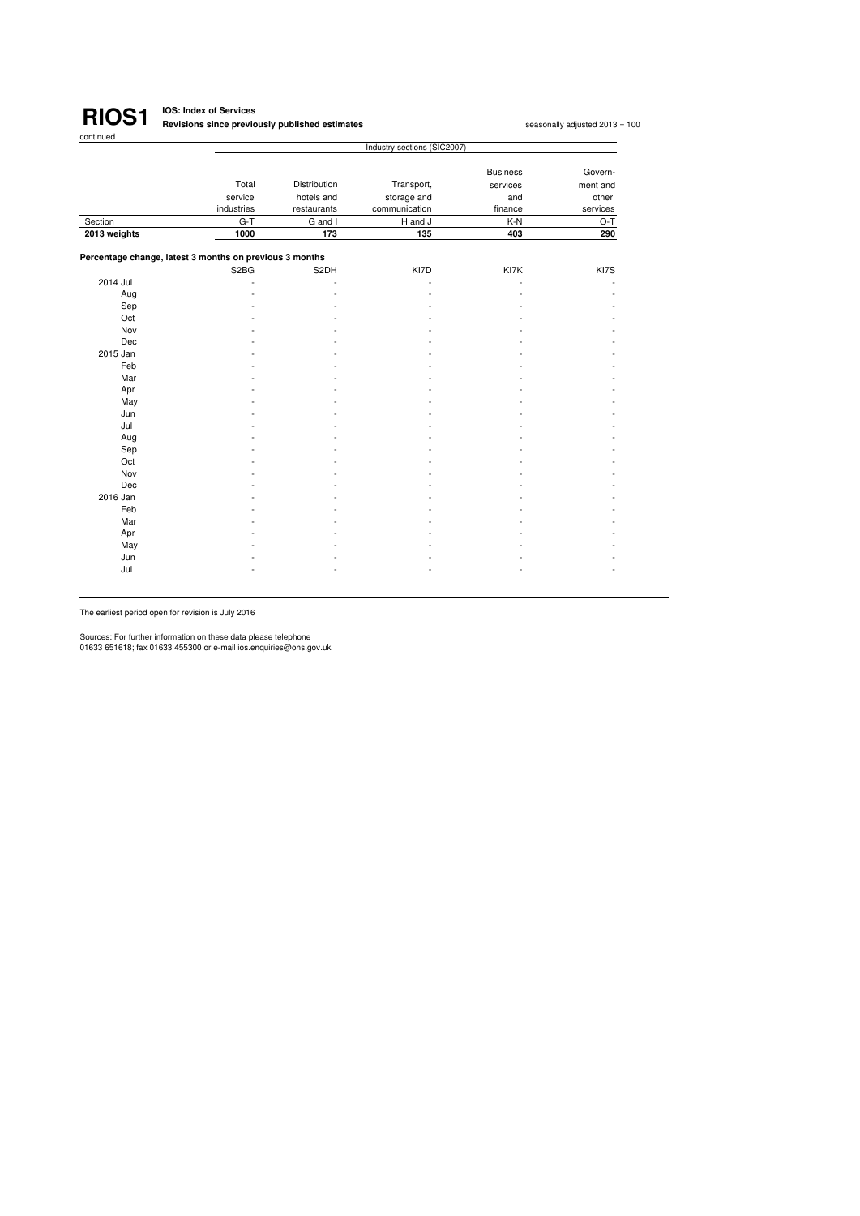# RIOS1

**IOS: Index of Services**
**Revisions since previously published estimates**

seasonally adjusted 2013 = 100

continued

| | Industry sections (SIC2007) | | | | |
|---|---|---|---|---|---|
| | Total service industries | Distribution hotels and restaurants | Transport, storage and communication | Business services and finance | Government and other services |
| Section | G-T | G and I | H and J | K-N | O-T |
| **2013 weights** | **1000** | **173** | **135** | **403** | **290** |
| **Percentage change, latest 3 months on previous 3 months** | | | | | |
| | S2BG | S2DH | KI7D | KI7K | KI7S |
| 2014 Jul | - | - | - | - | - |
| Aug | - | - | - | - | - |
| Sep | - | - | - | - | - |
| Oct | - | - | - | - | - |
| Nov | - | - | - | - | - |
| Dec | - | - | - | - | - |
| 2015 Jan | - | - | - | - | - |
| Feb | - | - | - | - | - |
| Mar | - | - | - | - | - |
| Apr | - | - | - | - | - |
| May | - | - | - | - | - |
| Jun | - | - | - | - | - |
| Jul | - | - | - | - | - |
| Aug | - | - | - | - | - |
| Sep | - | - | - | - | - |
| Oct | - | - | - | - | - |
| Nov | - | - | - | - | - |
| Dec | - | - | - | - | - |
| 2016 Jan | - | - | - | - | - |
| Feb | - | - | - | - | - |
| Mar | - | - | - | - | - |
| Apr | - | - | - | - | - |
| May | - | - | - | - | - |
| Jun | - | - | - | - | - |
| Jul | - | - | - | - | - |

The earliest period open for revision is July 2016

Sources: For further information on these data please telephone
01633 651618; fax 01633 455300 or e-mail ios.enquiries@ons.gov.uk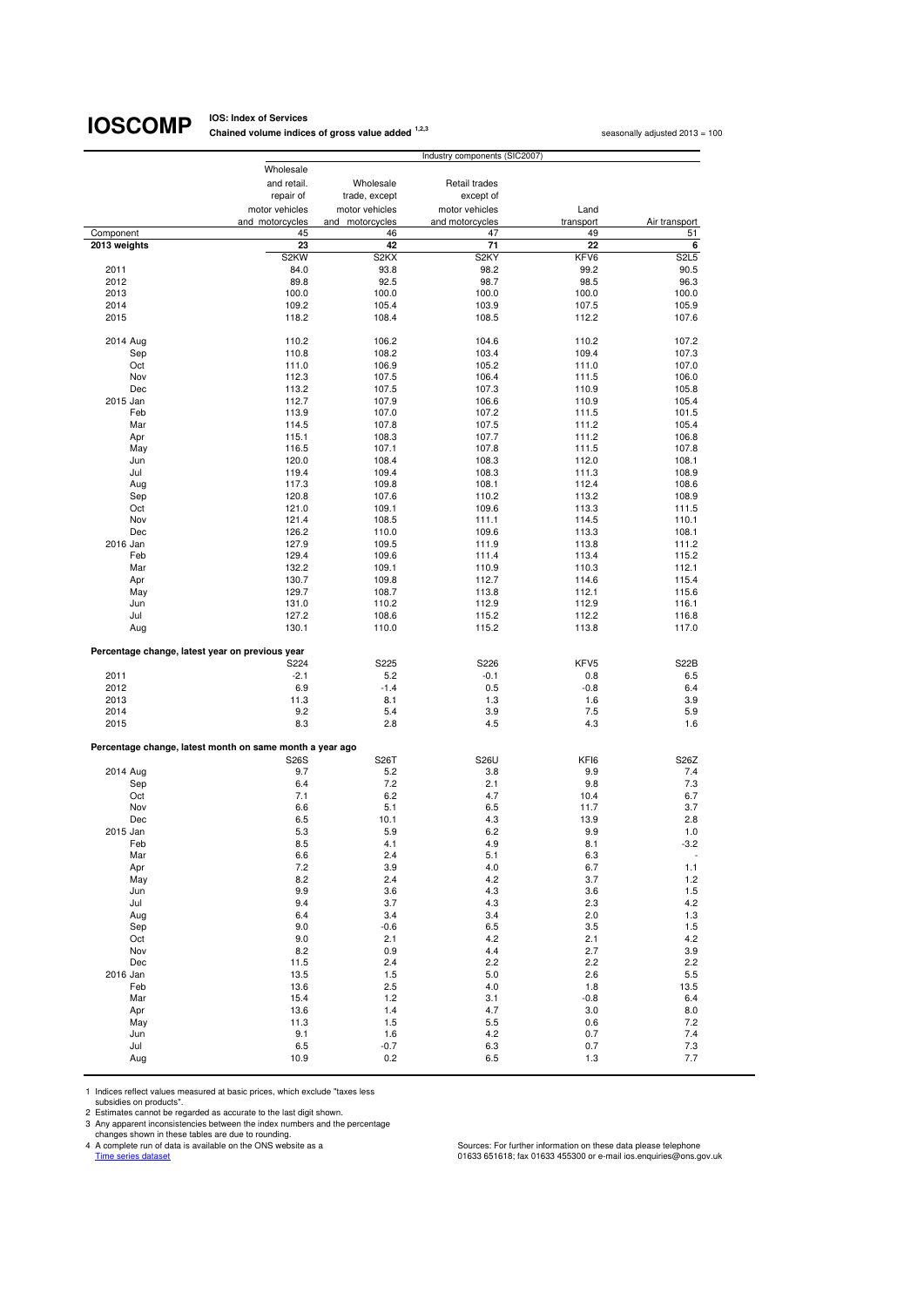# IOSCOMP

**IOS: Index of Services**
**Chained volume indices of gross value added [1,2,3]**

seasonally adjusted 2013 = 100

| | Industry components (SIC2007) | | | | |
|---|---|---|---|---|---|
| | Wholesale and retail. repair of motor vehicles and motorcycles | Wholesale trade, except motor vehicles and motorcycles | Retail trades except of motor vehicles and motorcycles | Land transport | Air transport |
| Component | 45 | 46 | 47 | 49 | 51 |
| **2013 weights** | **23** | **42** | **71** | **22** | **6** |
| | S2KW | S2KX | S2KY | KFV6 | S2L5 |
| 2011 | 84.0 | 93.8 | 98.2 | 99.2 | 90.5 |
| 2012 | 89.8 | 92.5 | 98.7 | 98.5 | 96.3 |
| 2013 | 100.0 | 100.0 | 100.0 | 100.0 | 100.0 |
| 2014 | 109.2 | 105.4 | 103.9 | 107.5 | 105.9 |
| 2015 | 118.2 | 108.4 | 108.5 | 112.2 | 107.6 |
| | | | | | |
| 2014 Aug | 110.2 | 106.2 | 104.6 | 110.2 | 107.2 |
| Sep | 110.8 | 108.2 | 103.4 | 109.4 | 107.3 |
| Oct | 111.0 | 106.9 | 105.2 | 111.0 | 107.0 |
| Nov | 112.3 | 107.5 | 106.4 | 111.5 | 106.0 |
| Dec | 113.2 | 107.5 | 107.3 | 110.9 | 105.8 |
| 2015 Jan | 112.7 | 107.9 | 106.6 | 110.9 | 105.4 |
| Feb | 113.9 | 107.0 | 107.2 | 111.5 | 101.5 |
| Mar | 114.5 | 107.8 | 107.5 | 111.2 | 105.4 |
| Apr | 115.1 | 108.3 | 107.7 | 111.2 | 106.8 |
| May | 116.5 | 107.1 | 107.8 | 111.5 | 107.8 |
| Jun | 120.0 | 108.4 | 108.3 | 112.0 | 108.1 |
| Jul | 119.4 | 109.4 | 108.3 | 111.3 | 108.9 |
| Aug | 117.3 | 109.8 | 108.1 | 112.4 | 108.6 |
| Sep | 120.8 | 107.6 | 110.2 | 113.2 | 108.9 |
| Oct | 121.0 | 109.1 | 109.6 | 113.3 | 111.5 |
| Nov | 121.4 | 108.5 | 111.1 | 114.5 | 110.1 |
| Dec | 126.2 | 110.0 | 109.6 | 113.3 | 108.1 |
| 2016 Jan | 127.9 | 109.5 | 111.9 | 113.8 | 111.2 |
| Feb | 129.4 | 109.6 | 111.4 | 113.4 | 115.2 |
| Mar | 132.2 | 109.1 | 110.9 | 110.3 | 112.1 |
| Apr | 130.7 | 109.8 | 112.7 | 114.6 | 115.4 |
| May | 129.7 | 108.7 | 113.8 | 112.1 | 115.6 |
| Jun | 131.0 | 110.2 | 112.9 | 112.9 | 116.1 |
| Jul | 127.2 | 108.6 | 115.2 | 112.2 | 116.8 |
| Aug | 130.1 | 110.0 | 115.2 | 113.8 | 117.0 |
| **Percentage change, latest year on previous year** | | | | | |
| | S224 | S225 | S226 | KFV5 | S22B |
| 2011 | -2.1 | 5.2 | -0.1 | 0.8 | 6.5 |
| 2012 | 6.9 | -1.4 | 0.5 | -0.8 | 6.4 |
| 2013 | 11.3 | 8.1 | 1.3 | 1.6 | 3.9 |
| 2014 | 9.2 | 5.4 | 3.9 | 7.5 | 5.9 |
| 2015 | 8.3 | 2.8 | 4.5 | 4.3 | 1.6 |
| **Percentage change, latest month on same month a year ago** | | | | | |
| | S26S | S26T | S26U | KFI6 | S26Z |
| 2014 Aug | 9.7 | 5.2 | 3.8 | 9.9 | 7.4 |
| Sep | 6.4 | 7.2 | 2.1 | 9.8 | 7.3 |
| Oct | 7.1 | 6.2 | 4.7 | 10.4 | 6.7 |
| Nov | 6.6 | 5.1 | 6.5 | 11.7 | 3.7 |
| Dec | 6.5 | 10.1 | 4.3 | 13.9 | 2.8 |
| 2015 Jan | 5.3 | 5.9 | 6.2 | 9.9 | 1.0 |
| Feb | 8.5 | 4.1 | 4.9 | 8.1 | -3.2 |
| Mar | 6.6 | 2.4 | 5.1 | 6.3 | - |
| Apr | 7.2 | 3.9 | 4.0 | 6.7 | 1.1 |
| May | 8.2 | 2.4 | 4.2 | 3.7 | 1.2 |
| Jun | 9.9 | 3.6 | 4.3 | 3.6 | 1.5 |
| Jul | 9.4 | 3.7 | 4.3 | 2.3 | 4.2 |
| Aug | 6.4 | 3.4 | 3.4 | 2.0 | 1.3 |
| Sep | 9.0 | -0.6 | 6.5 | 3.5 | 1.5 |
| Oct | 9.0 | 2.1 | 4.2 | 2.1 | 4.2 |
| Nov | 8.2 | 0.9 | 4.4 | 2.7 | 3.9 |
| Dec | 11.5 | 2.4 | 2.2 | 2.2 | 2.2 |
| 2016 Jan | 13.5 | 1.5 | 5.0 | 2.6 | 5.5 |
| Feb | 13.6 | 2.5 | 4.0 | 1.8 | 13.5 |
| Mar | 15.4 | 1.2 | 3.1 | -0.8 | 6.4 |
| Apr | 13.6 | 1.4 | 4.7 | 3.0 | 8.0 |
| May | 11.3 | 1.5 | 5.5 | 0.6 | 7.2 |
| Jun | 9.1 | 1.6 | 4.2 | 0.7 | 7.4 |
| Jul | 6.5 | -0.7 | 6.3 | 0.7 | 7.3 |
| Aug | 10.9 | 0.2 | 6.5 | 1.3 | 7.7 |

1 Indices reflect values measured at basic prices, which exclude "taxes less subsidies on products".
2 Estimates cannot be regarded as accurate to the last digit shown.
3 Any apparent inconsistencies between the index numbers and the percentage changes shown in these tables are due to rounding.
4 A complete run of data is available on the ONS website as a Time series dataset

Sources: For further information on these data please telephone 01633 651618; fax 01633 455300 or e-mail ios.enquiries@ons.gov.uk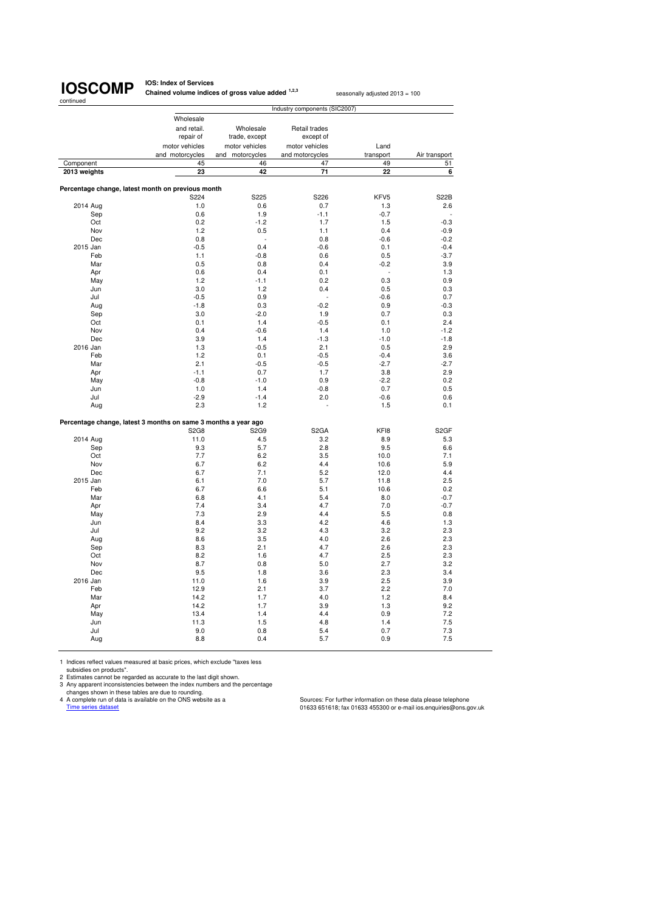**IOSCOMP** continued

**IOS: Index of Services**
**Chained volume indices of gross value added [1,2,3]**

seasonally adjusted 2013 = 100

| | Industry components (SIC2007) | | | | |
|---|---|---|---|---|---|
| | Wholesale and retail. repair of motor vehicles and motorcycles | Wholesale trade, except motor vehicles and motorcycles | Retail trades except of motor vehicles and motorcycles | Land transport | Air transport |
| Component | 45 | 46 | 47 | 49 | 51 |
| **2013 weights** | **23** | **42** | **71** | **22** | **6** |
| **Percentage change, latest month on previous month** | | | | | |
| | S224 | S225 | S226 | KFV5 | S22B |
| 2014 Aug | 1.0 | 0.6 | 0.7 | 1.3 | 2.6 |
| Sep | 0.6 | 1.9 | -1.1 | -0.7 | - |
| Oct | 0.2 | -1.2 | 1.7 | 1.5 | -0.3 |
| Nov | 1.2 | 0.5 | 1.1 | 0.4 | -0.9 |
| Dec | 0.8 | - | 0.8 | -0.6 | -0.2 |
| 2015 Jan | -0.5 | 0.4 | -0.6 | 0.1 | -0.4 |
| Feb | 1.1 | -0.8 | 0.6 | 0.5 | -3.7 |
| Mar | 0.5 | 0.8 | 0.4 | -0.2 | 3.9 |
| Apr | 0.6 | 0.4 | 0.1 | - | 1.3 |
| May | 1.2 | -1.1 | 0.2 | 0.3 | 0.9 |
| Jun | 3.0 | 1.2 | 0.4 | 0.5 | 0.3 |
| Jul | -0.5 | 0.9 | - | -0.6 | 0.7 |
| Aug | -1.8 | 0.3 | -0.2 | 0.9 | -0.3 |
| Sep | 3.0 | -2.0 | 1.9 | 0.7 | 0.3 |
| Oct | 0.1 | 1.4 | -0.5 | 0.1 | 2.4 |
| Nov | 0.4 | -0.6 | 1.4 | 1.0 | -1.2 |
| Dec | 3.9 | 1.4 | -1.3 | -1.0 | -1.8 |
| 2016 Jan | 1.3 | -0.5 | 2.1 | 0.5 | 2.9 |
| Feb | 1.2 | 0.1 | -0.5 | -0.4 | 3.6 |
| Mar | 2.1 | -0.5 | -0.5 | -2.7 | -2.7 |
| Apr | -1.1 | 0.7 | 1.7 | 3.8 | 2.9 |
| May | -0.8 | -1.0 | 0.9 | -2.2 | 0.2 |
| Jun | 1.0 | 1.4 | -0.8 | 0.7 | 0.5 |
| Jul | -2.9 | -1.4 | 2.0 | -0.6 | 0.6 |
| Aug | 2.3 | 1.2 | - | 1.5 | 0.1 |
| **Percentage change, latest 3 months on same 3 months a year ago** | | | | | |
| | S2G8 | S2G9 | S2GA | KFI8 | S2GF |
| 2014 Aug | 11.0 | 4.5 | 3.2 | 8.9 | 5.3 |
| Sep | 9.3 | 5.7 | 2.8 | 9.5 | 6.6 |
| Oct | 7.7 | 6.2 | 3.5 | 10.0 | 7.1 |
| Nov | 6.7 | 6.2 | 4.4 | 10.6 | 5.9 |
| Dec | 6.7 | 7.1 | 5.2 | 12.0 | 4.4 |
| 2015 Jan | 6.1 | 7.0 | 5.7 | 11.8 | 2.5 |
| Feb | 6.7 | 6.6 | 5.1 | 10.6 | 0.2 |
| Mar | 6.8 | 4.1 | 5.4 | 8.0 | -0.7 |
| Apr | 7.4 | 3.4 | 4.7 | 7.0 | -0.7 |
| May | 7.3 | 2.9 | 4.4 | 5.5 | 0.8 |
| Jun | 8.4 | 3.3 | 4.2 | 4.6 | 1.3 |
| Jul | 9.2 | 3.2 | 4.3 | 3.2 | 2.3 |
| Aug | 8.6 | 3.5 | 4.0 | 2.6 | 2.3 |
| Sep | 8.3 | 2.1 | 4.7 | 2.6 | 2.3 |
| Oct | 8.2 | 1.6 | 4.7 | 2.5 | 2.3 |
| Nov | 8.7 | 0.8 | 5.0 | 2.7 | 3.2 |
| Dec | 9.5 | 1.8 | 3.6 | 2.3 | 3.4 |
| 2016 Jan | 11.0 | 1.6 | 3.9 | 2.5 | 3.9 |
| Feb | 12.9 | 2.1 | 3.7 | 2.2 | 7.0 |
| Mar | 14.2 | 1.7 | 4.0 | 1.2 | 8.4 |
| Apr | 14.2 | 1.7 | 3.9 | 1.3 | 9.2 |
| May | 13.4 | 1.4 | 4.4 | 0.9 | 7.2 |
| Jun | 11.3 | 1.5 | 4.8 | 1.4 | 7.5 |
| Jul | 9.0 | 0.8 | 5.4 | 0.7 | 7.3 |
| Aug | 8.8 | 0.4 | 5.7 | 0.9 | 7.5 |

1 Indices reflect values measured at basic prices, which exclude "taxes less subsidies on products".
2 Estimates cannot be regarded as accurate to the last digit shown.
3 Any apparent inconsistencies between the index numbers and the percentage changes shown in these tables are due to rounding.
4 A complete run of data is available on the ONS website as a Time series dataset

Sources: For further information on these data please telephone 01633 651618; fax 01633 455300 or e-mail ios.enquiries@ons.gov.uk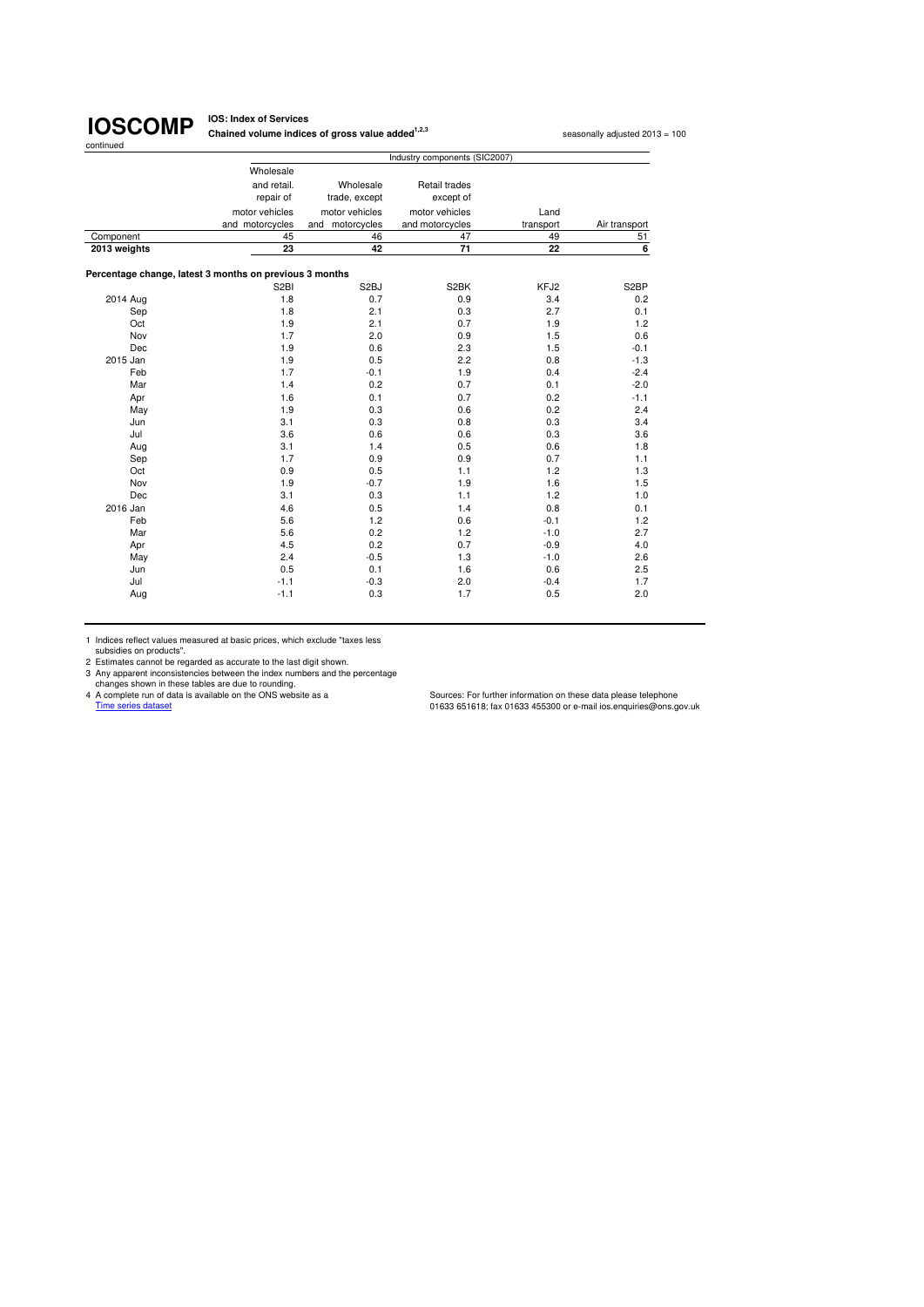# IOSCOMP

continued

**IOS: Index of Services**

**Chained volume indices of gross value added[1,2,3]**

seasonally adjusted 2013 = 100

| | Industry components (SIC2007) | | | | |
|---|---|---|---|---|---|
| | Wholesale and retail. repair of motor vehicles and motorcycles | Wholesale trade, except motor vehicles and motorcycles | Retail trades except of motor vehicles and motorcycles | Land transport | Air transport |
| Component | 45 | 46 | 47 | 49 | 51 |
| **2013 weights** | **23** | **42** | **71** | **22** | **6** |
| **Percentage change, latest 3 months on previous 3 months** | | | | | |
| | S2BI | S2BJ | S2BK | KFJ2 | S2BP |
| 2014 Aug | 1.8 | 0.7 | 0.9 | 3.4 | 0.2 |
| Sep | 1.8 | 2.1 | 0.3 | 2.7 | 0.1 |
| Oct | 1.9 | 2.1 | 0.7 | 1.9 | 1.2 |
| Nov | 1.7 | 2.0 | 0.9 | 1.5 | 0.6 |
| Dec | 1.9 | 0.6 | 2.3 | 1.5 | -0.1 |
| 2015 Jan | 1.9 | 0.5 | 2.2 | 0.8 | -1.3 |
| Feb | 1.7 | -0.1 | 1.9 | 0.4 | -2.4 |
| Mar | 1.4 | 0.2 | 0.7 | 0.1 | -2.0 |
| Apr | 1.6 | 0.1 | 0.7 | 0.2 | -1.1 |
| May | 1.9 | 0.3 | 0.6 | 0.2 | 2.4 |
| Jun | 3.1 | 0.3 | 0.8 | 0.3 | 3.4 |
| Jul | 3.6 | 0.6 | 0.6 | 0.3 | 3.6 |
| Aug | 3.1 | 1.4 | 0.5 | 0.6 | 1.8 |
| Sep | 1.7 | 0.9 | 0.9 | 0.7 | 1.1 |
| Oct | 0.9 | 0.5 | 1.1 | 1.2 | 1.3 |
| Nov | 1.9 | -0.7 | 1.9 | 1.6 | 1.5 |
| Dec | 3.1 | 0.3 | 1.1 | 1.2 | 1.0 |
| 2016 Jan | 4.6 | 0.5 | 1.4 | 0.8 | 0.1 |
| Feb | 5.6 | 1.2 | 0.6 | -0.1 | 1.2 |
| Mar | 5.6 | 0.2 | 1.2 | -1.0 | 2.7 |
| Apr | 4.5 | 0.2 | 0.7 | -0.9 | 4.0 |
| May | 2.4 | -0.5 | 1.3 | -1.0 | 2.6 |
| Jun | 0.5 | 0.1 | 1.6 | 0.6 | 2.5 |
| Jul | -1.1 | -0.3 | 2.0 | -0.4 | 1.7 |
| Aug | -1.1 | 0.3 | 1.7 | 0.5 | 2.0 |

1 Indices reflect values measured at basic prices, which exclude "taxes less subsidies on products".
2 Estimates cannot be regarded as accurate to the last digit shown.
3 Any apparent inconsistencies between the index numbers and the percentage changes shown in these tables are due to rounding.
4 A complete run of data is available on the ONS website as a Time series dataset

Sources: For further information on these data please telephone 01633 651618; fax 01633 455300 or e-mail ios.enquiries@ons.gov.uk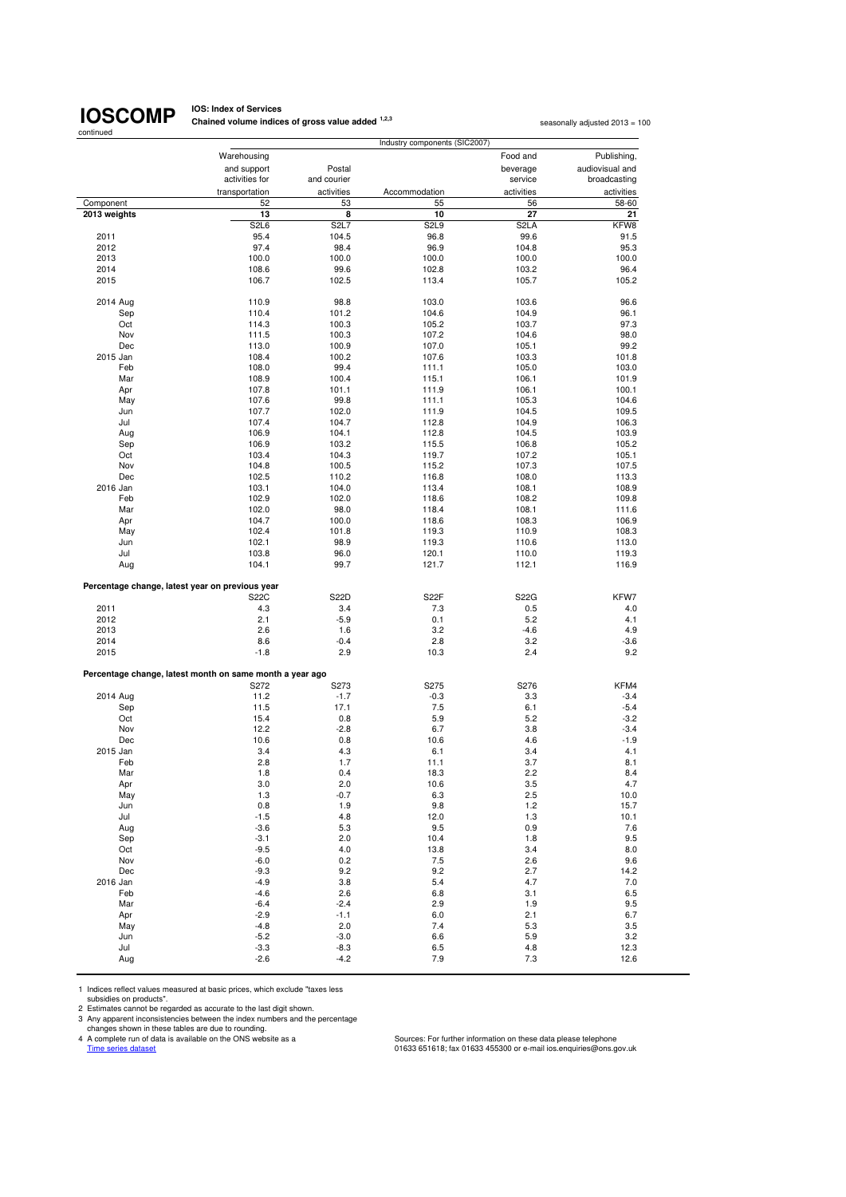# IOSCOMP

continued

**IOS: Index of Services**
**Chained volume indices of gross value added [1,2,3]**

seasonally adjusted 2013 = 100

| | Industry components (SIC2007) | | | | |
|---|---|---|---|---|---|
| | Warehousing and support activities for transportation | Postal and courier activities | Accommodation | Food and beverage service activities | Publishing, audiovisual and broadcasting activities |
| Component | 52 | 53 | 55 | 56 | 58-60 |
| **2013 weights** | **13** | **8** | **10** | **27** | **21** |
| | S2L6 | S2L7 | S2L9 | S2LA | KFW8 |
| 2011 | 95.4 | 104.5 | 96.8 | 99.6 | 91.5 |
| 2012 | 97.4 | 98.4 | 96.9 | 104.8 | 95.3 |
| 2013 | 100.0 | 100.0 | 100.0 | 100.0 | 100.0 |
| 2014 | 108.6 | 99.6 | 102.8 | 103.2 | 96.4 |
| 2015 | 106.7 | 102.5 | 113.4 | 105.7 | 105.2 |
| 2014 Aug | 110.9 | 98.8 | 103.0 | 103.6 | 96.6 |
| Sep | 110.4 | 101.2 | 104.6 | 104.9 | 96.1 |
| Oct | 114.3 | 100.3 | 105.2 | 103.7 | 97.3 |
| Nov | 111.5 | 100.3 | 107.2 | 104.6 | 98.0 |
| Dec | 113.0 | 100.9 | 107.0 | 105.1 | 99.2 |
| 2015 Jan | 108.4 | 100.2 | 107.6 | 103.3 | 101.8 |
| Feb | 108.0 | 99.4 | 111.1 | 105.0 | 103.0 |
| Mar | 108.9 | 100.4 | 115.1 | 106.1 | 101.9 |
| Apr | 107.8 | 101.1 | 111.9 | 106.1 | 100.1 |
| May | 107.6 | 99.8 | 111.1 | 105.3 | 104.6 |
| Jun | 107.7 | 102.0 | 111.9 | 104.5 | 109.5 |
| Jul | 107.4 | 104.7 | 112.8 | 104.9 | 106.3 |
| Aug | 106.9 | 104.1 | 112.8 | 104.5 | 103.9 |
| Sep | 106.9 | 103.2 | 115.5 | 106.8 | 105.2 |
| Oct | 103.4 | 104.3 | 119.7 | 107.2 | 105.1 |
| Nov | 104.8 | 100.5 | 115.2 | 107.3 | 107.5 |
| Dec | 102.5 | 110.2 | 116.8 | 108.0 | 113.3 |
| 2016 Jan | 103.1 | 104.0 | 113.4 | 108.1 | 108.9 |
| Feb | 102.9 | 102.0 | 118.6 | 108.2 | 109.8 |
| Mar | 102.0 | 98.0 | 118.4 | 108.1 | 111.6 |
| Apr | 104.7 | 100.0 | 118.6 | 108.3 | 106.9 |
| May | 102.4 | 101.8 | 119.3 | 110.9 | 108.3 |
| Jun | 102.1 | 98.9 | 119.3 | 110.6 | 113.0 |
| Jul | 103.8 | 96.0 | 120.1 | 110.0 | 119.3 |
| Aug | 104.1 | 99.7 | 121.7 | 112.1 | 116.9 |
| **Percentage change, latest year on previous year** | | | | | |
| | S22C | S22D | S22F | S22G | KFW7 |
| 2011 | 4.3 | 3.4 | 7.3 | 0.5 | 4.0 |
| 2012 | 2.1 | -5.9 | 0.1 | 5.2 | 4.1 |
| 2013 | 2.6 | 1.6 | 3.2 | -4.6 | 4.9 |
| 2014 | 8.6 | -0.4 | 2.8 | 3.2 | -3.6 |
| 2015 | -1.8 | 2.9 | 10.3 | 2.4 | 9.2 |
| **Percentage change, latest month on same month a year ago** | | | | | |
| | S272 | S273 | S275 | S276 | KFM4 |
| 2014 Aug | 11.2 | -1.7 | -0.3 | 3.3 | -3.4 |
| Sep | 11.5 | 17.1 | 7.5 | 6.1 | -5.4 |
| Oct | 15.4 | 0.8 | 5.9 | 5.2 | -3.2 |
| Nov | 12.2 | -2.8 | 6.7 | 3.8 | -3.4 |
| Dec | 10.6 | 0.8 | 10.6 | 4.6 | -1.9 |
| 2015 Jan | 3.4 | 4.3 | 6.1 | 3.4 | 4.1 |
| Feb | 2.8 | 1.7 | 11.1 | 3.7 | 8.1 |
| Mar | 1.8 | 0.4 | 18.3 | 2.2 | 8.4 |
| Apr | 3.0 | 2.0 | 10.6 | 3.5 | 4.7 |
| May | 1.3 | -0.7 | 6.3 | 2.5 | 10.0 |
| Jun | 0.8 | 1.9 | 9.8 | 1.2 | 15.7 |
| Jul | -1.5 | 4.8 | 12.0 | 1.3 | 10.1 |
| Aug | -3.6 | 5.3 | 9.5 | 0.9 | 7.6 |
| Sep | -3.1 | 2.0 | 10.4 | 1.8 | 9.5 |
| Oct | -9.5 | 4.0 | 13.8 | 3.4 | 8.0 |
| Nov | -6.0 | 0.2 | 7.5 | 2.6 | 9.6 |
| Dec | -9.3 | 9.2 | 9.2 | 2.7 | 14.2 |
| 2016 Jan | -4.9 | 3.8 | 5.4 | 4.7 | 7.0 |
| Feb | -4.6 | 2.6 | 6.8 | 3.1 | 6.5 |
| Mar | -6.4 | -2.4 | 2.9 | 1.9 | 9.5 |
| Apr | -2.9 | -1.1 | 6.0 | 2.1 | 6.7 |
| May | -4.8 | 2.0 | 7.4 | 5.3 | 3.5 |
| Jun | -5.2 | -3.0 | 6.6 | 5.9 | 3.2 |
| Jul | -3.3 | -8.3 | 6.5 | 4.8 | 12.3 |
| Aug | -2.6 | -4.2 | 7.9 | 7.3 | 12.6 |

1 Indices reflect values measured at basic prices, which exclude "taxes less subsidies on products".
2 Estimates cannot be regarded as accurate to the last digit shown.
3 Any apparent inconsistencies between the index numbers and the percentage changes shown in these tables are due to rounding.
4 A complete run of data is available on the ONS website as a Time series dataset

Sources: For further information on these data please telephone 01633 651618; fax 01633 455300 or e-mail ios.enquiries@ons.gov.uk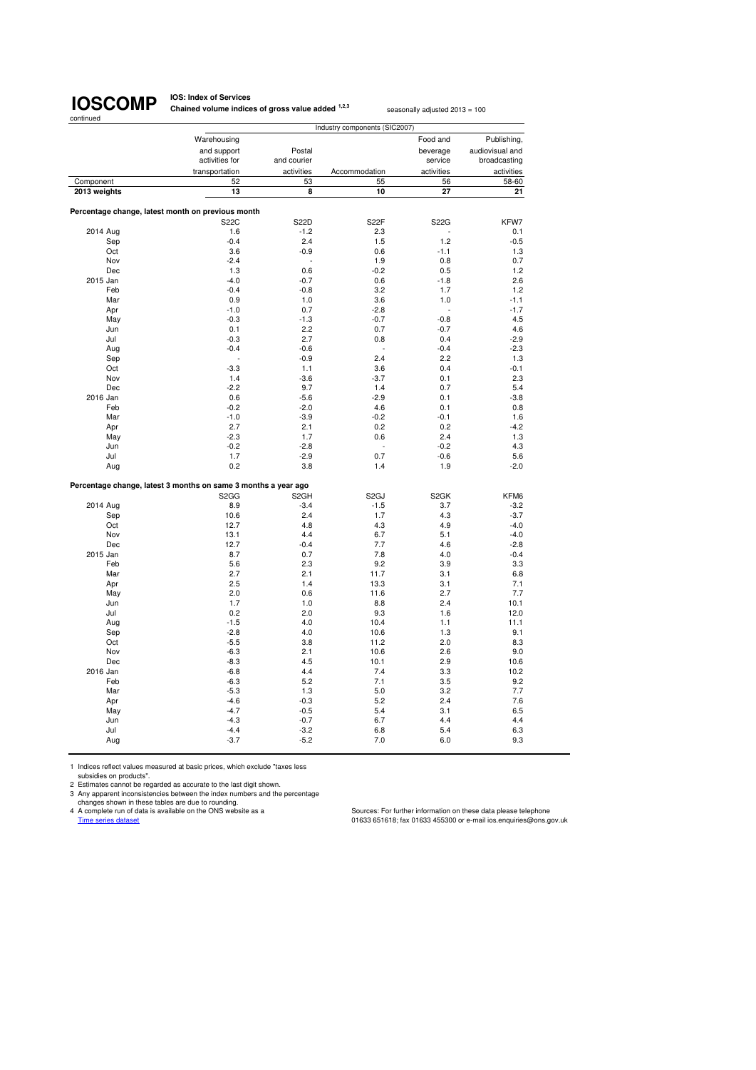# IOSCOMP

continued

**IOS: Index of Services**

**Chained volume indices of gross value added [1,2,3]**

seasonally adjusted 2013 = 100

| | | Industry components (SIC2007) | | | | |
|---|---|---|---|---|---|---|
| | | Warehousing and support activities for transportation | Postal and courier activities | Accommodation | Food and beverage service activities | Publishing, audiovisual and broadcasting activities |
| Component | | 52 | 53 | 55 | 56 | 58-60 |
| **2013 weights** | | **13** | **8** | **10** | **27** | **21** |
| **Percentage change, latest month on previous month** | | | | | | |
| | | S22C | S22D | S22F | S22G | KFW7 |
| 2014 | Aug | 1.6 | -1.2 | 2.3 | - | 0.1 |
| | Sep | -0.4 | 2.4 | 1.5 | 1.2 | -0.5 |
| | Oct | 3.6 | -0.9 | 0.6 | -1.1 | 1.3 |
| | Nov | -2.4 | - | 1.9 | 0.8 | 0.7 |
| | Dec | 1.3 | 0.6 | -0.2 | 0.5 | 1.2 |
| 2015 | Jan | -4.0 | -0.7 | 0.6 | -1.8 | 2.6 |
| | Feb | -0.4 | -0.8 | 3.2 | 1.7 | 1.2 |
| | Mar | 0.9 | 1.0 | 3.6 | 1.0 | -1.1 |
| | Apr | -1.0 | 0.7 | -2.8 | - | -1.7 |
| | May | -0.3 | -1.3 | -0.7 | -0.8 | 4.5 |
| | Jun | 0.1 | 2.2 | 0.7 | -0.7 | 4.6 |
| | Jul | -0.3 | 2.7 | 0.8 | 0.4 | -2.9 |
| | Aug | -0.4 | -0.6 | - | -0.4 | -2.3 |
| | Sep | - | -0.9 | 2.4 | 2.2 | 1.3 |
| | Oct | -3.3 | 1.1 | 3.6 | 0.4 | -0.1 |
| | Nov | 1.4 | -3.6 | -3.7 | 0.1 | 2.3 |
| | Dec | -2.2 | 9.7 | 1.4 | 0.7 | 5.4 |
| 2016 | Jan | 0.6 | -5.6 | -2.9 | 0.1 | -3.8 |
| | Feb | -0.2 | -2.0 | 4.6 | 0.1 | 0.8 |
| | Mar | -1.0 | -3.9 | -0.2 | -0.1 | 1.6 |
| | Apr | 2.7 | 2.1 | 0.2 | 0.2 | -4.2 |
| | May | -2.3 | 1.7 | 0.6 | 2.4 | 1.3 |
| | Jun | -0.2 | -2.8 | - | -0.2 | 4.3 |
| | Jul | 1.7 | -2.9 | 0.7 | -0.6 | 5.6 |
| | Aug | 0.2 | 3.8 | 1.4 | 1.9 | -2.0 |
| **Percentage change, latest 3 months on same 3 months a year ago** | | | | | | |
| | | S2GG | S2GH | S2GJ | S2GK | KFM6 |
| 2014 | Aug | 8.9 | -3.4 | -1.5 | 3.7 | -3.2 |
| | Sep | 10.6 | 2.4 | 1.7 | 4.3 | -3.7 |
| | Oct | 12.7 | 4.8 | 4.3 | 4.9 | -4.0 |
| | Nov | 13.1 | 4.4 | 6.7 | 5.1 | -4.0 |
| | Dec | 12.7 | -0.4 | 7.7 | 4.6 | -2.8 |
| 2015 | Jan | 8.7 | 0.7 | 7.8 | 4.0 | -0.4 |
| | Feb | 5.6 | 2.3 | 9.2 | 3.9 | 3.3 |
| | Mar | 2.7 | 2.1 | 11.7 | 3.1 | 6.8 |
| | Apr | 2.5 | 1.4 | 13.3 | 3.1 | 7.1 |
| | May | 2.0 | 0.6 | 11.6 | 2.7 | 7.7 |
| | Jun | 1.7 | 1.0 | 8.8 | 2.4 | 10.1 |
| | Jul | 0.2 | 2.0 | 9.3 | 1.6 | 12.0 |
| | Aug | -1.5 | 4.0 | 10.4 | 1.1 | 11.1 |
| | Sep | -2.8 | 4.0 | 10.6 | 1.3 | 9.1 |
| | Oct | -5.5 | 3.8 | 11.2 | 2.0 | 8.3 |
| | Nov | -6.3 | 2.1 | 10.6 | 2.6 | 9.0 |
| | Dec | -8.3 | 4.5 | 10.1 | 2.9 | 10.6 |
| 2016 | Jan | -6.8 | 4.4 | 7.4 | 3.3 | 10.2 |
| | Feb | -6.3 | 5.2 | 7.1 | 3.5 | 9.2 |
| | Mar | -5.3 | 1.3 | 5.0 | 3.2 | 7.7 |
| | Apr | -4.6 | -0.3 | 5.2 | 2.4 | 7.6 |
| | May | -4.7 | -0.5 | 5.4 | 3.1 | 6.5 |
| | Jun | -4.3 | -0.7 | 6.7 | 4.4 | 4.4 |
| | Jul | -4.4 | -3.2 | 6.8 | 5.4 | 6.3 |
| | Aug | -3.7 | -5.2 | 7.0 | 6.0 | 9.3 |

1 Indices reflect values measured at basic prices, which exclude "taxes less subsidies on products".
2 Estimates cannot be regarded as accurate to the last digit shown.
3 Any apparent inconsistencies between the index numbers and the percentage changes shown in these tables are due to rounding.
4 A complete run of data is available on the ONS website as a Time series dataset

Sources: For further information on these data please telephone 01633 651618; fax 01633 455300 or e-mail ios.enquiries@ons.gov.uk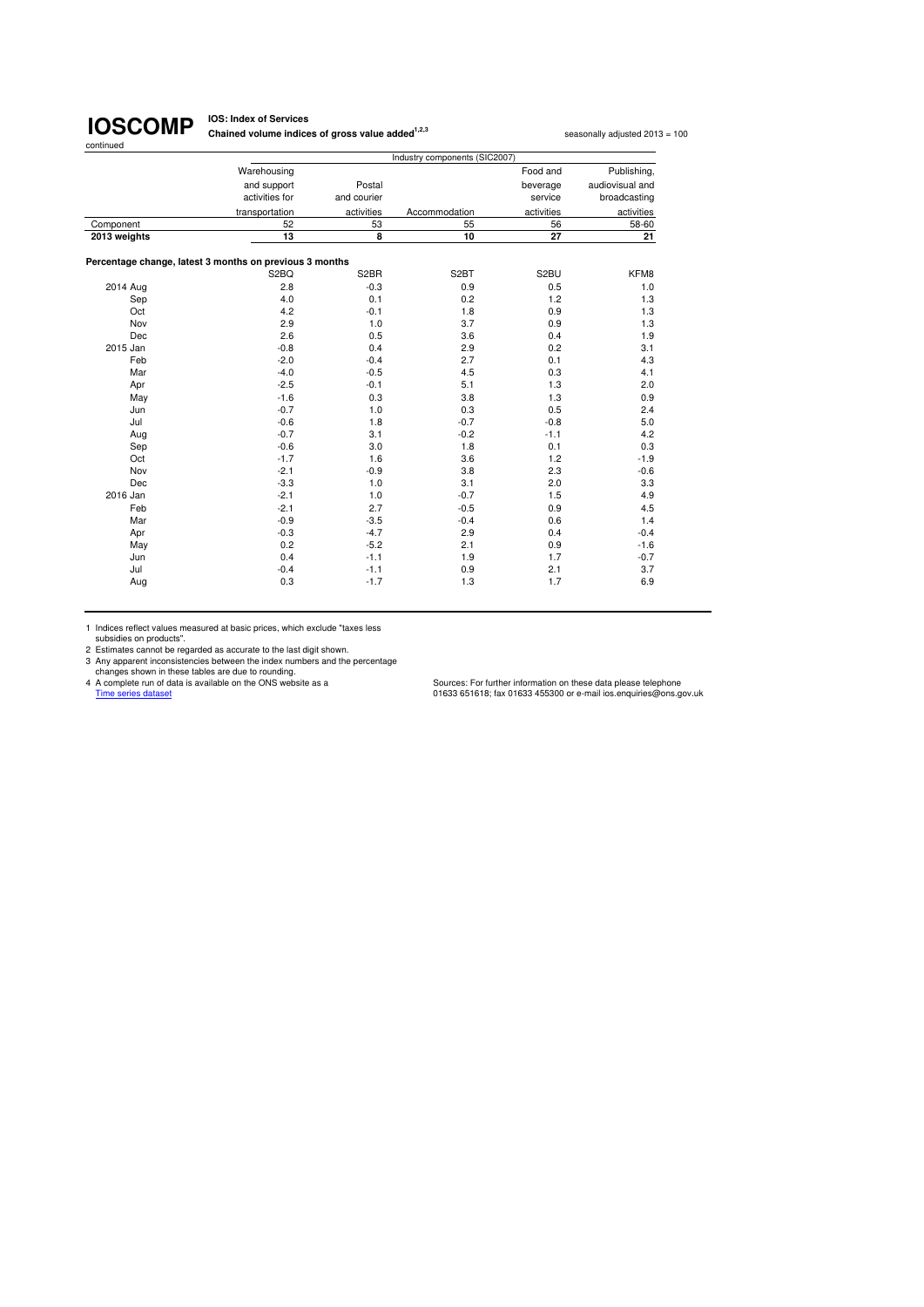# IOSCOMP

continued

**IOS: Index of Services**

**Chained volume indices of gross value added[1,2,3]**

seasonally adjusted 2013 = 100

| | Industry components (SIC2007) | | | | |
|---|---|---|---|---|---|
| | Warehousing and support activities for transportation | Postal and courier activities | Accommodation | Food and beverage service activities | Publishing, audiovisual and broadcasting activities |
| Component | 52 | 53 | 55 | 56 | 58-60 |
| **2013 weights** | **13** | **8** | **10** | **27** | **21** |
| **Percentage change, latest 3 months on previous 3 months** | | | | | |
| | S2BQ | S2BR | S2BT | S2BU | KFM8 |
| 2014 Aug | 2.8 | -0.3 | 0.9 | 0.5 | 1.0 |
| Sep | 4.0 | 0.1 | 0.2 | 1.2 | 1.3 |
| Oct | 4.2 | -0.1 | 1.8 | 0.9 | 1.3 |
| Nov | 2.9 | 1.0 | 3.7 | 0.9 | 1.3 |
| Dec | 2.6 | 0.5 | 3.6 | 0.4 | 1.9 |
| 2015 Jan | -0.8 | 0.4 | 2.9 | 0.2 | 3.1 |
| Feb | -2.0 | -0.4 | 2.7 | 0.1 | 4.3 |
| Mar | -4.0 | -0.5 | 4.5 | 0.3 | 4.1 |
| Apr | -2.5 | -0.1 | 5.1 | 1.3 | 2.0 |
| May | -1.6 | 0.3 | 3.8 | 1.3 | 0.9 |
| Jun | -0.7 | 1.0 | 0.3 | 0.5 | 2.4 |
| Jul | -0.6 | 1.8 | -0.7 | -0.8 | 5.0 |
| Aug | -0.7 | 3.1 | -0.2 | -1.1 | 4.2 |
| Sep | -0.6 | 3.0 | 1.8 | 0.1 | 0.3 |
| Oct | -1.7 | 1.6 | 3.6 | 1.2 | -1.9 |
| Nov | -2.1 | -0.9 | 3.8 | 2.3 | -0.6 |
| Dec | -3.3 | 1.0 | 3.1 | 2.0 | 3.3 |
| 2016 Jan | -2.1 | 1.0 | -0.7 | 1.5 | 4.9 |
| Feb | -2.1 | 2.7 | -0.5 | 0.9 | 4.5 |
| Mar | -0.9 | -3.5 | -0.4 | 0.6 | 1.4 |
| Apr | -0.3 | -4.7 | 2.9 | 0.4 | -0.4 |
| May | 0.2 | -5.2 | 2.1 | 0.9 | -1.6 |
| Jun | 0.4 | -1.1 | 1.9 | 1.7 | -0.7 |
| Jul | -0.4 | -1.1 | 0.9 | 2.1 | 3.7 |
| Aug | 0.3 | -1.7 | 1.3 | 1.7 | 6.9 |

1 Indices reflect values measured at basic prices, which exclude "taxes less subsidies on products".
2 Estimates cannot be regarded as accurate to the last digit shown.
3 Any apparent inconsistencies between the index numbers and the percentage changes shown in these tables are due to rounding.
4 A complete run of data is available on the ONS website as a Time series dataset

Sources: For further information on these data please telephone 01633 651618; fax 01633 455300 or e-mail ios.enquiries@ons.gov.uk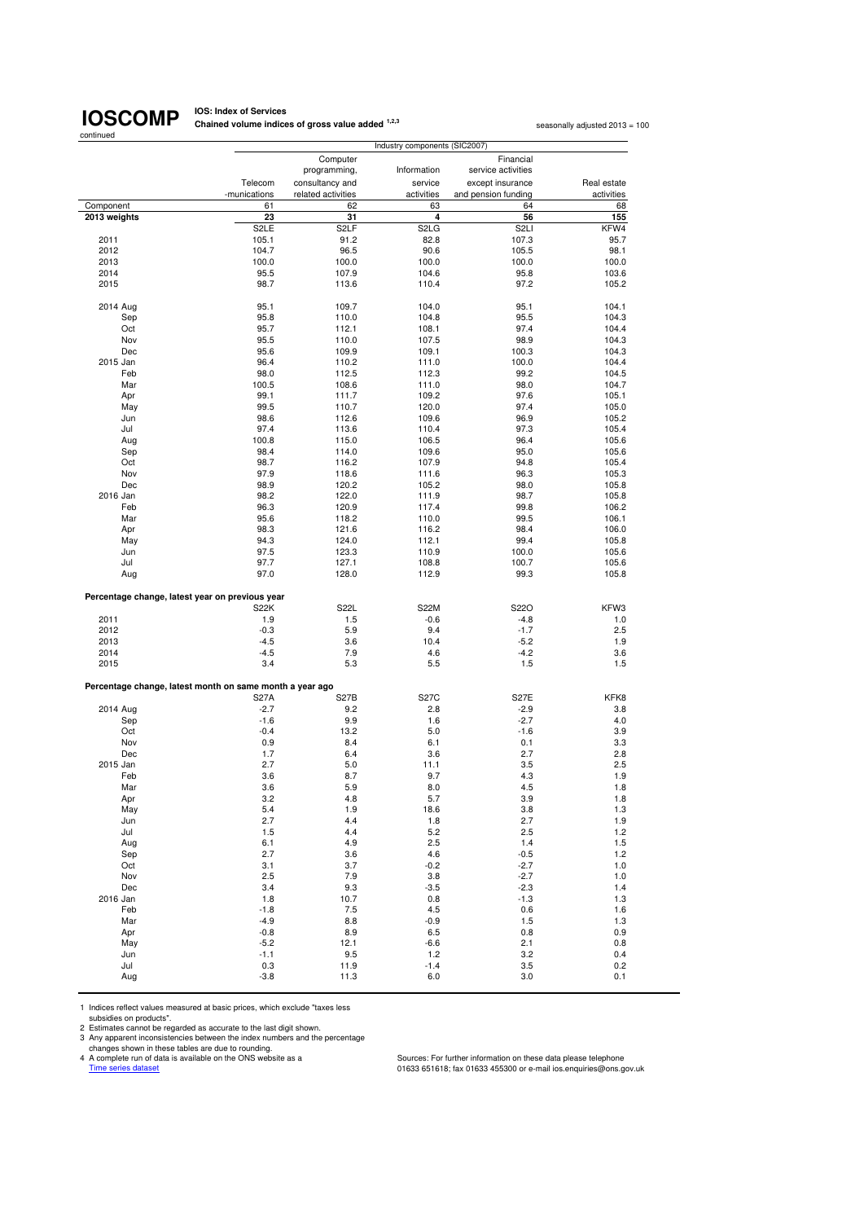# IOSCOMP

continued

**IOS: Index of Services**

**Chained volume indices of gross value added** [1,2,3]

seasonally adjusted 2013 = 100

| | Industry components (SIC2007) | | | | |
|---|---|---|---|---|---|
| | Telecom -munications | Computer programming, consultancy and related activities | Information service activities | Financial service activities except insurance and pension funding | Real estate activities |
| Component | 61 | 62 | 63 | 64 | 68 |
| **2013 weights** | **23** | **31** | **4** | **56** | **155** |
| | S2LE | S2LF | S2LG | S2LI | KFW4 |
| 2011 | 105.1 | 91.2 | 82.8 | 107.3 | 95.7 |
| 2012 | 104.7 | 96.5 | 90.6 | 105.5 | 98.1 |
| 2013 | 100.0 | 100.0 | 100.0 | 100.0 | 100.0 |
| 2014 | 95.5 | 107.9 | 104.6 | 95.8 | 103.6 |
| 2015 | 98.7 | 113.6 | 110.4 | 97.2 | 105.2 |
| | | | | | |
| 2014 Aug | 95.1 | 109.7 | 104.0 | 95.1 | 104.1 |
| Sep | 95.8 | 110.0 | 104.8 | 95.5 | 104.3 |
| Oct | 95.7 | 112.1 | 108.1 | 97.4 | 104.4 |
| Nov | 95.5 | 110.0 | 107.5 | 98.9 | 104.3 |
| Dec | 95.6 | 109.9 | 109.1 | 100.3 | 104.3 |
| 2015 Jan | 96.4 | 110.2 | 111.0 | 100.0 | 104.4 |
| Feb | 98.0 | 112.5 | 112.3 | 99.2 | 104.5 |
| Mar | 100.5 | 108.6 | 111.0 | 98.0 | 104.7 |
| Apr | 99.1 | 111.7 | 109.2 | 97.6 | 105.1 |
| May | 99.5 | 110.7 | 120.0 | 97.4 | 105.0 |
| Jun | 98.6 | 112.6 | 109.6 | 96.9 | 105.2 |
| Jul | 97.4 | 113.6 | 110.4 | 97.3 | 105.4 |
| Aug | 100.8 | 115.0 | 106.5 | 96.4 | 105.6 |
| Sep | 98.4 | 114.0 | 109.6 | 95.0 | 105.6 |
| Oct | 98.7 | 116.2 | 107.9 | 94.8 | 105.4 |
| Nov | 97.9 | 118.6 | 111.6 | 96.3 | 105.3 |
| Dec | 98.9 | 120.2 | 105.2 | 98.0 | 105.8 |
| 2016 Jan | 98.2 | 122.0 | 111.9 | 98.7 | 105.8 |
| Feb | 96.3 | 120.9 | 117.4 | 99.8 | 106.2 |
| Mar | 95.6 | 118.2 | 110.0 | 99.5 | 106.1 |
| Apr | 98.3 | 121.6 | 116.2 | 98.4 | 106.0 |
| May | 94.3 | 124.0 | 112.1 | 99.4 | 105.8 |
| Jun | 97.5 | 123.3 | 110.9 | 100.0 | 105.6 |
| Jul | 97.7 | 127.1 | 108.8 | 100.7 | 105.6 |
| Aug | 97.0 | 128.0 | 112.9 | 99.3 | 105.8 |
| | | | | | |
| **Percentage change, latest year on previous year** | | | | | |
| | S22K | S22L | S22M | S22O | KFW3 |
| 2011 | 1.9 | 1.5 | -0.6 | -4.8 | 1.0 |
| 2012 | -0.3 | 5.9 | 9.4 | -1.7 | 2.5 |
| 2013 | -4.5 | 3.6 | 10.4 | -5.2 | 1.9 |
| 2014 | -4.5 | 7.9 | 4.6 | -4.2 | 3.6 |
| 2015 | 3.4 | 5.3 | 5.5 | 1.5 | 1.5 |
| | | | | | |
| **Percentage change, latest month on same month a year ago** | | | | | |
| | S27A | S27B | S27C | S27E | KFK8 |
| 2014 Aug | -2.7 | 9.2 | 2.8 | -2.9 | 3.8 |
| Sep | -1.6 | 9.9 | 1.6 | -2.7 | 4.0 |
| Oct | -0.4 | 13.2 | 5.0 | -1.6 | 3.9 |
| Nov | 0.9 | 8.4 | 6.1 | 0.1 | 3.3 |
| Dec | 1.7 | 6.4 | 3.6 | 2.7 | 2.8 |
| 2015 Jan | 2.7 | 5.0 | 11.1 | 3.5 | 2.5 |
| Feb | 3.6 | 8.7 | 9.7 | 4.3 | 1.9 |
| Mar | 3.6 | 5.9 | 8.0 | 4.5 | 1.8 |
| Apr | 3.2 | 4.8 | 5.7 | 3.9 | 1.8 |
| May | 5.4 | 1.9 | 18.6 | 3.8 | 1.3 |
| Jun | 2.7 | 4.4 | 1.8 | 2.7 | 1.9 |
| Jul | 1.5 | 4.4 | 5.2 | 2.5 | 1.2 |
| Aug | 6.1 | 4.9 | 2.5 | 1.4 | 1.5 |
| Sep | 2.7 | 3.6 | 4.6 | -0.5 | 1.2 |
| Oct | 3.1 | 3.7 | -0.2 | -2.7 | 1.0 |
| Nov | 2.5 | 7.9 | 3.8 | -2.7 | 1.0 |
| Dec | 3.4 | 9.3 | -3.5 | -2.3 | 1.4 |
| 2016 Jan | 1.8 | 10.7 | 0.8 | -1.3 | 1.3 |
| Feb | -1.8 | 7.5 | 4.5 | 0.6 | 1.6 |
| Mar | -4.9 | 8.8 | -0.9 | 1.5 | 1.3 |
| Apr | -0.8 | 8.9 | 6.5 | 0.8 | 0.9 |
| May | -5.2 | 12.1 | -6.6 | 2.1 | 0.8 |
| Jun | -1.1 | 9.5 | 1.2 | 3.2 | 0.4 |
| Jul | 0.3 | 11.9 | -1.4 | 3.5 | 0.2 |
| Aug | -3.8 | 11.3 | 6.0 | 3.0 | 0.1 |

1 Indices reflect values measured at basic prices, which exclude "taxes less subsidies on products".
2 Estimates cannot be regarded as accurate to the last digit shown.
3 Any apparent inconsistencies between the index numbers and the percentage changes shown in these tables are due to rounding.
4 A complete run of data is available on the ONS website as a Time series dataset

Sources: For further information on these data please telephone 01633 651618; fax 01633 455300 or e-mail ios.enquiries@ons.gov.uk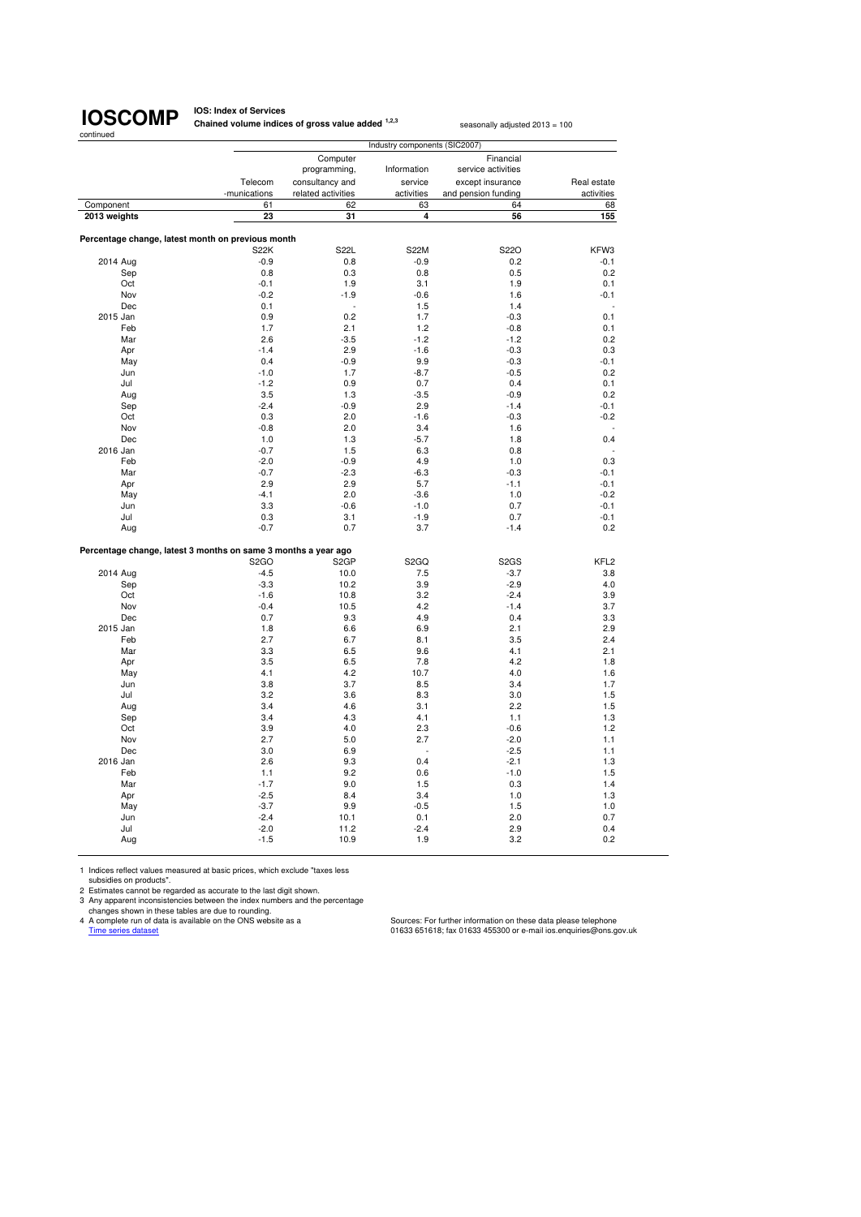# IOSCOMP

continued

**IOS: Index of Services**
**Chained volume indices of gross value added** [1,2,3]

seasonally adjusted 2013 = 100

| | Industry components (SIC2007) | | | | |
|---|---|---|---|---|---|
| | Telecom -munications | Computer programming, consultancy and related activities | Information service activities | Financial service activities except insurance and pension funding | Real estate activities |
| Component | 61 | 62 | 63 | 64 | 68 |
| **2013 weights** | **23** | **31** | **4** | **56** | **155** |
| **Percentage change, latest month on previous month** | | | | | |
| | S22K | S22L | S22M | S22O | KFW3 |
| 2014 Aug | -0.9 | 0.8 | -0.9 | 0.2 | -0.1 |
| Sep | 0.8 | 0.3 | 0.8 | 0.5 | 0.2 |
| Oct | -0.1 | 1.9 | 3.1 | 1.9 | 0.1 |
| Nov | -0.2 | -1.9 | -0.6 | 1.6 | -0.1 |
| Dec | 0.1 | - | 1.5 | 1.4 | - |
| 2015 Jan | 0.9 | 0.2 | 1.7 | -0.3 | 0.1 |
| Feb | 1.7 | 2.1 | 1.2 | -0.8 | 0.1 |
| Mar | 2.6 | -3.5 | -1.2 | -1.2 | 0.2 |
| Apr | -1.4 | 2.9 | -1.6 | -0.3 | 0.3 |
| May | 0.4 | -0.9 | 9.9 | -0.3 | -0.1 |
| Jun | -1.0 | 1.7 | -8.7 | -0.5 | 0.2 |
| Jul | -1.2 | 0.9 | 0.7 | 0.4 | 0.1 |
| Aug | 3.5 | 1.3 | -3.5 | -0.9 | 0.2 |
| Sep | -2.4 | -0.9 | 2.9 | -1.4 | -0.1 |
| Oct | 0.3 | 2.0 | -1.6 | -0.3 | -0.2 |
| Nov | -0.8 | 2.0 | 3.4 | 1.6 | - |
| Dec | 1.0 | 1.3 | -5.7 | 1.8 | 0.4 |
| 2016 Jan | -0.7 | 1.5 | 6.3 | 0.8 | - |
| Feb | -2.0 | -0.9 | 4.9 | 1.0 | 0.3 |
| Mar | -0.7 | -2.3 | -6.3 | -0.3 | -0.1 |
| Apr | 2.9 | 2.9 | 5.7 | -1.1 | -0.1 |
| May | -4.1 | 2.0 | -3.6 | 1.0 | -0.2 |
| Jun | 3.3 | -0.6 | -1.0 | 0.7 | -0.1 |
| Jul | 0.3 | 3.1 | -1.9 | 0.7 | -0.1 |
| Aug | -0.7 | 0.7 | 3.7 | -1.4 | 0.2 |
| **Percentage change, latest 3 months on same 3 months a year ago** | | | | | |
| | S2GO | S2GP | S2GQ | S2GS | KFL2 |
| 2014 Aug | -4.5 | 10.0 | 7.5 | -3.7 | 3.8 |
| Sep | -3.3 | 10.2 | 3.9 | -2.9 | 4.0 |
| Oct | -1.6 | 10.8 | 3.2 | -2.4 | 3.9 |
| Nov | -0.4 | 10.5 | 4.2 | -1.4 | 3.7 |
| Dec | 0.7 | 9.3 | 4.9 | 0.4 | 3.3 |
| 2015 Jan | 1.8 | 6.6 | 6.9 | 2.1 | 2.9 |
| Feb | 2.7 | 6.7 | 8.1 | 3.5 | 2.4 |
| Mar | 3.3 | 6.5 | 9.6 | 4.1 | 2.1 |
| Apr | 3.5 | 6.5 | 7.8 | 4.2 | 1.8 |
| May | 4.1 | 4.2 | 10.7 | 4.0 | 1.6 |
| Jun | 3.8 | 3.7 | 8.5 | 3.4 | 1.7 |
| Jul | 3.2 | 3.6 | 8.3 | 3.0 | 1.5 |
| Aug | 3.4 | 4.6 | 3.1 | 2.2 | 1.5 |
| Sep | 3.4 | 4.3 | 4.1 | 1.1 | 1.3 |
| Oct | 3.9 | 4.0 | 2.3 | -0.6 | 1.2 |
| Nov | 2.7 | 5.0 | 2.7 | -2.0 | 1.1 |
| Dec | 3.0 | 6.9 | - | -2.5 | 1.1 |
| 2016 Jan | 2.6 | 9.3 | 0.4 | -2.1 | 1.3 |
| Feb | 1.1 | 9.2 | 0.6 | -1.0 | 1.5 |
| Mar | -1.7 | 9.0 | 1.5 | 0.3 | 1.4 |
| Apr | -2.5 | 8.4 | 3.4 | 1.0 | 1.3 |
| May | -3.7 | 9.9 | -0.5 | 1.5 | 1.0 |
| Jun | -2.4 | 10.1 | 0.1 | 2.0 | 0.7 |
| Jul | -2.0 | 11.2 | -2.4 | 2.9 | 0.4 |
| Aug | -1.5 | 10.9 | 1.9 | 3.2 | 0.2 |

1 Indices reflect values measured at basic prices, which exclude "taxes less subsidies on products".
2 Estimates cannot be regarded as accurate to the last digit shown.
3 Any apparent inconsistencies between the index numbers and the percentage changes shown in these tables are due to rounding.
4 A complete run of data is available on the ONS website as a Time series dataset

Sources: For further information on these data please telephone 01633 651618; fax 01633 455300 or e-mail ios.enquiries@ons.gov.uk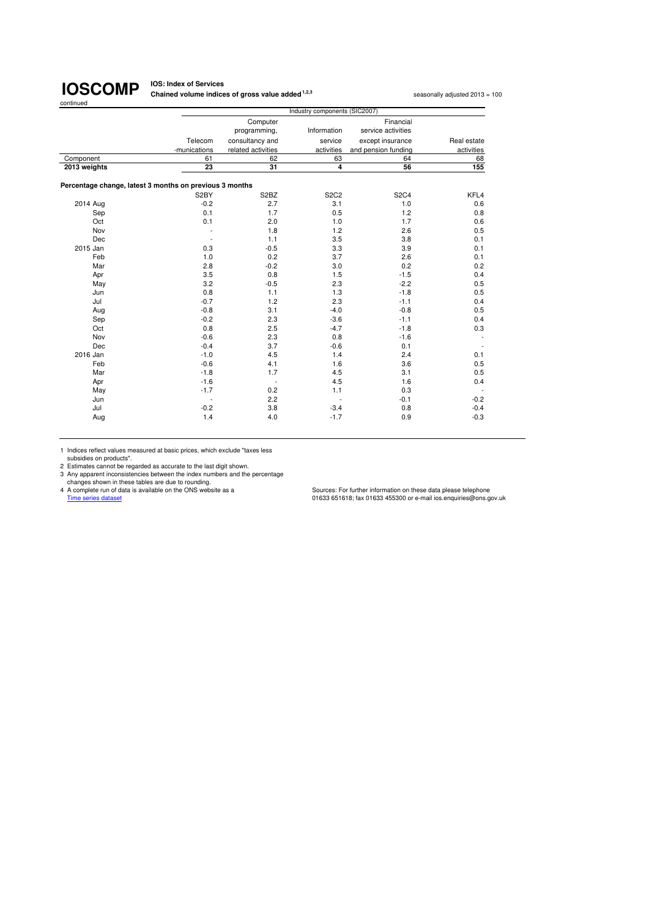# IOSCOMP

**IOS: Index of Services**

**Chained volume indices of gross value added[1,2,3]**

seasonally adjusted 2013 = 100

continued

| | Industry components (SIC2007) | | | | |
|---|---|---|---|---|---|
| | Telecom -munications | Computer programming, consultancy and related activities | Information service activities | Financial service activities except insurance and pension funding | Real estate activities |
| Component | 61 | 62 | 63 | 64 | 68 |
| **2013 weights** | **23** | **31** | **4** | **56** | **155** |
| **Percentage change, latest 3 months on previous 3 months** | | | | | |
| | S2BY | S2BZ | S2C2 | S2C4 | KFL4 |
| 2014 Aug | -0.2 | 2.7 | 3.1 | 1.0 | 0.6 |
| Sep | 0.1 | 1.7 | 0.5 | 1.2 | 0.8 |
| Oct | 0.1 | 2.0 | 1.0 | 1.7 | 0.6 |
| Nov | - | 1.8 | 1.2 | 2.6 | 0.5 |
| Dec | - | 1.1 | 3.5 | 3.8 | 0.1 |
| 2015 Jan | 0.3 | -0.5 | 3.3 | 3.9 | 0.1 |
| Feb | 1.0 | 0.2 | 3.7 | 2.6 | 0.1 |
| Mar | 2.8 | -0.2 | 3.0 | 0.2 | 0.2 |
| Apr | 3.5 | 0.8 | 1.5 | -1.5 | 0.4 |
| May | 3.2 | -0.5 | 2.3 | -2.2 | 0.5 |
| Jun | 0.8 | 1.1 | 1.3 | -1.8 | 0.5 |
| Jul | -0.7 | 1.2 | 2.3 | -1.1 | 0.4 |
| Aug | -0.8 | 3.1 | -4.0 | -0.8 | 0.5 |
| Sep | -0.2 | 2.3 | -3.6 | -1.1 | 0.4 |
| Oct | 0.8 | 2.5 | -4.7 | -1.8 | 0.3 |
| Nov | -0.6 | 2.3 | 0.8 | -1.6 | - |
| Dec | -0.4 | 3.7 | -0.6 | 0.1 | - |
| 2016 Jan | -1.0 | 4.5 | 1.4 | 2.4 | 0.1 |
| Feb | -0.6 | 4.1 | 1.6 | 3.6 | 0.5 |
| Mar | -1.8 | 1.7 | 4.5 | 3.1 | 0.5 |
| Apr | -1.6 | - | 4.5 | 1.6 | 0.4 |
| May | -1.7 | 0.2 | 1.1 | 0.3 | - |
| Jun | - | 2.2 | - | -0.1 | -0.2 |
| Jul | -0.2 | 3.8 | -3.4 | 0.8 | -0.4 |
| Aug | 1.4 | 4.0 | -1.7 | 0.9 | -0.3 |

1 Indices reflect values measured at basic prices, which exclude "taxes less subsidies on products".

2 Estimates cannot be regarded as accurate to the last digit shown.

3 Any apparent inconsistencies between the index numbers and the percentage changes shown in these tables are due to rounding.

4 A complete run of data is available on the ONS website as a Time series dataset

Sources: For further information on these data please telephone 01633 651618; fax 01633 455300 or e-mail ios.enquiries@ons.gov.uk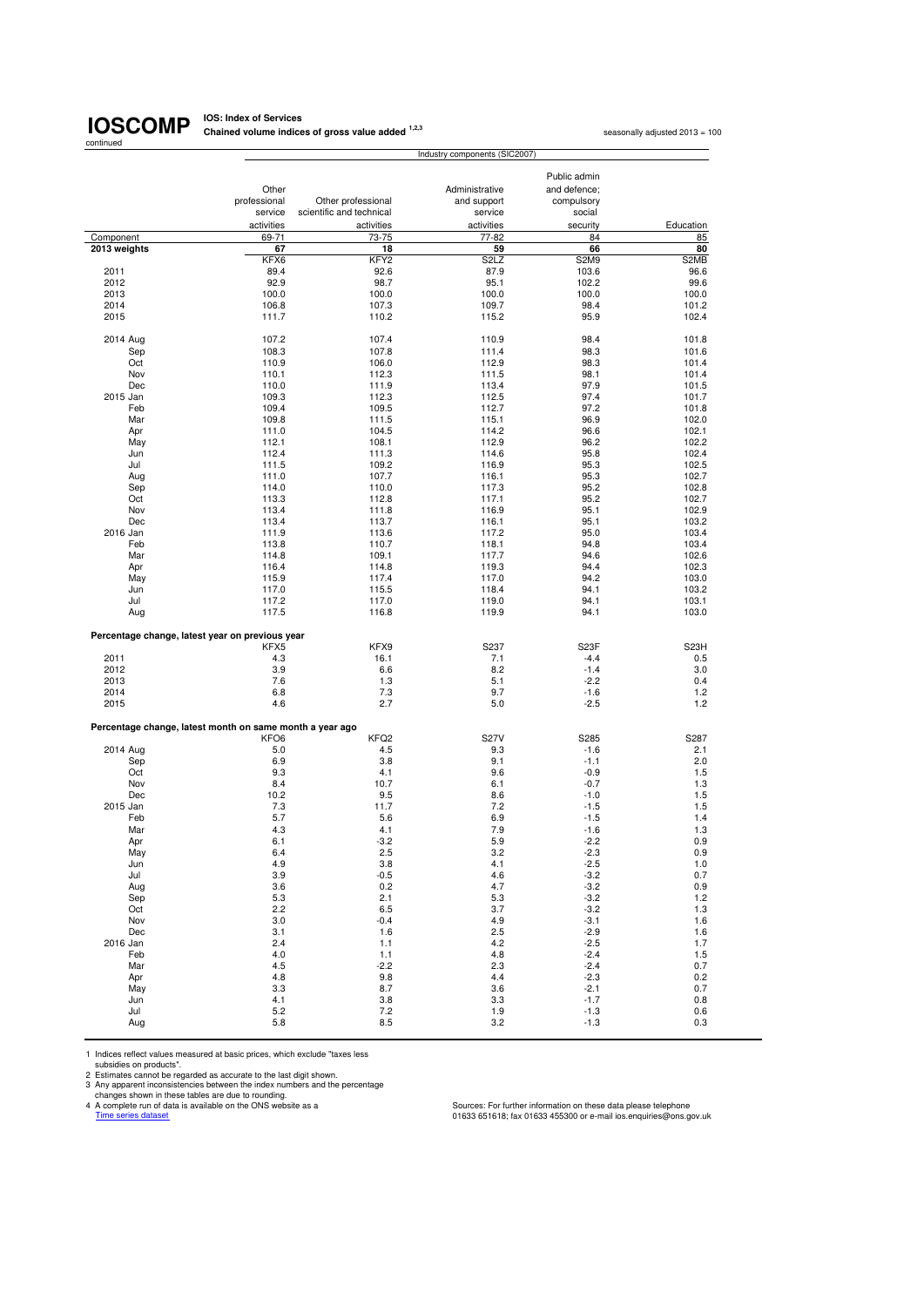# IOSCOMP

continued

**IOS: Index of Services**
**Chained volume indices of gross value added [1,2,3]**

seasonally adjusted 2013 = 100

| | Industry components (SIC2007) | | | | |
|---|---|---|---|---|---|
| | Other professional service activities | Other professional scientific and technical activities | Administrative and support service activities | Public admin and defence; compulsory social security | Education |
| Component | 69-71 | 73-75 | 77-82 | 84 | 85 |
| **2013 weights** | **67** | **18** | **59** | **66** | **80** |
| | KFX6 | KFY2 | S2LZ | S2M9 | S2MB |
| 2011 | 89.4 | 92.6 | 87.9 | 103.6 | 96.6 |
| 2012 | 92.9 | 98.7 | 95.1 | 102.2 | 99.6 |
| 2013 | 100.0 | 100.0 | 100.0 | 100.0 | 100.0 |
| 2014 | 106.8 | 107.3 | 109.7 | 98.4 | 101.2 |
| 2015 | 111.7 | 110.2 | 115.2 | 95.9 | 102.4 |
| 2014 Aug | 107.2 | 107.4 | 110.9 | 98.4 | 101.8 |
| Sep | 108.3 | 107.8 | 111.4 | 98.3 | 101.6 |
| Oct | 110.9 | 106.0 | 112.9 | 98.3 | 101.4 |
| Nov | 110.1 | 112.3 | 111.5 | 98.1 | 101.4 |
| Dec | 110.0 | 111.9 | 113.4 | 97.9 | 101.5 |
| 2015 Jan | 109.3 | 112.3 | 112.5 | 97.4 | 101.7 |
| Feb | 109.4 | 109.5 | 112.7 | 97.2 | 101.8 |
| Mar | 109.8 | 111.5 | 115.1 | 96.9 | 102.0 |
| Apr | 111.0 | 104.5 | 114.2 | 96.6 | 102.1 |
| May | 112.1 | 108.1 | 112.9 | 96.2 | 102.2 |
| Jun | 112.4 | 111.3 | 114.6 | 95.8 | 102.4 |
| Jul | 111.5 | 109.2 | 116.9 | 95.3 | 102.5 |
| Aug | 111.0 | 107.7 | 116.1 | 95.3 | 102.7 |
| Sep | 114.0 | 110.0 | 117.3 | 95.2 | 102.8 |
| Oct | 113.3 | 112.8 | 117.1 | 95.2 | 102.7 |
| Nov | 113.4 | 111.8 | 116.9 | 95.1 | 102.9 |
| Dec | 113.4 | 113.7 | 116.1 | 95.1 | 103.2 |
| 2016 Jan | 111.9 | 113.6 | 117.2 | 95.0 | 103.4 |
| Feb | 113.8 | 110.7 | 118.1 | 94.8 | 103.4 |
| Mar | 114.8 | 109.1 | 117.7 | 94.6 | 102.6 |
| Apr | 116.4 | 114.8 | 119.3 | 94.4 | 102.3 |
| May | 115.9 | 117.4 | 117.0 | 94.2 | 103.0 |
| Jun | 117.0 | 115.5 | 118.4 | 94.1 | 103.2 |
| Jul | 117.2 | 117.0 | 119.0 | 94.1 | 103.1 |
| Aug | 117.5 | 116.8 | 119.9 | 94.1 | 103.0 |
| **Percentage change, latest year on previous year** | | | | | |
| | KFX5 | KFX9 | S237 | S23F | S23H |
| 2011 | 4.3 | 16.1 | 7.1 | -4.4 | 0.5 |
| 2012 | 3.9 | 6.6 | 8.2 | -1.4 | 3.0 |
| 2013 | 7.6 | 1.3 | 5.1 | -2.2 | 0.4 |
| 2014 | 6.8 | 7.3 | 9.7 | -1.6 | 1.2 |
| 2015 | 4.6 | 2.7 | 5.0 | -2.5 | 1.2 |
| **Percentage change, latest month on same month a year ago** | | | | | |
| | KFO6 | KFQ2 | S27V | S285 | S287 |
| 2014 Aug | 5.0 | 4.5 | 9.3 | -1.6 | 2.1 |
| Sep | 6.9 | 3.8 | 9.1 | -1.1 | 2.0 |
| Oct | 9.3 | 4.1 | 9.6 | -0.9 | 1.5 |
| Nov | 8.4 | 10.7 | 6.1 | -0.7 | 1.3 |
| Dec | 10.2 | 9.5 | 8.6 | -1.0 | 1.5 |
| 2015 Jan | 7.3 | 11.7 | 7.2 | -1.5 | 1.5 |
| Feb | 5.7 | 5.6 | 6.9 | -1.5 | 1.4 |
| Mar | 4.3 | 4.1 | 7.9 | -1.6 | 1.3 |
| Apr | 6.1 | -3.2 | 5.9 | -2.2 | 0.9 |
| May | 6.4 | 2.5 | 3.2 | -2.3 | 0.9 |
| Jun | 4.9 | 3.8 | 4.1 | -2.5 | 1.0 |
| Jul | 3.9 | -0.5 | 4.6 | -3.2 | 0.7 |
| Aug | 3.6 | 0.2 | 4.7 | -3.2 | 0.9 |
| Sep | 5.3 | 2.1 | 5.3 | -3.2 | 1.2 |
| Oct | 2.2 | 6.5 | 3.7 | -3.2 | 1.3 |
| Nov | 3.0 | -0.4 | 4.9 | -3.1 | 1.6 |
| Dec | 3.1 | 1.6 | 2.5 | -2.9 | 1.6 |
| 2016 Jan | 2.4 | 1.1 | 4.2 | -2.5 | 1.7 |
| Feb | 4.0 | 1.1 | 4.8 | -2.4 | 1.5 |
| Mar | 4.5 | -2.2 | 2.3 | -2.4 | 0.7 |
| Apr | 4.8 | 9.8 | 4.4 | -2.3 | 0.2 |
| May | 3.3 | 8.7 | 3.6 | -2.1 | 0.7 |
| Jun | 4.1 | 3.8 | 3.3 | -1.7 | 0.8 |
| Jul | 5.2 | 7.2 | 1.9 | -1.3 | 0.6 |
| Aug | 5.8 | 8.5 | 3.2 | -1.3 | 0.3 |

1 Indices reflect values measured at basic prices, which exclude "taxes less subsidies on products".
2 Estimates cannot be regarded as accurate to the last digit shown.
3 Any apparent inconsistencies between the index numbers and the percentage changes shown in these tables are due to rounding.
4 A complete run of data is available on the ONS website as a Time series dataset

Sources: For further information on these data please telephone 01633 651618; fax 01633 455300 or e-mail ios.enquiries@ons.gov.uk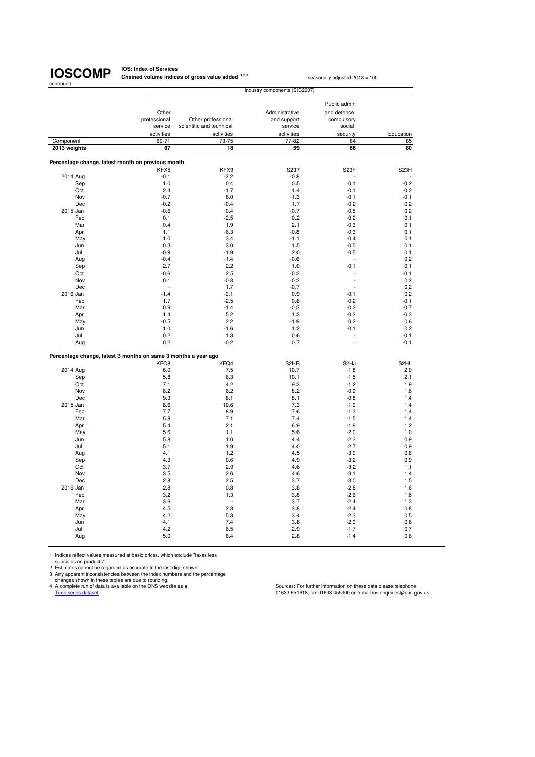# IOSCOMP

continued

**IOS: Index of Services**

**Chained volume indices of gross value added** [1,2,3]

seasonally adjusted 2013 = 100

| | Industry components (SIC2007) | | | | |
|---|---|---|---|---|---|
| | Other professional service activities | Other professional scientific and technical activities | Administrative and support service activities | Public admin and defence; compulsory social security | Education |
| Component | 69-71 | 73-75 | 77-82 | 84 | 85 |
| **2013 weights** | **67** | **18** | **59** | **66** | **80** |
| **Percentage change, latest month on previous month** | | | | | |
| | KFX5 | KFX9 | S237 | S23F | S23H |
| 2014 Aug | -0.1 | -2.2 | -0.8 | - | - |
| Sep | 1.0 | 0.4 | 0.5 | -0.1 | -0.2 |
| Oct | 2.4 | -1.7 | 1.4 | -0.1 | -0.2 |
| Nov | -0.7 | 6.0 | -1.3 | -0.1 | -0.1 |
| Dec | -0.2 | -0.4 | 1.7 | -0.2 | 0.2 |
| 2015 Jan | -0.6 | 0.4 | -0.7 | -0.5 | 0.2 |
| Feb | 0.1 | -2.5 | 0.2 | -0.2 | 0.1 |
| Mar | 0.4 | 1.9 | 2.1 | -0.3 | 0.1 |
| Apr | 1.1 | -6.3 | -0.8 | -0.3 | 0.1 |
| May | 1.0 | 3.4 | -1.1 | -0.4 | 0.1 |
| Jun | 0.3 | 3.0 | 1.5 | -0.5 | 0.1 |
| Jul | -0.9 | -1.9 | 2.0 | -0.5 | 0.1 |
| Aug | -0.4 | -1.4 | -0.6 | - | 0.2 |
| Sep | 2.7 | 2.2 | 1.0 | -0.1 | 0.1 |
| Oct | -0.6 | 2.5 | -0.2 | - | -0.1 |
| Nov | 0.1 | -0.8 | -0.2 | - | 0.2 |
| Dec | - | 1.7 | -0.7 | - | 0.2 |
| 2016 Jan | -1.4 | -0.1 | 0.9 | -0.1 | 0.2 |
| Feb | 1.7 | -2.5 | 0.8 | -0.2 | -0.1 |
| Mar | 0.9 | -1.4 | -0.3 | -0.2 | -0.7 |
| Apr | 1.4 | 5.2 | 1.3 | -0.2 | -0.3 |
| May | -0.5 | 2.2 | -1.9 | -0.2 | 0.6 |
| Jun | 1.0 | -1.6 | 1.2 | -0.1 | 0.2 |
| Jul | 0.2 | 1.3 | 0.6 | - | -0.1 |
| Aug | 0.2 | -0.2 | 0.7 | - | -0.1 |
| **Percentage change, latest 3 months on same 3 months a year ago** | | | | | |
| | KFO8 | KFQ4 | S2HB | S2HJ | S2HL |
| 2014 Aug | 6.0 | 7.5 | 10.7 | -1.8 | 2.0 |
| Sep | 5.8 | 6.3 | 10.1 | -1.5 | 2.1 |
| Oct | 7.1 | 4.2 | 9.3 | -1.2 | 1.9 |
| Nov | 8.2 | 6.2 | 8.2 | -0.9 | 1.6 |
| Dec | 9.3 | 8.1 | 8.1 | -0.8 | 1.4 |
| 2015 Jan | 8.6 | 10.6 | 7.3 | -1.0 | 1.4 |
| Feb | 7.7 | 8.9 | 7.6 | -1.3 | 1.4 |
| Mar | 5.8 | 7.1 | 7.4 | -1.5 | 1.4 |
| Apr | 5.4 | 2.1 | 6.9 | -1.8 | 1.2 |
| May | 5.6 | 1.1 | 5.6 | -2.0 | 1.0 |
| Jun | 5.8 | 1.0 | 4.4 | -2.3 | 0.9 |
| Jul | 5.1 | 1.9 | 4.0 | -2.7 | 0.9 |
| Aug | 4.1 | 1.2 | 4.5 | -3.0 | 0.8 |
| Sep | 4.3 | 0.6 | 4.9 | -3.2 | 0.9 |
| Oct | 3.7 | 2.9 | 4.6 | -3.2 | 1.1 |
| Nov | 3.5 | 2.6 | 4.6 | -3.1 | 1.4 |
| Dec | 2.8 | 2.5 | 3.7 | -3.0 | 1.5 |
| 2016 Jan | 2.8 | 0.8 | 3.8 | -2.8 | 1.6 |
| Feb | 3.2 | 1.3 | 3.8 | -2.6 | 1.6 |
| Mar | 3.6 | - | 3.7 | -2.4 | 1.3 |
| Apr | 4.5 | 2.8 | 3.8 | -2.4 | 0.8 |
| May | 4.2 | 5.3 | 3.4 | -2.3 | 0.5 |
| Jun | 4.1 | 7.4 | 3.8 | -2.0 | 0.6 |
| Jul | 4.2 | 6.5 | 2.9 | -1.7 | 0.7 |
| Aug | 5.0 | 6.4 | 2.8 | -1.4 | 0.6 |

1 Indices reflect values measured at basic prices, which exclude "taxes less subsidies on products".
2 Estimates cannot be regarded as accurate to the last digit shown.
3 Any apparent inconsistencies between the index numbers and the percentage changes shown in these tables are due to rounding.
4 A complete run of data is available on the ONS website as a Time series dataset

Sources: For further information on these data please telephone 01633 651618; fax 01633 455300 or e-mail ios.enquiries@ons.gov.uk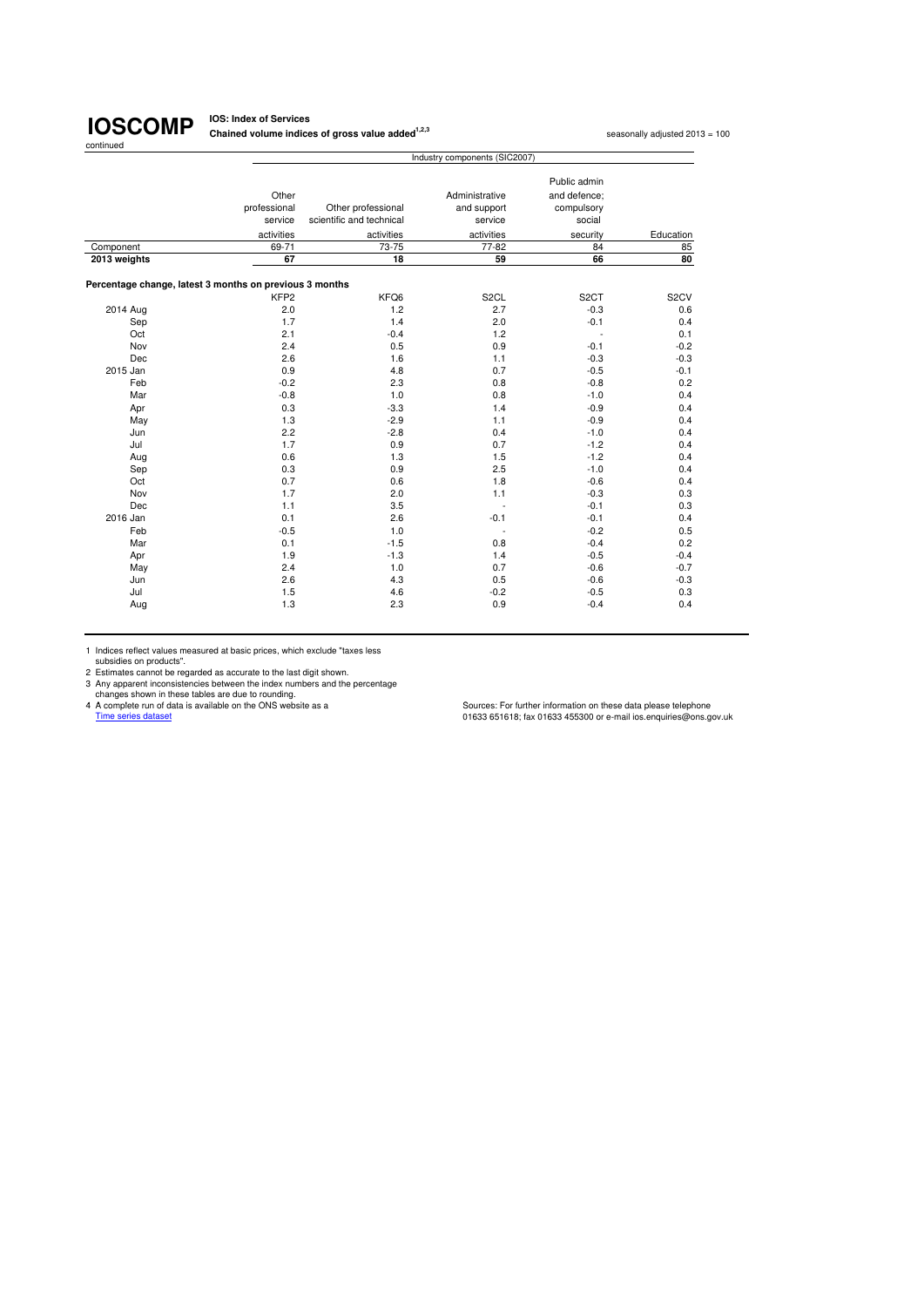# IOSCOMP

continued

**IOS: Index of Services**

**Chained volume indices of gross value added[1,2,3]**

seasonally adjusted 2013 = 100

| | Industry components (SIC2007) | | | | |
|---|---|---|---|---|---|
| | Other professional service activities | Other professional scientific and technical activities | Administrative and support service activities | Public admin and defence; compulsory social security | Education |
| Component | 69-71 | 73-75 | 77-82 | 84 | 85 |
| **2013 weights** | **67** | **18** | **59** | **66** | **80** |
| **Percentage change, latest 3 months on previous 3 months** | | | | | |
| | KFP2 | KFQ6 | S2CL | S2CT | S2CV |
| 2014 Aug | 2.0 | 1.2 | 2.7 | -0.3 | 0.6 |
| Sep | 1.7 | 1.4 | 2.0 | -0.1 | 0.4 |
| Oct | 2.1 | -0.4 | 1.2 | - | 0.1 |
| Nov | 2.4 | 0.5 | 0.9 | -0.1 | -0.2 |
| Dec | 2.6 | 1.6 | 1.1 | -0.3 | -0.3 |
| 2015 Jan | 0.9 | 4.8 | 0.7 | -0.5 | -0.1 |
| Feb | -0.2 | 2.3 | 0.8 | -0.8 | 0.2 |
| Mar | -0.8 | 1.0 | 0.8 | -1.0 | 0.4 |
| Apr | 0.3 | -3.3 | 1.4 | -0.9 | 0.4 |
| May | 1.3 | -2.9 | 1.1 | -0.9 | 0.4 |
| Jun | 2.2 | -2.8 | 0.4 | -1.0 | 0.4 |
| Jul | 1.7 | 0.9 | 0.7 | -1.2 | 0.4 |
| Aug | 0.6 | 1.3 | 1.5 | -1.2 | 0.4 |
| Sep | 0.3 | 0.9 | 2.5 | -1.0 | 0.4 |
| Oct | 0.7 | 0.6 | 1.8 | -0.6 | 0.4 |
| Nov | 1.7 | 2.0 | 1.1 | -0.3 | 0.3 |
| Dec | 1.1 | 3.5 | - | -0.1 | 0.3 |
| 2016 Jan | 0.1 | 2.6 | -0.1 | -0.1 | 0.4 |
| Feb | -0.5 | 1.0 | - | -0.2 | 0.5 |
| Mar | 0.1 | -1.5 | 0.8 | -0.4 | 0.2 |
| Apr | 1.9 | -1.3 | 1.4 | -0.5 | -0.4 |
| May | 2.4 | 1.0 | 0.7 | -0.6 | -0.7 |
| Jun | 2.6 | 4.3 | 0.5 | -0.6 | -0.3 |
| Jul | 1.5 | 4.6 | -0.2 | -0.5 | 0.3 |
| Aug | 1.3 | 2.3 | 0.9 | -0.4 | 0.4 |

1 Indices reflect values measured at basic prices, which exclude "taxes less subsidies on products".
2 Estimates cannot be regarded as accurate to the last digit shown.
3 Any apparent inconsistencies between the index numbers and the percentage changes shown in these tables are due to rounding.
4 A complete run of data is available on the ONS website as a Time series dataset

Sources: For further information on these data please telephone 01633 651618; fax 01633 455300 or e-mail ios.enquiries@ons.gov.uk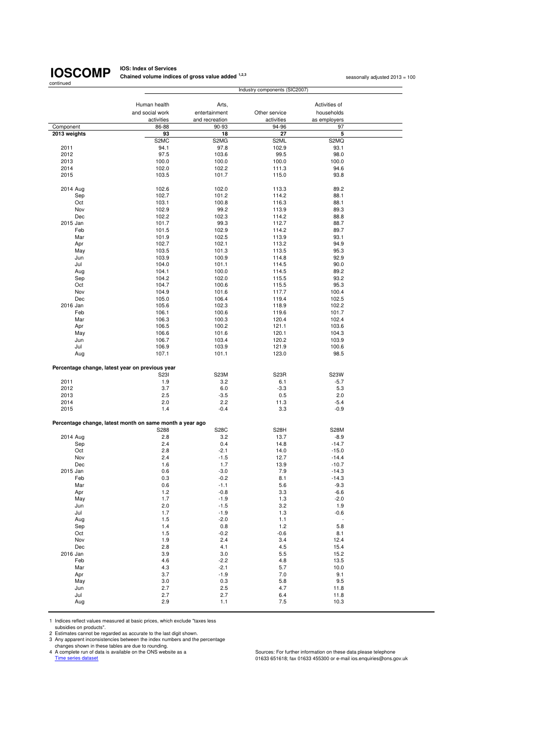**IOSCOMP** continued

**IOS: Index of Services**
**Chained volume indices of gross value added [1,2,3]**

seasonally adjusted 2013 = 100

| | Industry components (SIC2007) | | | |
|---|---|---|---|---|
| | Human health and social work activities | Arts, entertainment and recreation | Other service activities | Activities of households as employers |
| Component | 86-88 | 90-93 | 94-96 | 97 |
| **2013 weights** | **93** | **18** | **27** | **5** |
| | S2MC | S2MG | S2ML | S2MQ |
| 2011 | 94.1 | 97.8 | 102.9 | 93.1 |
| 2012 | 97.5 | 103.6 | 99.5 | 98.0 |
| 2013 | 100.0 | 100.0 | 100.0 | 100.0 |
| 2014 | 102.0 | 102.2 | 111.3 | 94.6 |
| 2015 | 103.5 | 101.7 | 115.0 | 93.8 |
| | | | | |
| 2014 Aug | 102.6 | 102.0 | 113.3 | 89.2 |
| Sep | 102.7 | 101.2 | 114.2 | 88.1 |
| Oct | 103.1 | 100.8 | 116.3 | 88.1 |
| Nov | 102.9 | 99.2 | 113.9 | 89.3 |
| Dec | 102.2 | 102.3 | 114.2 | 88.8 |
| 2015 Jan | 101.7 | 99.3 | 112.7 | 88.7 |
| Feb | 101.5 | 102.9 | 114.2 | 89.7 |
| Mar | 101.9 | 102.5 | 113.9 | 93.1 |
| Apr | 102.7 | 102.1 | 113.2 | 94.9 |
| May | 103.5 | 101.3 | 113.5 | 95.3 |
| Jun | 103.9 | 100.9 | 114.8 | 92.9 |
| Jul | 104.0 | 101.1 | 114.5 | 90.0 |
| Aug | 104.1 | 100.0 | 114.5 | 89.2 |
| Sep | 104.2 | 102.0 | 115.5 | 93.2 |
| Oct | 104.7 | 100.6 | 115.5 | 95.3 |
| Nov | 104.9 | 101.6 | 117.7 | 100.4 |
| Dec | 105.0 | 106.4 | 119.4 | 102.5 |
| 2016 Jan | 105.6 | 102.3 | 118.9 | 102.2 |
| Feb | 106.1 | 100.6 | 119.6 | 101.7 |
| Mar | 106.3 | 100.3 | 120.4 | 102.4 |
| Apr | 106.5 | 100.2 | 121.1 | 103.6 |
| May | 106.6 | 101.6 | 120.1 | 104.3 |
| Jun | 106.7 | 103.4 | 120.2 | 103.9 |
| Jul | 106.9 | 103.9 | 121.9 | 100.6 |
| Aug | 107.1 | 101.1 | 123.0 | 98.5 |
| | | | | |
| **Percentage change, latest year on previous year** | | | | |
| | S23I | S23M | S23R | S23W |
| 2011 | 1.9 | 3.2 | 6.1 | -5.7 |
| 2012 | 3.7 | 6.0 | -3.3 | 5.3 |
| 2013 | 2.5 | -3.5 | 0.5 | 2.0 |
| 2014 | 2.0 | 2.2 | 11.3 | -5.4 |
| 2015 | 1.4 | -0.4 | 3.3 | -0.9 |
| | | | | |
| **Percentage change, latest month on same month a year ago** | | | | |
| | S288 | S28C | S28H | S28M |
| 2014 Aug | 2.8 | 3.2 | 13.7 | -8.9 |
| Sep | 2.4 | 0.4 | 14.8 | -14.7 |
| Oct | 2.8 | -2.1 | 14.0 | -15.0 |
| Nov | 2.4 | -1.5 | 12.7 | -14.4 |
| Dec | 1.6 | 1.7 | 13.9 | -10.7 |
| 2015 Jan | 0.6 | -3.0 | 7.9 | -14.3 |
| Feb | 0.3 | -0.2 | 8.1 | -14.3 |
| Mar | 0.6 | -1.1 | 5.6 | -9.3 |
| Apr | 1.2 | -0.8 | 3.3 | -6.6 |
| May | 1.7 | -1.9 | 1.3 | -2.0 |
| Jun | 2.0 | -1.5 | 3.2 | 1.9 |
| Jul | 1.7 | -1.9 | 1.3 | -0.6 |
| Aug | 1.5 | -2.0 | 1.1 | - |
| Sep | 1.4 | 0.8 | 1.2 | 5.8 |
| Oct | 1.5 | -0.2 | -0.6 | 8.1 |
| Nov | 1.9 | 2.4 | 3.4 | 12.4 |
| Dec | 2.8 | 4.1 | 4.5 | 15.4 |
| 2016 Jan | 3.9 | 3.0 | 5.5 | 15.2 |
| Feb | 4.6 | -2.2 | 4.8 | 13.5 |
| Mar | 4.3 | -2.1 | 5.7 | 10.0 |
| Apr | 3.7 | -1.9 | 7.0 | 9.1 |
| May | 3.0 | 0.3 | 5.8 | 9.5 |
| Jun | 2.7 | 2.5 | 4.7 | 11.8 |
| Jul | 2.7 | 2.7 | 6.4 | 11.8 |
| Aug | 2.9 | 1.1 | 7.5 | 10.3 |

1 Indices reflect values measured at basic prices, which exclude "taxes less subsidies on products".
2 Estimates cannot be regarded as accurate to the last digit shown.
3 Any apparent inconsistencies between the index numbers and the percentage changes shown in these tables are due to rounding.
4 A complete run of data is available on the ONS website as a Time series dataset

Sources: For further information on these data please telephone 01633 651618; fax 01633 455300 or e-mail ios.enquiries@ons.gov.uk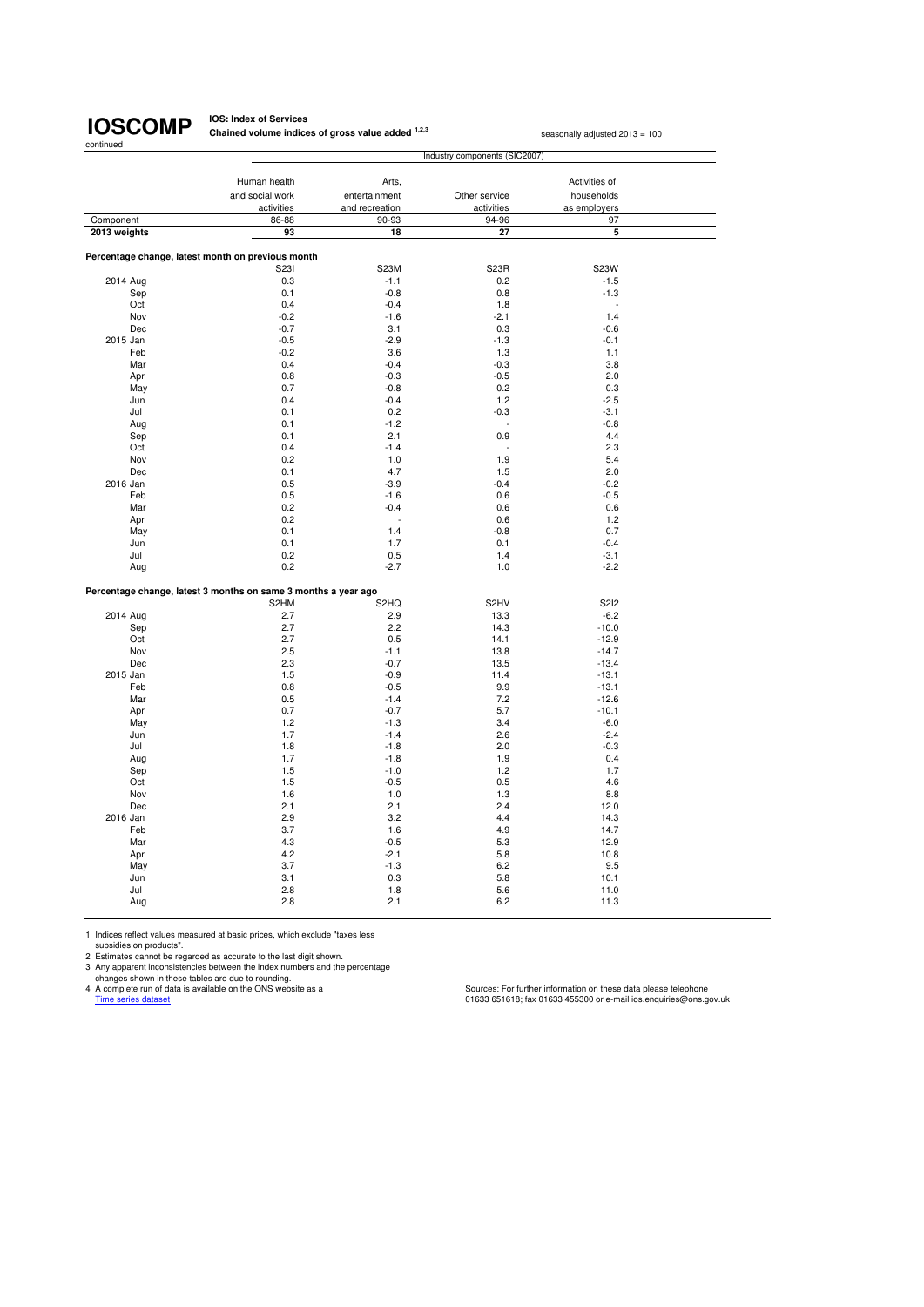# IOSCOMP

continued

**IOS: Index of Services**

**Chained volume indices of gross value added [1,2,3]**

seasonally adjusted 2013 = 100

| | Industry components (SIC2007) | | | |
|---|---|---|---|---|
| | Human health and social work activities | Arts, entertainment and recreation | Other service activities | Activities of households as employers |
| Component | 86-88 | 90-93 | 94-96 | 97 |
| **2013 weights** | **93** | **18** | **27** | **5** |
| **Percentage change, latest month on previous month** | | | | |
| | S23I | S23M | S23R | S23W |
| 2014 Aug | 0.3 | -1.1 | 0.2 | -1.5 |
| Sep | 0.1 | -0.8 | 0.8 | -1.3 |
| Oct | 0.4 | -0.4 | 1.8 | - |
| Nov | -0.2 | -1.6 | -2.1 | 1.4 |
| Dec | -0.7 | 3.1 | 0.3 | -0.6 |
| 2015 Jan | -0.5 | -2.9 | -1.3 | -0.1 |
| Feb | -0.2 | 3.6 | 1.3 | 1.1 |
| Mar | 0.4 | -0.4 | -0.3 | 3.8 |
| Apr | 0.8 | -0.3 | -0.5 | 2.0 |
| May | 0.7 | -0.8 | 0.2 | 0.3 |
| Jun | 0.4 | -0.4 | 1.2 | -2.5 |
| Jul | 0.1 | 0.2 | -0.3 | -3.1 |
| Aug | 0.1 | -1.2 | - | -0.8 |
| Sep | 0.1 | 2.1 | 0.9 | 4.4 |
| Oct | 0.4 | -1.4 | - | 2.3 |
| Nov | 0.2 | 1.0 | 1.9 | 5.4 |
| Dec | 0.1 | 4.7 | 1.5 | 2.0 |
| 2016 Jan | 0.5 | -3.9 | -0.4 | -0.2 |
| Feb | 0.5 | -1.6 | 0.6 | -0.5 |
| Mar | 0.2 | -0.4 | 0.6 | 0.6 |
| Apr | 0.2 | - | 0.6 | 1.2 |
| May | 0.1 | 1.4 | -0.8 | 0.7 |
| Jun | 0.1 | 1.7 | 0.1 | -0.4 |
| Jul | 0.2 | 0.5 | 1.4 | -3.1 |
| Aug | 0.2 | -2.7 | 1.0 | -2.2 |
| **Percentage change, latest 3 months on same 3 months a year ago** | | | | |
| | S2HM | S2HQ | S2HV | S2I2 |
| 2014 Aug | 2.7 | 2.9 | 13.3 | -6.2 |
| Sep | 2.7 | 2.2 | 14.3 | -10.0 |
| Oct | 2.7 | 0.5 | 14.1 | -12.9 |
| Nov | 2.5 | -1.1 | 13.8 | -14.7 |
| Dec | 2.3 | -0.7 | 13.5 | -13.4 |
| 2015 Jan | 1.5 | -0.9 | 11.4 | -13.1 |
| Feb | 0.8 | -0.5 | 9.9 | -13.1 |
| Mar | 0.5 | -1.4 | 7.2 | -12.6 |
| Apr | 0.7 | -0.7 | 5.7 | -10.1 |
| May | 1.2 | -1.3 | 3.4 | -6.0 |
| Jun | 1.7 | -1.4 | 2.6 | -2.4 |
| Jul | 1.8 | -1.8 | 2.0 | -0.3 |
| Aug | 1.7 | -1.8 | 1.9 | 0.4 |
| Sep | 1.5 | -1.0 | 1.2 | 1.7 |
| Oct | 1.5 | -0.5 | 0.5 | 4.6 |
| Nov | 1.6 | 1.0 | 1.3 | 8.8 |
| Dec | 2.1 | 2.1 | 2.4 | 12.0 |
| 2016 Jan | 2.9 | 3.2 | 4.4 | 14.3 |
| Feb | 3.7 | 1.6 | 4.9 | 14.7 |
| Mar | 4.3 | -0.5 | 5.3 | 12.9 |
| Apr | 4.2 | -2.1 | 5.8 | 10.8 |
| May | 3.7 | -1.3 | 6.2 | 9.5 |
| Jun | 3.1 | 0.3 | 5.8 | 10.1 |
| Jul | 2.8 | 1.8 | 5.6 | 11.0 |
| Aug | 2.8 | 2.1 | 6.2 | 11.3 |

1 Indices reflect values measured at basic prices, which exclude "taxes less subsidies on products".
2 Estimates cannot be regarded as accurate to the last digit shown.
3 Any apparent inconsistencies between the index numbers and the percentage changes shown in these tables are due to rounding.
4 A complete run of data is available on the ONS website as a Time series dataset

Sources: For further information on these data please telephone 01633 651618; fax 01633 455300 or e-mail ios.enquiries@ons.gov.uk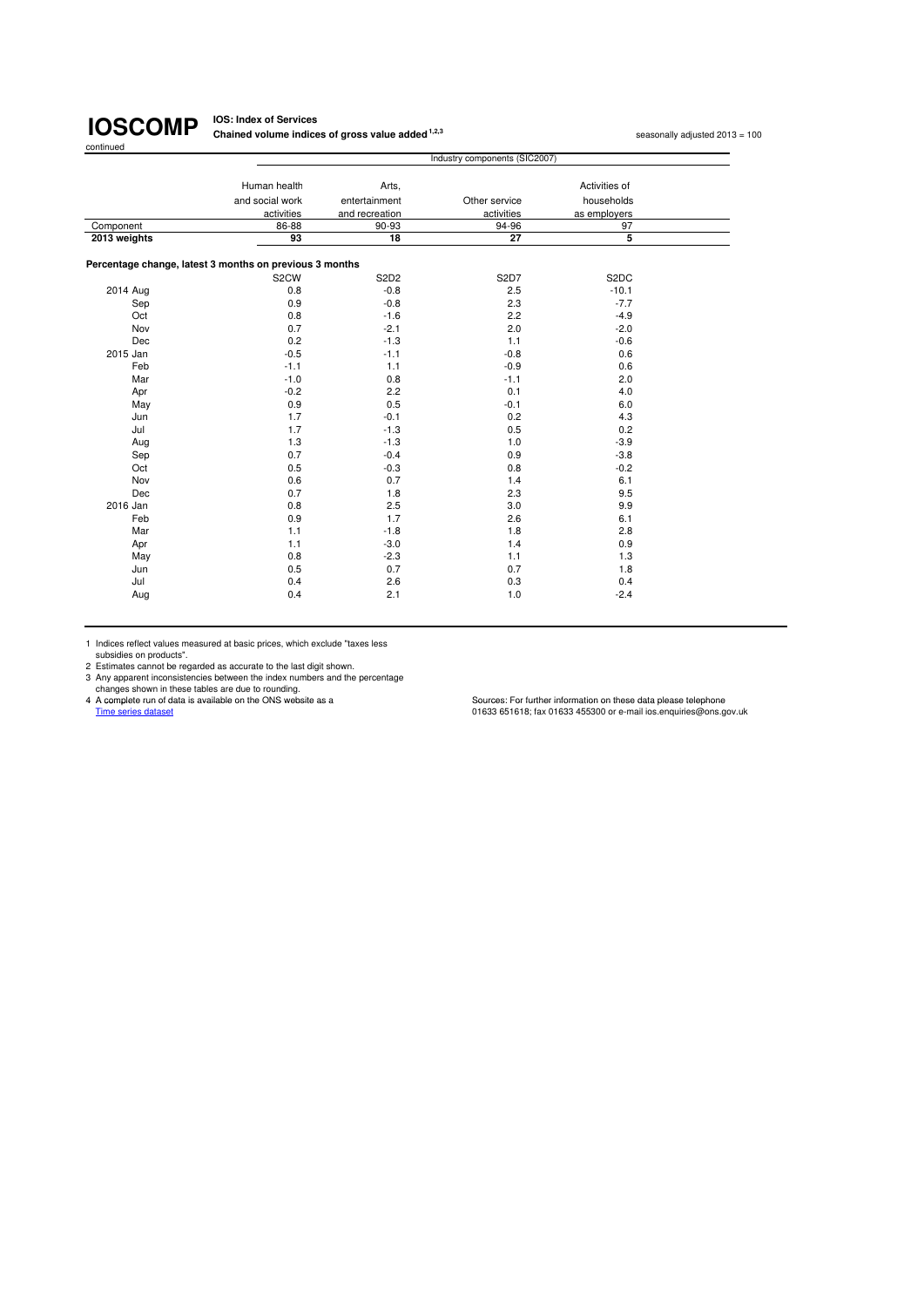# IOSCOMP

**IOS: Index of Services**

**Chained volume indices of gross value added[1,2,3]**

seasonally adjusted 2013 = 100

continued

| | Industry components (SIC2007) | | | |
|---|---|---|---|---|
| | Human health and social work activities | Arts, entertainment and recreation | Other service activities | Activities of households as employers |
| Component | 86-88 | 90-93 | 94-96 | 97 |
| **2013 weights** | **93** | **18** | **27** | **5** |
| **Percentage change, latest 3 months on previous 3 months** | | | | |
| | S2CW | S2D2 | S2D7 | S2DC |
| 2014 Aug | 0.8 | -0.8 | 2.5 | -10.1 |
| Sep | 0.9 | -0.8 | 2.3 | -7.7 |
| Oct | 0.8 | -1.6 | 2.2 | -4.9 |
| Nov | 0.7 | -2.1 | 2.0 | -2.0 |
| Dec | 0.2 | -1.3 | 1.1 | -0.6 |
| 2015 Jan | -0.5 | -1.1 | -0.8 | 0.6 |
| Feb | -1.1 | 1.1 | -0.9 | 0.6 |
| Mar | -1.0 | 0.8 | -1.1 | 2.0 |
| Apr | -0.2 | 2.2 | 0.1 | 4.0 |
| May | 0.9 | 0.5 | -0.1 | 6.0 |
| Jun | 1.7 | -0.1 | 0.2 | 4.3 |
| Jul | 1.7 | -1.3 | 0.5 | 0.2 |
| Aug | 1.3 | -1.3 | 1.0 | -3.9 |
| Sep | 0.7 | -0.4 | 0.9 | -3.8 |
| Oct | 0.5 | -0.3 | 0.8 | -0.2 |
| Nov | 0.6 | 0.7 | 1.4 | 6.1 |
| Dec | 0.7 | 1.8 | 2.3 | 9.5 |
| 2016 Jan | 0.8 | 2.5 | 3.0 | 9.9 |
| Feb | 0.9 | 1.7 | 2.6 | 6.1 |
| Mar | 1.1 | -1.8 | 1.8 | 2.8 |
| Apr | 1.1 | -3.0 | 1.4 | 0.9 |
| May | 0.8 | -2.3 | 1.1 | 1.3 |
| Jun | 0.5 | 0.7 | 0.7 | 1.8 |
| Jul | 0.4 | 2.6 | 0.3 | 0.4 |
| Aug | 0.4 | 2.1 | 1.0 | -2.4 |

1 Indices reflect values measured at basic prices, which exclude "taxes less subsidies on products".
2 Estimates cannot be regarded as accurate to the last digit shown.
3 Any apparent inconsistencies between the index numbers and the percentage changes shown in these tables are due to rounding.
4 A complete run of data is available on the ONS website as a Time series dataset

Sources: For further information on these data please telephone 01633 651618; fax 01633 455300 or e-mail ios.enquiries@ons.gov.uk